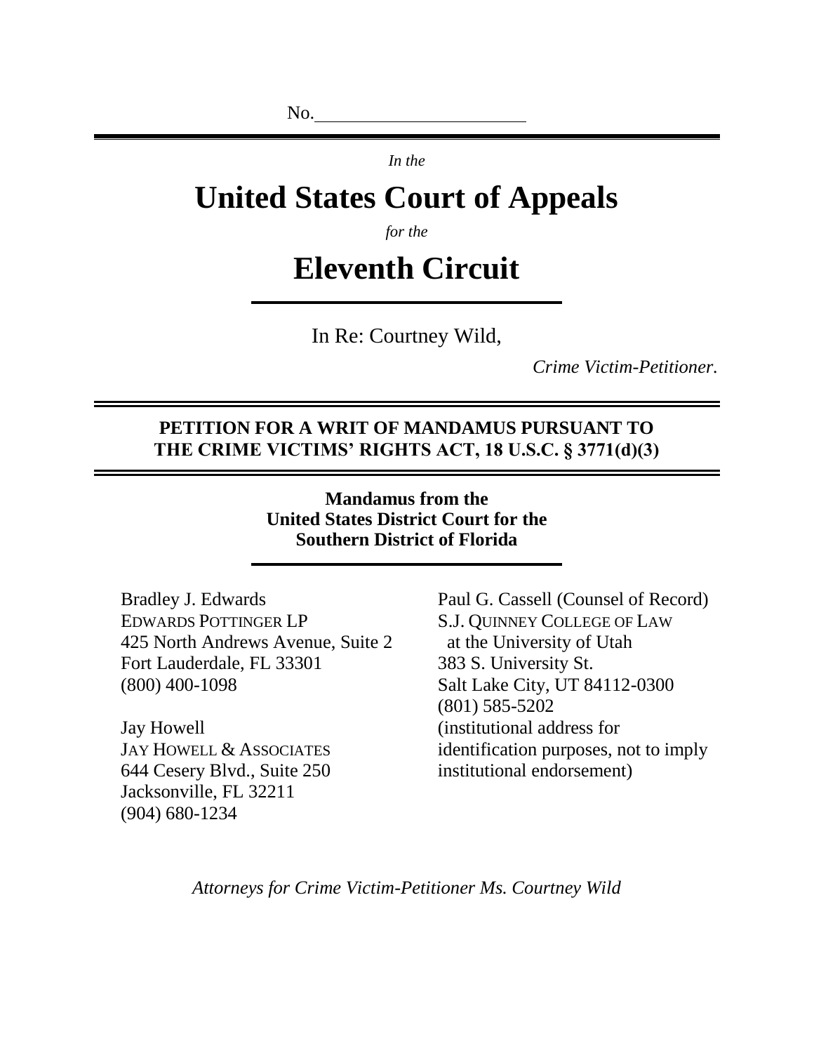No.______________________

*In the*

# United States Court of Appeals

*for the*

# Eleventh Circuit

In Re: Courtney Wild,

*Crime Victim-Petitioner.*

**PETITION FOR A WRIT OF MANDAMUS PURSUANT TO THE CRIME VICTIMS' RIGHTS ACT, 18 U.S.C. § 3771(d)(3)**

**Mandamus from the United States District Court for the Southern District of Florida**

Bradley J. Edwards
EDWARDS POTTINGER LP
425 North Andrews Avenue, Suite 2
Fort Lauderdale, FL 33301
(800) 400-1098

Jay Howell
JAY HOWELL & ASSOCIATES
644 Cesery Blvd., Suite 250
Jacksonville, FL 32211
(904) 680-1234

Paul G. Cassell (Counsel of Record)
S.J. QUINNEY COLLEGE OF LAW
at the University of Utah
383 S. University St.
Salt Lake City, UT 84112-0300
(801) 585-5202
(institutional address for identification purposes, not to imply institutional endorsement)

*Attorneys for Crime Victim-Petitioner Ms. Courtney Wild*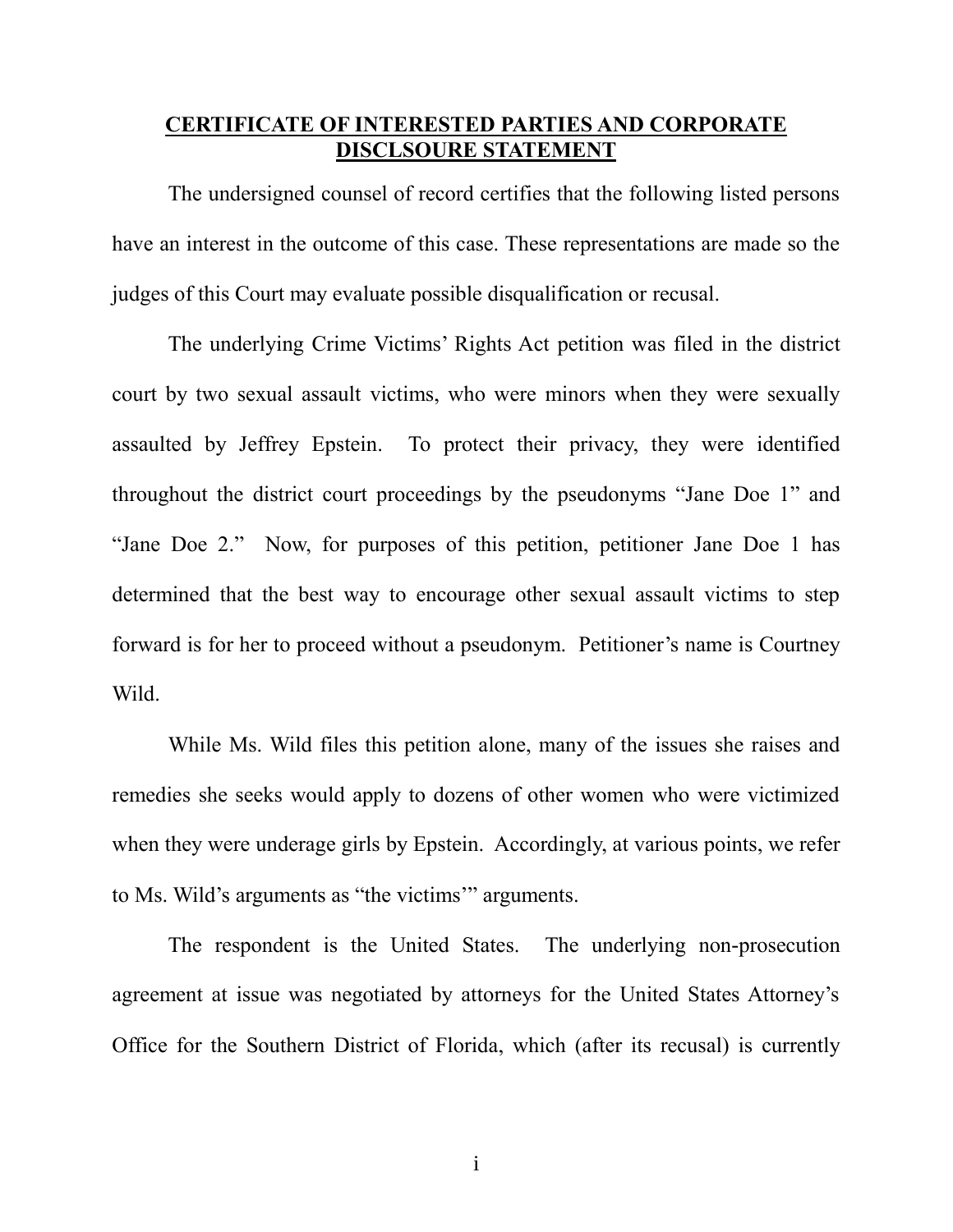**CERTIFICATE OF INTERESTED PARTIES AND CORPORATE DISCLSOURE STATEMENT**

The undersigned counsel of record certifies that the following listed persons have an interest in the outcome of this case. These representations are made so the judges of this Court may evaluate possible disqualification or recusal.

The underlying Crime Victims' Rights Act petition was filed in the district court by two sexual assault victims, who were minors when they were sexually assaulted by Jeffrey Epstein. To protect their privacy, they were identified throughout the district court proceedings by the pseudonyms "Jane Doe 1" and "Jane Doe 2." Now, for purposes of this petition, petitioner Jane Doe 1 has determined that the best way to encourage other sexual assault victims to step forward is for her to proceed without a pseudonym. Petitioner's name is Courtney Wild.

While Ms. Wild files this petition alone, many of the issues she raises and remedies she seeks would apply to dozens of other women who were victimized when they were underage girls by Epstein. Accordingly, at various points, we refer to Ms. Wild's arguments as "the victims'" arguments.

The respondent is the United States. The underlying non-prosecution agreement at issue was negotiated by attorneys for the United States Attorney's Office for the Southern District of Florida, which (after its recusal) is currently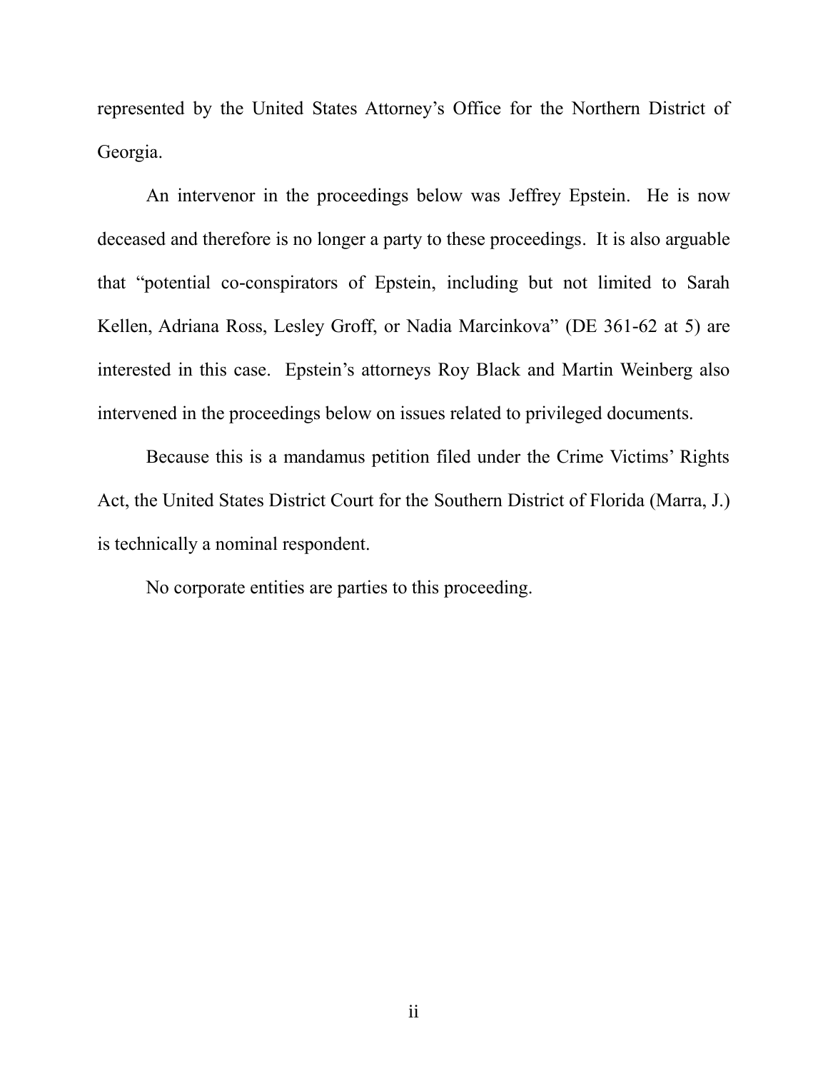represented by the United States Attorney's Office for the Northern District of Georgia.

An intervenor in the proceedings below was Jeffrey Epstein. He is now deceased and therefore is no longer a party to these proceedings. It is also arguable that "potential co-conspirators of Epstein, including but not limited to Sarah Kellen, Adriana Ross, Lesley Groff, or Nadia Marcinkova" (DE 361-62 at 5) are interested in this case. Epstein's attorneys Roy Black and Martin Weinberg also intervened in the proceedings below on issues related to privileged documents.

Because this is a mandamus petition filed under the Crime Victims' Rights Act, the United States District Court for the Southern District of Florida (Marra, J.) is technically a nominal respondent.

No corporate entities are parties to this proceeding.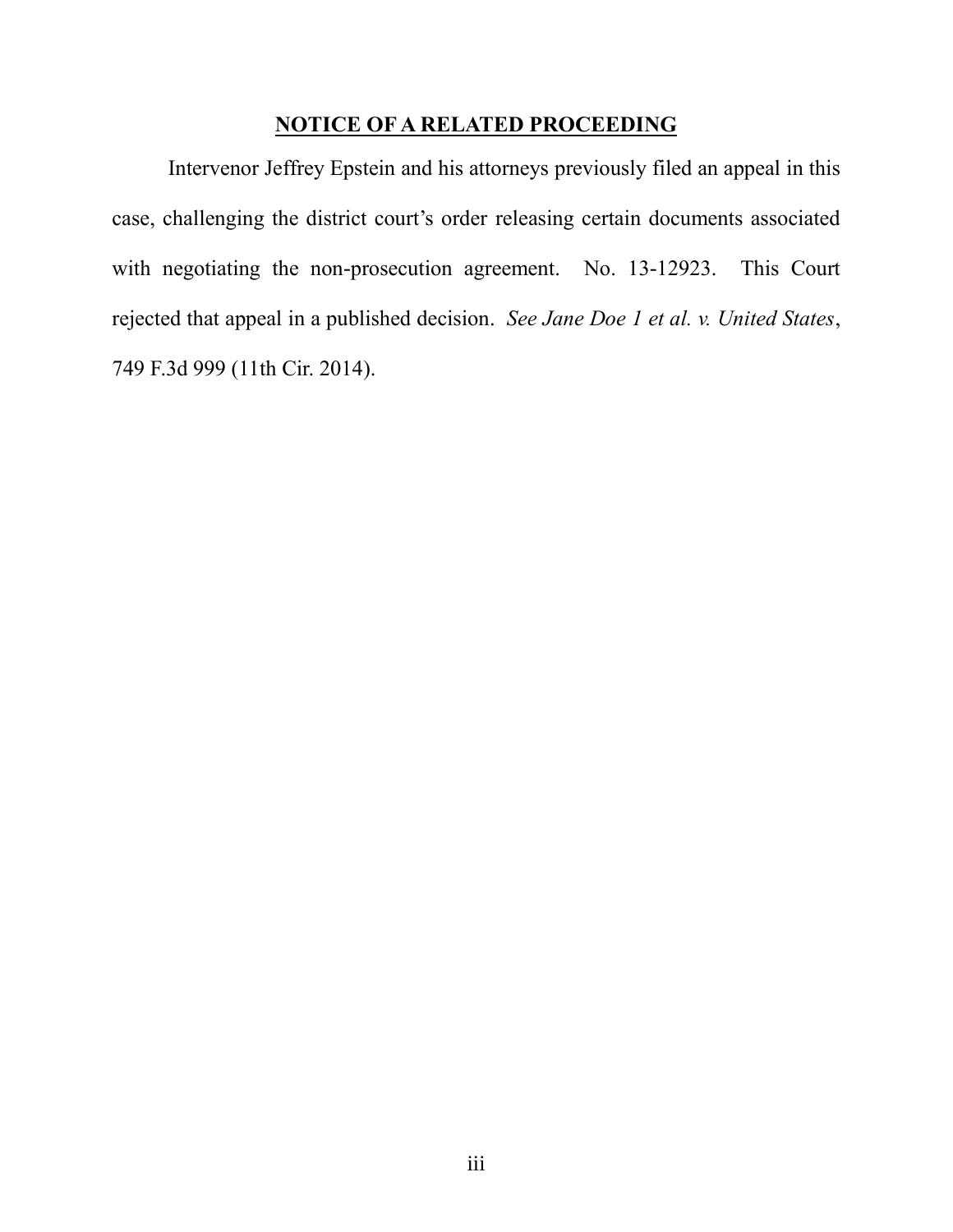## NOTICE OF A RELATED PROCEEDING

Intervenor Jeffrey Epstein and his attorneys previously filed an appeal in this case, challenging the district court's order releasing certain documents associated with negotiating the non-prosecution agreement. No. 13-12923. This Court rejected that appeal in a published decision. *See Jane Doe 1 et al. v. United States*, 749 F.3d 999 (11th Cir. 2014).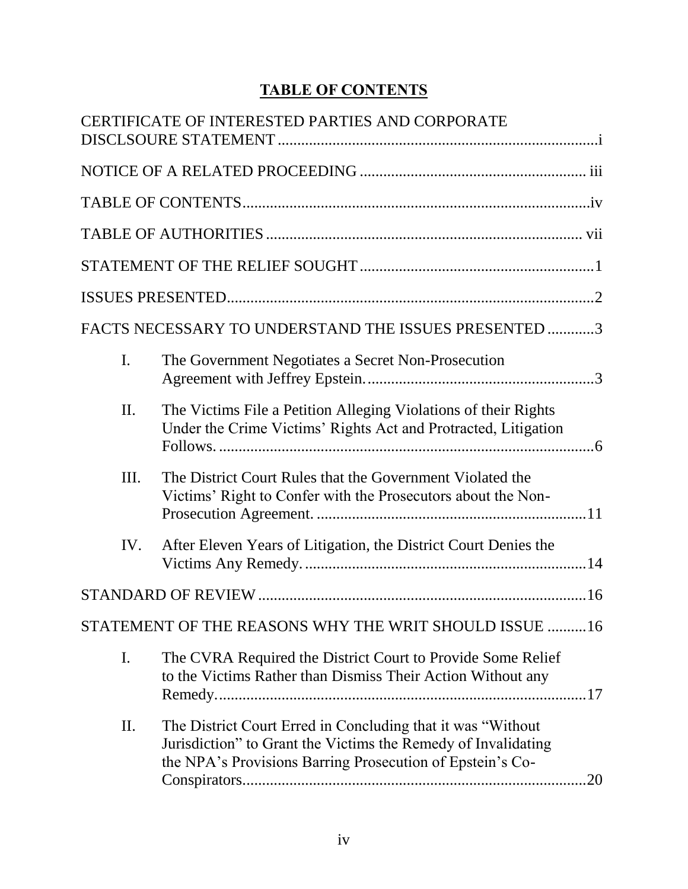# TABLE OF CONTENTS

CERTIFICATE OF INTERESTED PARTIES AND CORPORATE DISCLSOURE STATEMENT ..... i

NOTICE OF A RELATED PROCEEDING ..... iii

TABLE OF CONTENTS ..... iv

TABLE OF AUTHORITIES ..... vii

STATEMENT OF THE RELIEF SOUGHT ..... 1

ISSUES PRESENTED ..... 2

FACTS NECESSARY TO UNDERSTAND THE ISSUES PRESENTED ..... 3

I. The Government Negotiates a Secret Non-Prosecution Agreement with Jeffrey Epstein. ..... 3

II. The Victims File a Petition Alleging Violations of their Rights Under the Crime Victims' Rights Act and Protracted, Litigation Follows. ..... 6

III. The District Court Rules that the Government Violated the Victims' Right to Confer with the Prosecutors about the Non-Prosecution Agreement. ..... 11

IV. After Eleven Years of Litigation, the District Court Denies the Victims Any Remedy. ..... 14

STANDARD OF REVIEW ..... 16

STATEMENT OF THE REASONS WHY THE WRIT SHOULD ISSUE ..... 16

I. The CVRA Required the District Court to Provide Some Relief to the Victims Rather than Dismiss Their Action Without any Remedy. ..... 17

II. The District Court Erred in Concluding that it was "Without Jurisdiction" to Grant the Victims the Remedy of Invalidating the NPA's Provisions Barring Prosecution of Epstein's Co-Conspirators. ..... 20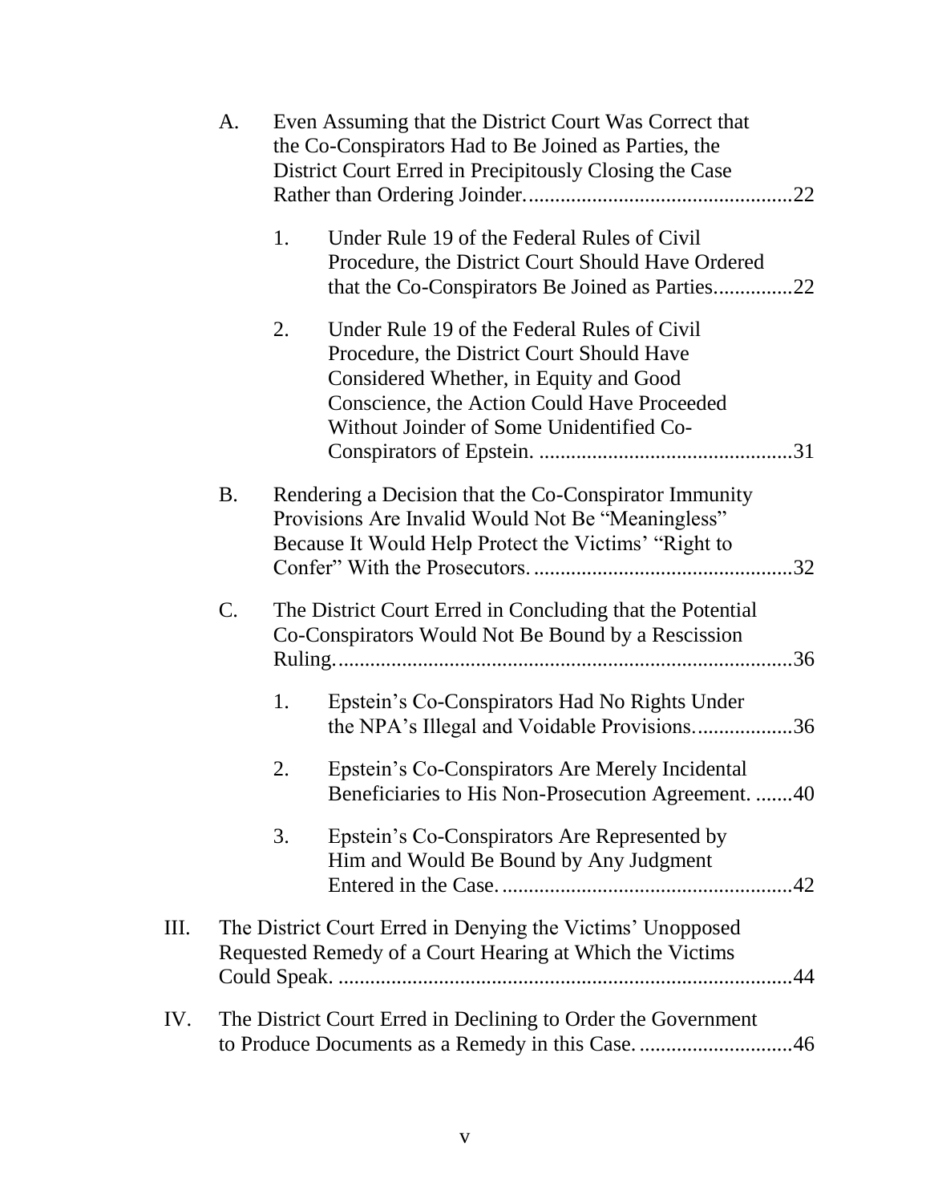A. Even Assuming that the District Court Was Correct that the Co-Conspirators Had to Be Joined as Parties, the District Court Erred in Precipitously Closing the Case Rather than Ordering Joinder. ..................................................22

1. Under Rule 19 of the Federal Rules of Civil Procedure, the District Court Should Have Ordered that the Co-Conspirators Be Joined as Parties...............22

2. Under Rule 19 of the Federal Rules of Civil Procedure, the District Court Should Have Considered Whether, in Equity and Good Conscience, the Action Could Have Proceeded Without Joinder of Some Unidentified Co-Conspirators of Epstein. ...............................................31

B. Rendering a Decision that the Co-Conspirator Immunity Provisions Are Invalid Would Not Be "Meaningless" Because It Would Help Protect the Victims' "Right to Confer" With the Prosecutors. ................................................32

C. The District Court Erred in Concluding that the Potential Co-Conspirators Would Not Be Bound by a Rescission Ruling. ....................................................................................36

1. Epstein's Co-Conspirators Had No Rights Under the NPA's Illegal and Voidable Provisions..................36

2. Epstein's Co-Conspirators Are Merely Incidental Beneficiaries to His Non-Prosecution Agreement. .......40

3. Epstein's Co-Conspirators Are Represented by Him and Would Be Bound by Any Judgment Entered in the Case. ......................................................42

III. The District Court Erred in Denying the Victims' Unopposed Requested Remedy of a Court Hearing at Which the Victims Could Speak. ....................................................................................44

IV. The District Court Erred in Declining to Order the Government to Produce Documents as a Remedy in this Case. ............................46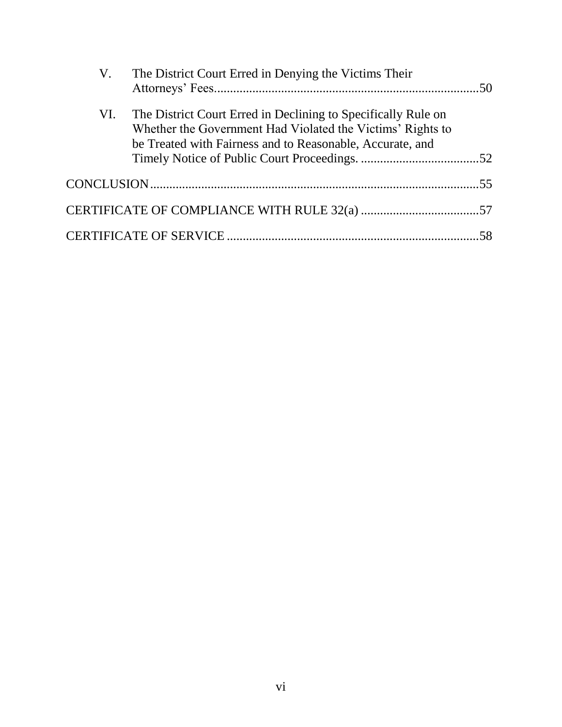V. The District Court Erred in Denying the Victims Their Attorneys' Fees....................................................................................50

VI. The District Court Erred in Declining to Specifically Rule on Whether the Government Had Violated the Victims' Rights to be Treated with Fairness and to Reasonable, Accurate, and Timely Notice of Public Court Proceedings. .....................................52

CONCLUSION.....................................................................................................55

CERTIFICATE OF COMPLIANCE WITH RULE 32(a) .....................................57

CERTIFICATE OF SERVICE ..............................................................................58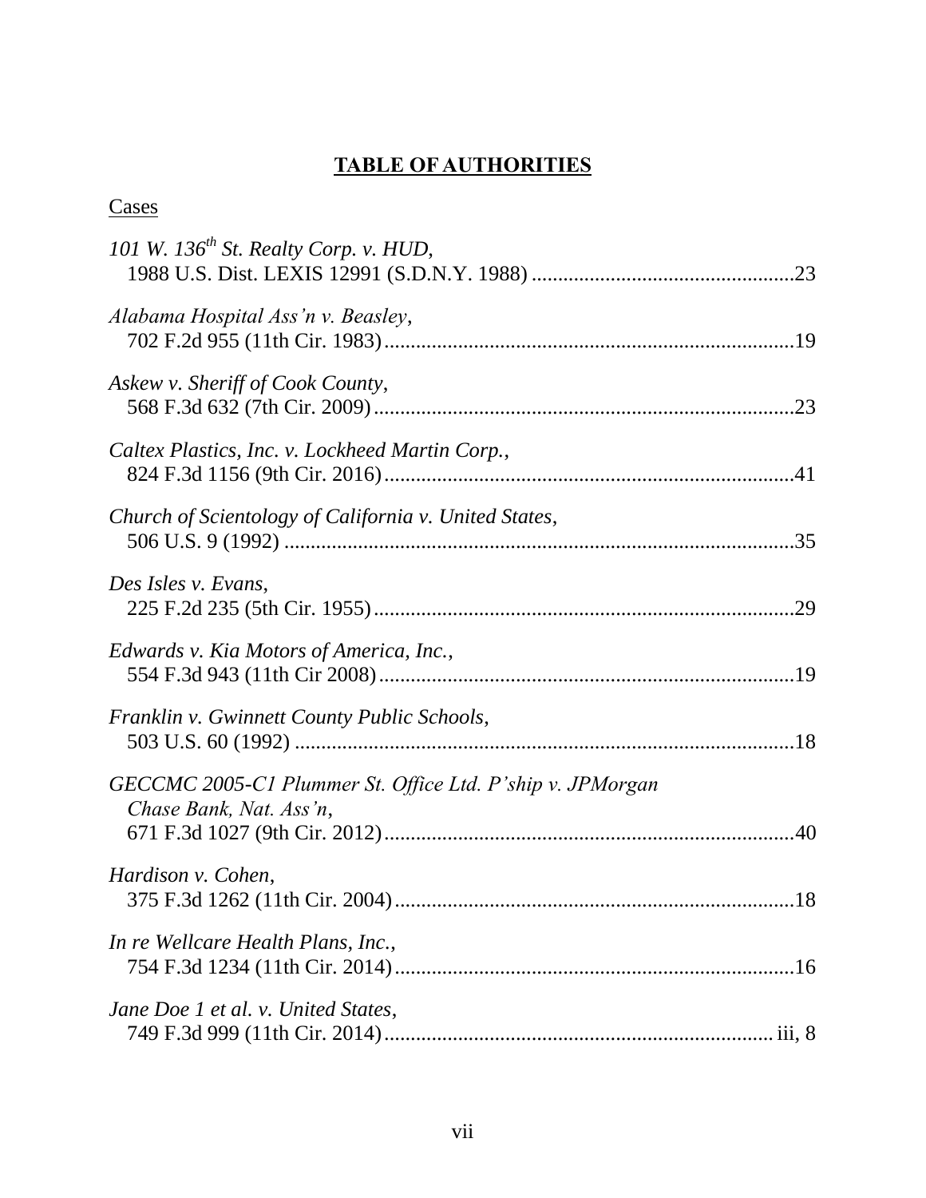# TABLE OF AUTHORITIES

Cases

*101 W. 136th St. Realty Corp. v. HUD*,
1988 U.S. Dist. LEXIS 12991 (S.D.N.Y. 1988) .................................................23

*Alabama Hospital Ass'n v. Beasley*,
702 F.2d 955 (11th Cir. 1983).............................................................................19

*Askew v. Sheriff of Cook County*,
568 F.3d 632 (7th Cir. 2009)...............................................................................23

*Caltex Plastics, Inc. v. Lockheed Martin Corp.*,
824 F.3d 1156 (9th Cir. 2016).............................................................................41

*Church of Scientology of California v. United States*,
506 U.S. 9 (1992) ................................................................................................35

*Des Isles v. Evans*,
225 F.2d 235 (5th Cir. 1955)...............................................................................29

*Edwards v. Kia Motors of America, Inc.*,
554 F.3d 943 (11th Cir 2008)..............................................................................19

*Franklin v. Gwinnett County Public Schools*,
503 U.S. 60 (1992) ..............................................................................................18

*GECCMC 2005-C1 Plummer St. Office Ltd. P'ship v. JPMorgan Chase Bank, Nat. Ass'n*,
671 F.3d 1027 (9th Cir. 2012).............................................................................40

*Hardison v. Cohen*,
375 F.3d 1262 (11th Cir. 2004)...........................................................................18

*In re Wellcare Health Plans, Inc.*,
754 F.3d 1234 (11th Cir. 2014)...........................................................................16

*Jane Doe 1 et al. v. United States*,
749 F.3d 999 (11th Cir. 2014).......................................................................... iii, 8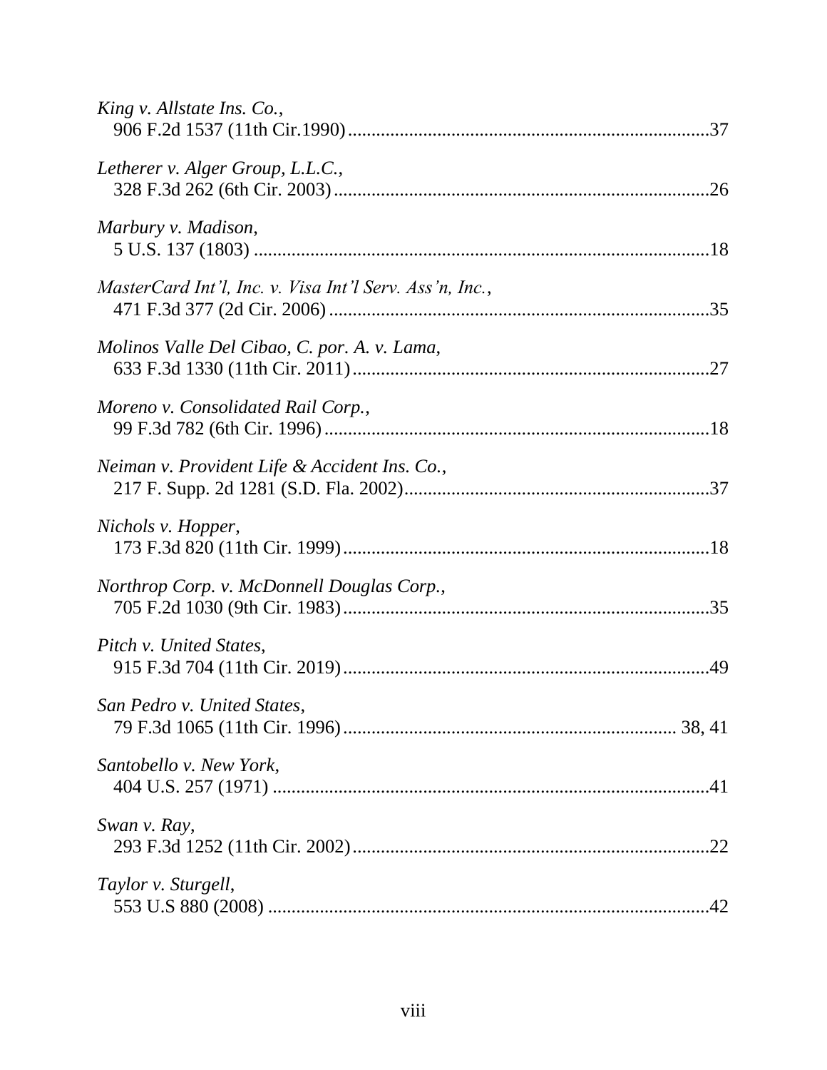*King v. Allstate Ins. Co.*,
906 F.2d 1537 (11th Cir.1990)...........................................................................37

*Letherer v. Alger Group, L.L.C.*,
328 F.3d 262 (6th Cir. 2003)..............................................................................26

*Marbury v. Madison*,
5 U.S. 137 (1803) ...............................................................................................18

*MasterCard Int'l, Inc. v. Visa Int'l Serv. Ass'n, Inc.*,
471 F.3d 377 (2d Cir. 2006)...............................................................................35

*Molinos Valle Del Cibao, C. por. A. v. Lama*,
633 F.3d 1330 (11th Cir. 2011)..........................................................................27

*Moreno v. Consolidated Rail Corp.*,
99 F.3d 782 (6th Cir. 1996)................................................................................18

*Neiman v. Provident Life & Accident Ins. Co.*,
217 F. Supp. 2d 1281 (S.D. Fla. 2002)...............................................................37

*Nichols v. Hopper*,
173 F.3d 820 (11th Cir. 1999)............................................................................18

*Northrop Corp. v. McDonnell Douglas Corp.*,
705 F.2d 1030 (9th Cir. 1983)............................................................................35

*Pitch v. United States*,
915 F.3d 704 (11th Cir. 2019)............................................................................49

*San Pedro v. United States*,
79 F.3d 1065 (11th Cir. 1996)......................................................................38, 41

*Santobello v. New York*,
404 U.S. 257 (1971) ...........................................................................................41

*Swan v. Ray*,
293 F.3d 1252 (11th Cir. 2002)..........................................................................22

*Taylor v. Sturgell*,
553 U.S 880 (2008) ............................................................................................42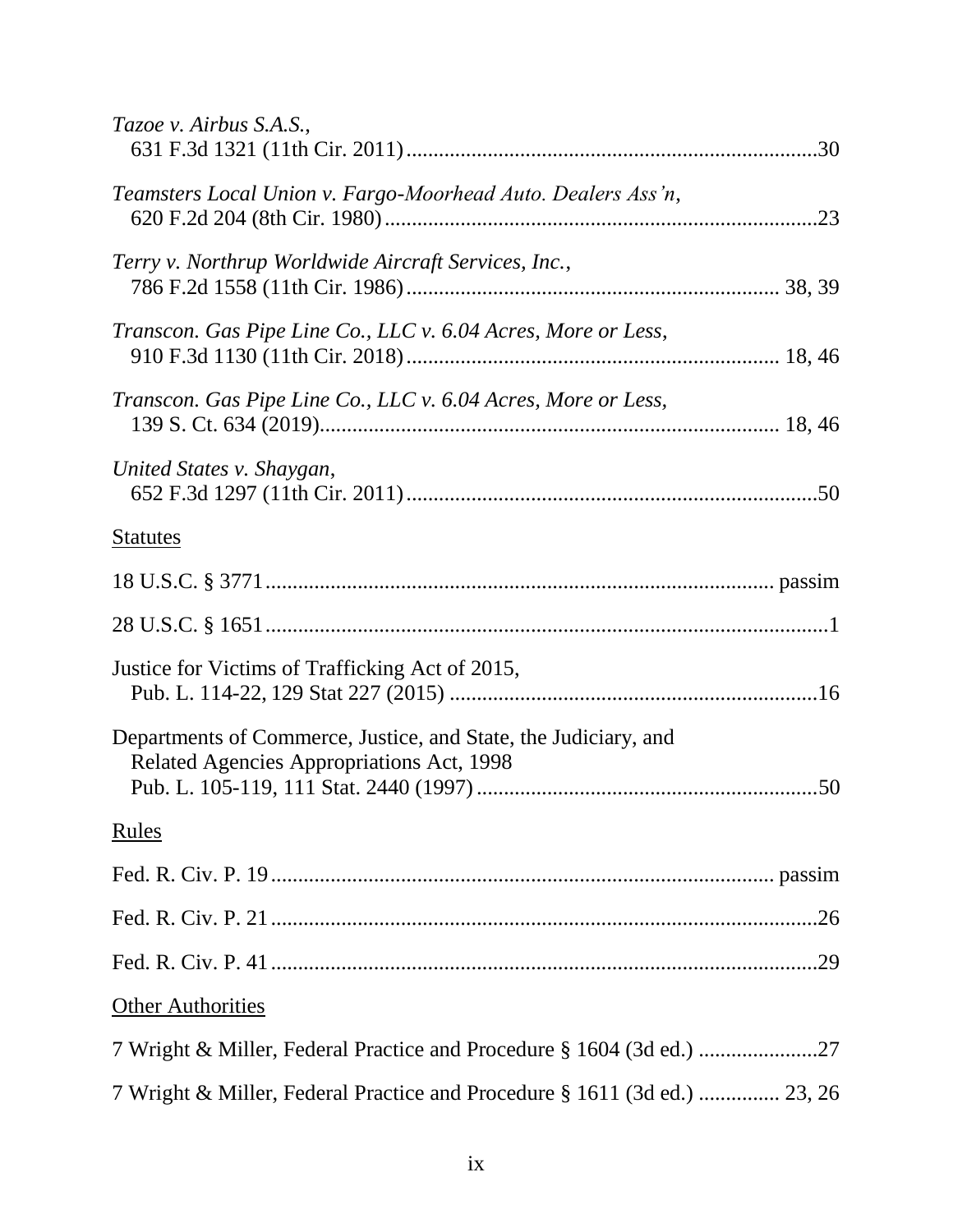*Tazoe v. Airbus S.A.S.*,
631 F.3d 1321 (11th Cir. 2011) ....................................................................... 30

*Teamsters Local Union v. Fargo-Moorhead Auto. Dealers Ass'n*,
620 F.2d 204 (8th Cir. 1980) ........................................................................... 23

*Terry v. Northrup Worldwide Aircraft Services, Inc.*,
786 F.2d 1558 (11th Cir. 1986) ............................................................... 38, 39

*Transcon. Gas Pipe Line Co., LLC v. 6.04 Acres, More or Less,*
910 F.3d 1130 (11th Cir. 2018) ............................................................... 18, 46

*Transcon. Gas Pipe Line Co., LLC v. 6.04 Acres, More or Less,*
139 S. Ct. 634 (2019) ............................................................................... 18, 46

*United States v. Shaygan*,
652 F.3d 1297 (11th Cir. 2011) ....................................................................... 50

<u>Statutes</u>

18 U.S.C. § 3771 ........................................................................................ passim

28 U.S.C. § 1651 ................................................................................................. 1

Justice for Victims of Trafficking Act of 2015,
Pub. L. 114-22, 129 Stat 227 (2015) ................................................................ 16

Departments of Commerce, Justice, and State, the Judiciary, and
Related Agencies Appropriations Act, 1998
Pub. L. 105-119, 111 Stat. 2440 (1997) ........................................................... 50

<u>Rules</u>

Fed. R. Civ. P. 19 ...................................................................................... passim

Fed. R. Civ. P. 21 ............................................................................................. 26

Fed. R. Civ. P. 41 ............................................................................................. 29

<u>Other Authorities</u>

7 Wright & Miller, Federal Practice and Procedure § 1604 (3d ed.) ...................... 27

7 Wright & Miller, Federal Practice and Procedure § 1611 (3d ed.) ............... 23, 26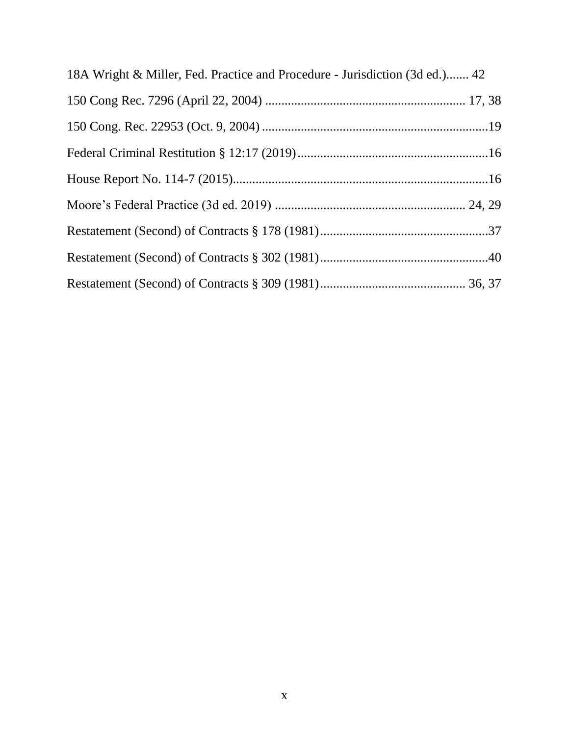18A Wright & Miller, Fed. Practice and Procedure - Jurisdiction (3d ed.)....... 42

150 Cong Rec. 7296 (April 22, 2004) ............................................................. 17, 38

150 Cong. Rec. 22953 (Oct. 9, 2004) ......................................................................19

Federal Criminal Restitution § 12:17 (2019)...........................................................16

House Report No. 114-7 (2015)...............................................................................16

Moore's Federal Practice (3d ed. 2019) .......................................................... 24, 29

Restatement (Second) of Contracts § 178 (1981)....................................................37

Restatement (Second) of Contracts § 302 (1981)....................................................40

Restatement (Second) of Contracts § 309 (1981)............................................. 36, 37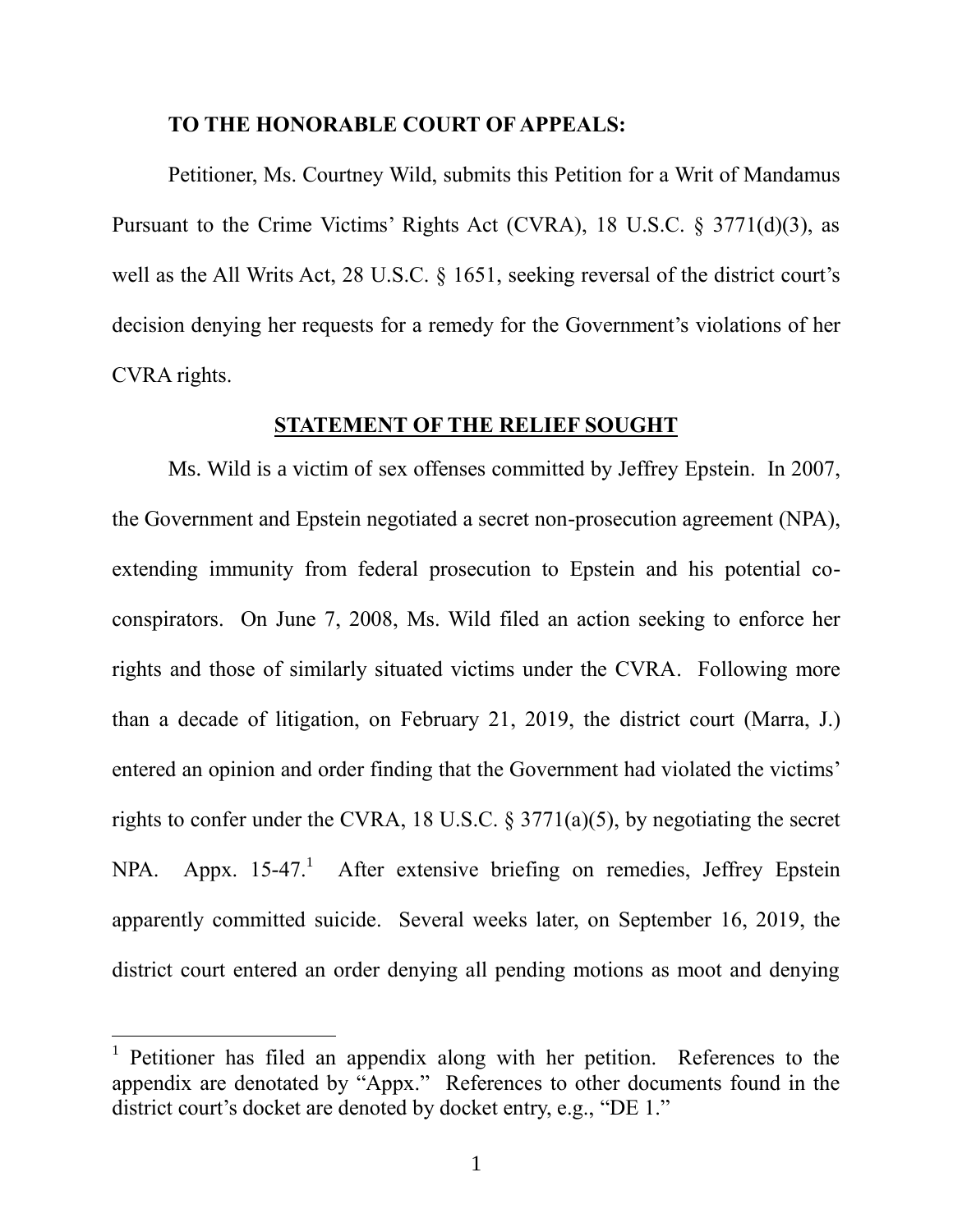**TO THE HONORABLE COURT OF APPEALS:**

Petitioner, Ms. Courtney Wild, submits this Petition for a Writ of Mandamus Pursuant to the Crime Victims' Rights Act (CVRA), 18 U.S.C. § 3771(d)(3), as well as the All Writs Act, 28 U.S.C. § 1651, seeking reversal of the district court's decision denying her requests for a remedy for the Government's violations of her CVRA rights.

## STATEMENT OF THE RELIEF SOUGHT

Ms. Wild is a victim of sex offenses committed by Jeffrey Epstein. In 2007, the Government and Epstein negotiated a secret non-prosecution agreement (NPA), extending immunity from federal prosecution to Epstein and his potential co-conspirators. On June 7, 2008, Ms. Wild filed an action seeking to enforce her rights and those of similarly situated victims under the CVRA. Following more than a decade of litigation, on February 21, 2019, the district court (Marra, J.) entered an opinion and order finding that the Government had violated the victims' rights to confer under the CVRA, 18 U.S.C. § 3771(a)(5), by negotiating the secret NPA. Appx. 15-47.[1] After extensive briefing on remedies, Jeffrey Epstein apparently committed suicide. Several weeks later, on September 16, 2019, the district court entered an order denying all pending motions as moot and denying

[1] Petitioner has filed an appendix along with her petition. References to the appendix are denotated by "Appx." References to other documents found in the district court's docket are denoted by docket entry, e.g., "DE 1."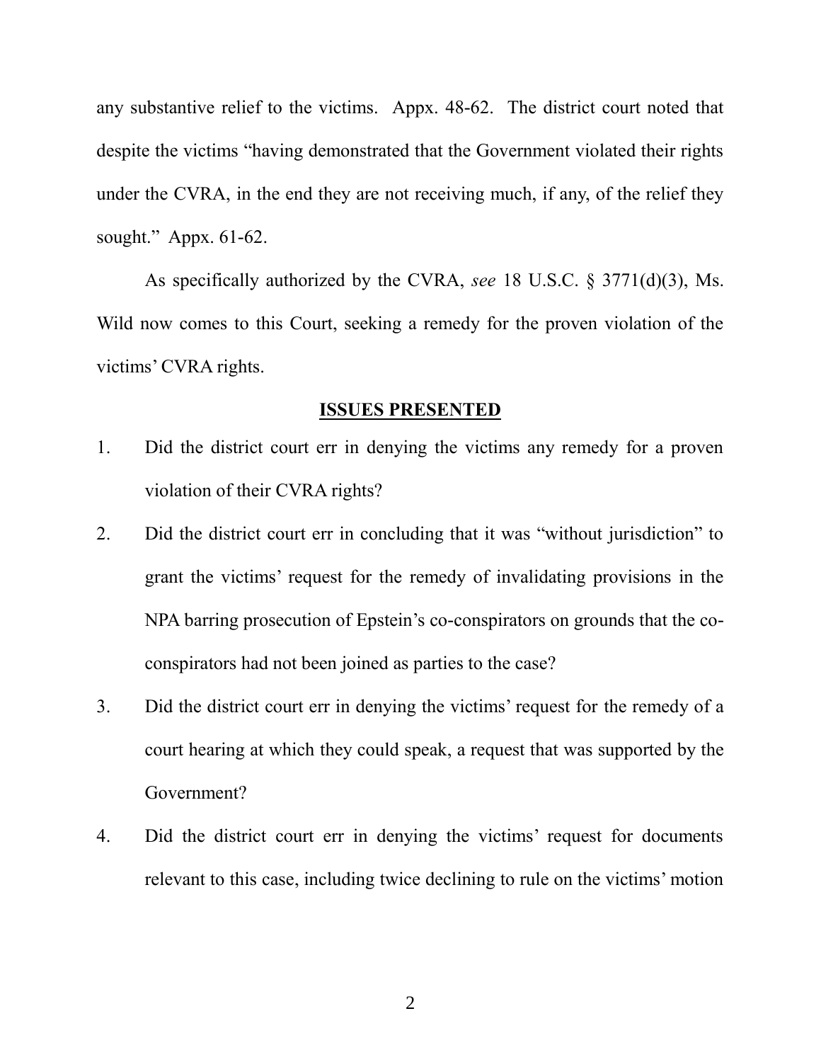any substantive relief to the victims. Appx. 48-62. The district court noted that despite the victims "having demonstrated that the Government violated their rights under the CVRA, in the end they are not receiving much, if any, of the relief they sought." Appx. 61-62.

As specifically authorized by the CVRA, *see* 18 U.S.C. § 3771(d)(3), Ms. Wild now comes to this Court, seeking a remedy for the proven violation of the victims' CVRA rights.

## ISSUES PRESENTED

1. Did the district court err in denying the victims any remedy for a proven violation of their CVRA rights?
2. Did the district court err in concluding that it was "without jurisdiction" to grant the victims' request for the remedy of invalidating provisions in the NPA barring prosecution of Epstein's co-conspirators on grounds that the co-conspirators had not been joined as parties to the case?
3. Did the district court err in denying the victims' request for the remedy of a court hearing at which they could speak, a request that was supported by the Government?
4. Did the district court err in denying the victims' request for documents relevant to this case, including twice declining to rule on the victims' motion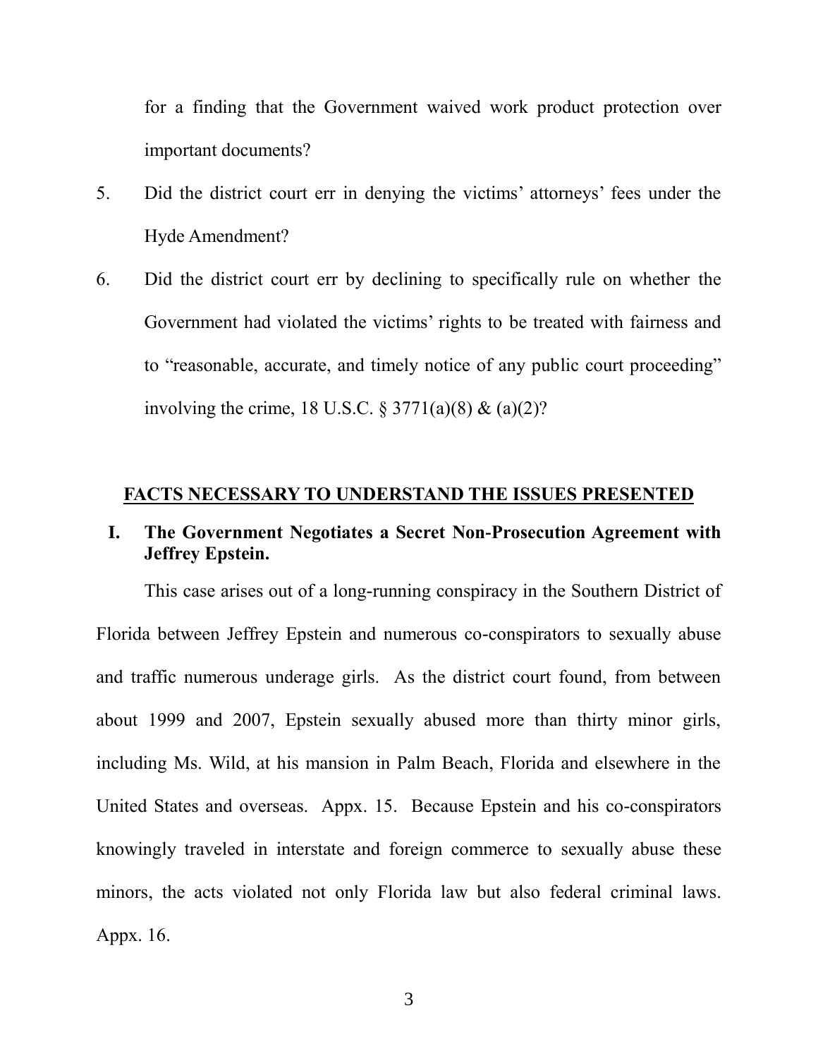for a finding that the Government waived work product protection over important documents?

5. Did the district court err in denying the victims' attorneys' fees under the Hyde Amendment?

6. Did the district court err by declining to specifically rule on whether the Government had violated the victims' rights to be treated with fairness and to "reasonable, accurate, and timely notice of any public court proceeding" involving the crime, 18 U.S.C. § 3771(a)(8) & (a)(2)?

## FACTS NECESSARY TO UNDERSTAND THE ISSUES PRESENTED

### I. The Government Negotiates a Secret Non-Prosecution Agreement with Jeffrey Epstein.

This case arises out of a long-running conspiracy in the Southern District of Florida between Jeffrey Epstein and numerous co-conspirators to sexually abuse and traffic numerous underage girls. As the district court found, from between about 1999 and 2007, Epstein sexually abused more than thirty minor girls, including Ms. Wild, at his mansion in Palm Beach, Florida and elsewhere in the United States and overseas. Appx. 15. Because Epstein and his co-conspirators knowingly traveled in interstate and foreign commerce to sexually abuse these minors, the acts violated not only Florida law but also federal criminal laws. Appx. 16.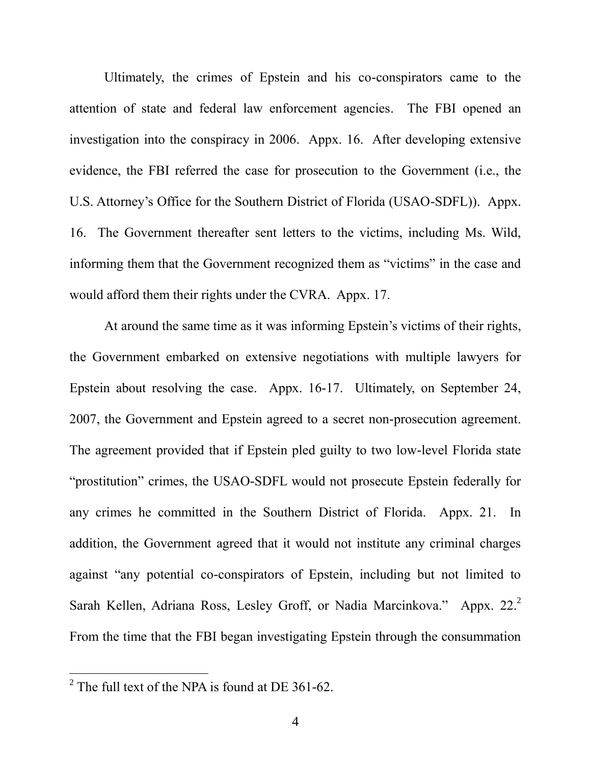Ultimately, the crimes of Epstein and his co-conspirators came to the attention of state and federal law enforcement agencies. The FBI opened an investigation into the conspiracy in 2006. Appx. 16. After developing extensive evidence, the FBI referred the case for prosecution to the Government (i.e., the U.S. Attorney's Office for the Southern District of Florida (USAO-SDFL)). Appx. 16. The Government thereafter sent letters to the victims, including Ms. Wild, informing them that the Government recognized them as "victims" in the case and would afford them their rights under the CVRA. Appx. 17.

At around the same time as it was informing Epstein's victims of their rights, the Government embarked on extensive negotiations with multiple lawyers for Epstein about resolving the case. Appx. 16-17. Ultimately, on September 24, 2007, the Government and Epstein agreed to a secret non-prosecution agreement. The agreement provided that if Epstein pled guilty to two low-level Florida state "prostitution" crimes, the USAO-SDFL would not prosecute Epstein federally for any crimes he committed in the Southern District of Florida. Appx. 21. In addition, the Government agreed that it would not institute any criminal charges against "any potential co-conspirators of Epstein, including but not limited to Sarah Kellen, Adriana Ross, Lesley Groff, or Nadia Marcinkova." Appx. 22.[2] From the time that the FBI began investigating Epstein through the consummation

---

[2] The full text of the NPA is found at DE 361-62.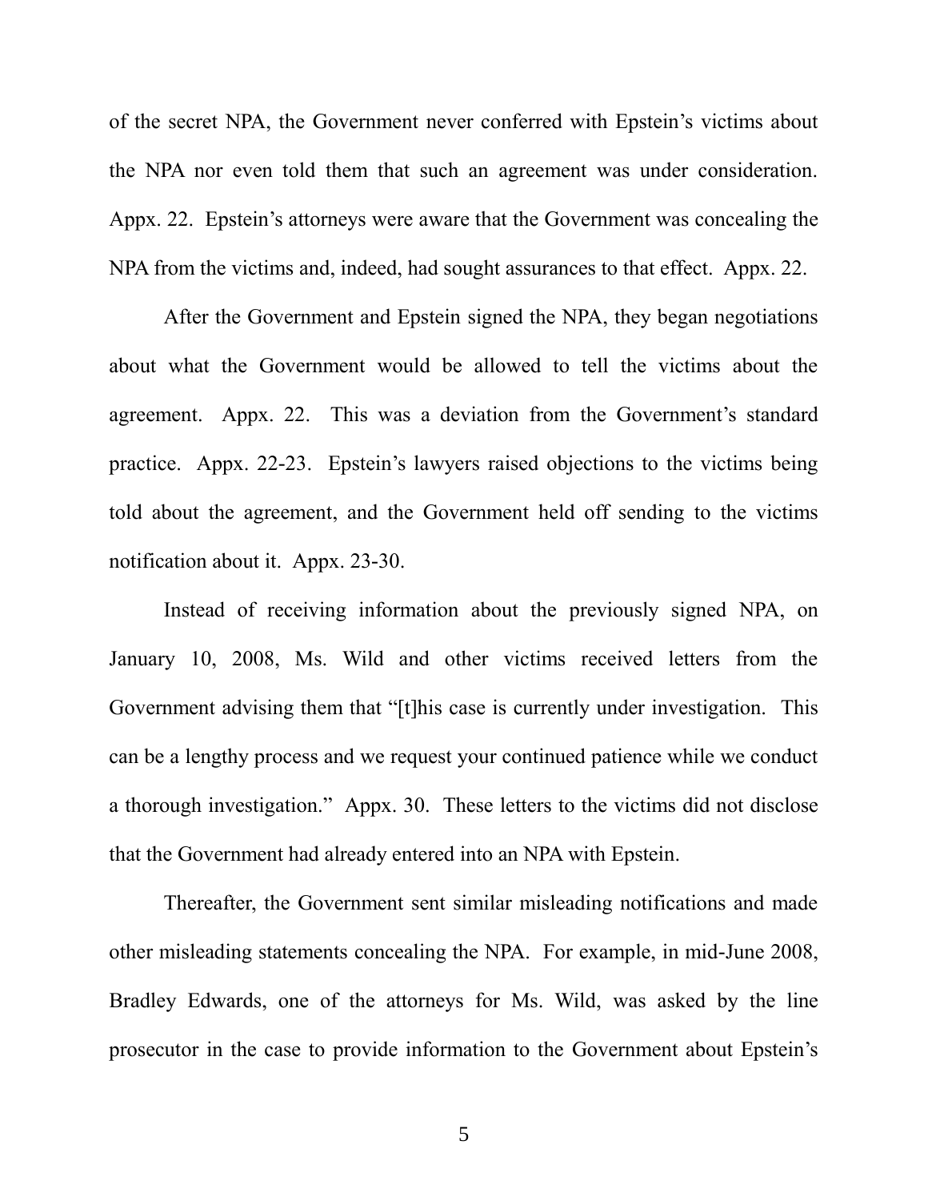of the secret NPA, the Government never conferred with Epstein's victims about the NPA nor even told them that such an agreement was under consideration. Appx. 22. Epstein's attorneys were aware that the Government was concealing the NPA from the victims and, indeed, had sought assurances to that effect. Appx. 22.

After the Government and Epstein signed the NPA, they began negotiations about what the Government would be allowed to tell the victims about the agreement. Appx. 22. This was a deviation from the Government's standard practice. Appx. 22-23. Epstein's lawyers raised objections to the victims being told about the agreement, and the Government held off sending to the victims notification about it. Appx. 23-30.

Instead of receiving information about the previously signed NPA, on January 10, 2008, Ms. Wild and other victims received letters from the Government advising them that "[t]his case is currently under investigation. This can be a lengthy process and we request your continued patience while we conduct a thorough investigation." Appx. 30. These letters to the victims did not disclose that the Government had already entered into an NPA with Epstein.

Thereafter, the Government sent similar misleading notifications and made other misleading statements concealing the NPA. For example, in mid-June 2008, Bradley Edwards, one of the attorneys for Ms. Wild, was asked by the line prosecutor in the case to provide information to the Government about Epstein's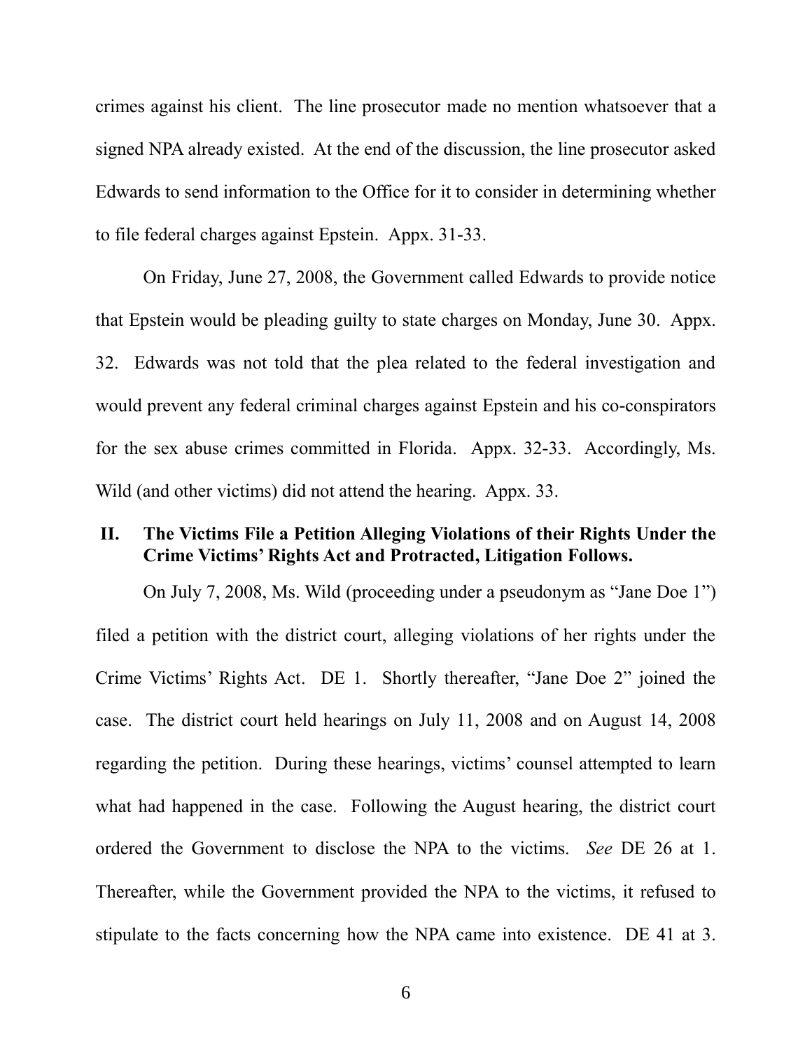crimes against his client. The line prosecutor made no mention whatsoever that a signed NPA already existed. At the end of the discussion, the line prosecutor asked Edwards to send information to the Office for it to consider in determining whether to file federal charges against Epstein. Appx. 31-33.

On Friday, June 27, 2008, the Government called Edwards to provide notice that Epstein would be pleading guilty to state charges on Monday, June 30. Appx. 32. Edwards was not told that the plea related to the federal investigation and would prevent any federal criminal charges against Epstein and his co-conspirators for the sex abuse crimes committed in Florida. Appx. 32-33. Accordingly, Ms. Wild (and other victims) did not attend the hearing. Appx. 33.

## II. The Victims File a Petition Alleging Violations of their Rights Under the Crime Victims' Rights Act and Protracted, Litigation Follows.

On July 7, 2008, Ms. Wild (proceeding under a pseudonym as "Jane Doe 1") filed a petition with the district court, alleging violations of her rights under the Crime Victims' Rights Act. DE 1. Shortly thereafter, "Jane Doe 2" joined the case. The district court held hearings on July 11, 2008 and on August 14, 2008 regarding the petition. During these hearings, victims' counsel attempted to learn what had happened in the case. Following the August hearing, the district court ordered the Government to disclose the NPA to the victims. *See* DE 26 at 1. Thereafter, while the Government provided the NPA to the victims, it refused to stipulate to the facts concerning how the NPA came into existence. DE 41 at 3.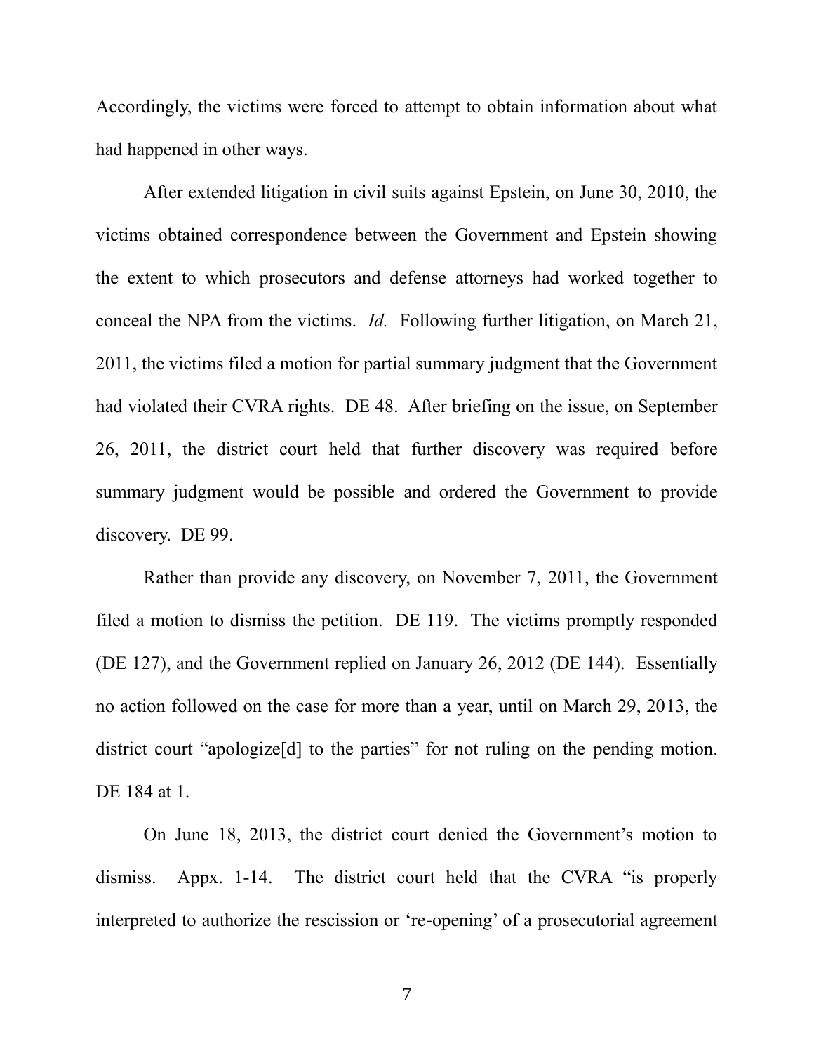Accordingly, the victims were forced to attempt to obtain information about what had happened in other ways.

After extended litigation in civil suits against Epstein, on June 30, 2010, the victims obtained correspondence between the Government and Epstein showing the extent to which prosecutors and defense attorneys had worked together to conceal the NPA from the victims. *Id.* Following further litigation, on March 21, 2011, the victims filed a motion for partial summary judgment that the Government had violated their CVRA rights. DE 48. After briefing on the issue, on September 26, 2011, the district court held that further discovery was required before summary judgment would be possible and ordered the Government to provide discovery. DE 99.

Rather than provide any discovery, on November 7, 2011, the Government filed a motion to dismiss the petition. DE 119. The victims promptly responded (DE 127), and the Government replied on January 26, 2012 (DE 144). Essentially no action followed on the case for more than a year, until on March 29, 2013, the district court "apologize[d] to the parties" for not ruling on the pending motion. DE 184 at 1.

On June 18, 2013, the district court denied the Government's motion to dismiss. Appx. 1-14. The district court held that the CVRA "is properly interpreted to authorize the rescission or 're-opening' of a prosecutorial agreement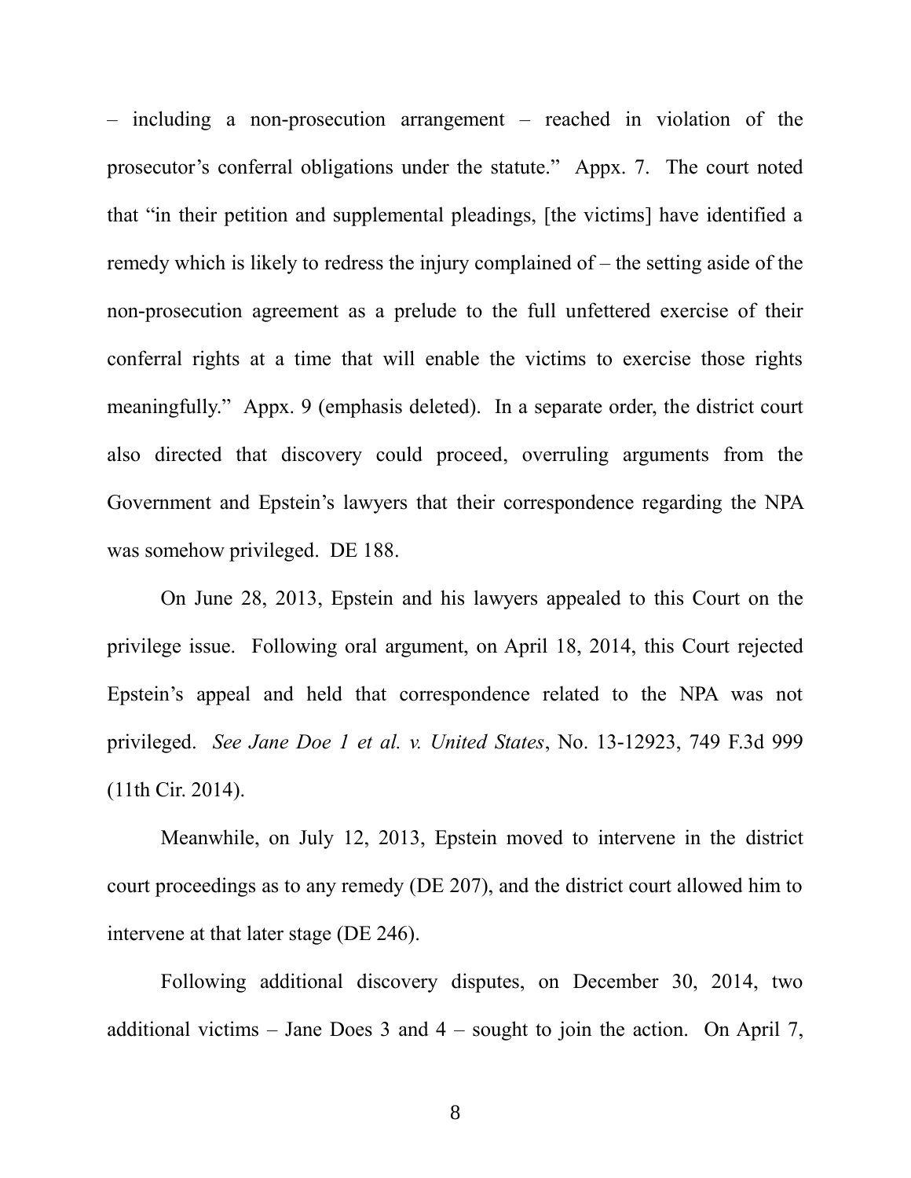– including a non-prosecution arrangement – reached in violation of the prosecutor's conferral obligations under the statute." Appx. 7. The court noted that "in their petition and supplemental pleadings, [the victims] have identified a remedy which is likely to redress the injury complained of – the setting aside of the non-prosecution agreement as a prelude to the full unfettered exercise of their conferral rights at a time that will enable the victims to exercise those rights meaningfully." Appx. 9 (emphasis deleted). In a separate order, the district court also directed that discovery could proceed, overruling arguments from the Government and Epstein's lawyers that their correspondence regarding the NPA was somehow privileged. DE 188.

On June 28, 2013, Epstein and his lawyers appealed to this Court on the privilege issue. Following oral argument, on April 18, 2014, this Court rejected Epstein's appeal and held that correspondence related to the NPA was not privileged. *See Jane Doe 1 et al. v. United States*, No. 13-12923, 749 F.3d 999 (11th Cir. 2014).

Meanwhile, on July 12, 2013, Epstein moved to intervene in the district court proceedings as to any remedy (DE 207), and the district court allowed him to intervene at that later stage (DE 246).

Following additional discovery disputes, on December 30, 2014, two additional victims – Jane Does 3 and 4 – sought to join the action. On April 7,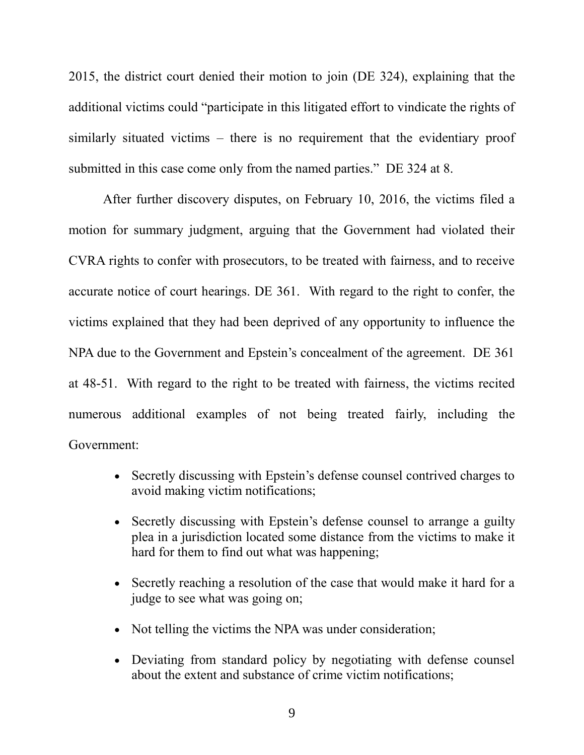2015, the district court denied their motion to join (DE 324), explaining that the additional victims could "participate in this litigated effort to vindicate the rights of similarly situated victims – there is no requirement that the evidentiary proof submitted in this case come only from the named parties." DE 324 at 8.

After further discovery disputes, on February 10, 2016, the victims filed a motion for summary judgment, arguing that the Government had violated their CVRA rights to confer with prosecutors, to be treated with fairness, and to receive accurate notice of court hearings. DE 361. With regard to the right to confer, the victims explained that they had been deprived of any opportunity to influence the NPA due to the Government and Epstein's concealment of the agreement. DE 361 at 48-51. With regard to the right to be treated with fairness, the victims recited numerous additional examples of not being treated fairly, including the Government:

- Secretly discussing with Epstein's defense counsel contrived charges to avoid making victim notifications;
- Secretly discussing with Epstein's defense counsel to arrange a guilty plea in a jurisdiction located some distance from the victims to make it hard for them to find out what was happening;
- Secretly reaching a resolution of the case that would make it hard for a judge to see what was going on;
- Not telling the victims the NPA was under consideration;
- Deviating from standard policy by negotiating with defense counsel about the extent and substance of crime victim notifications;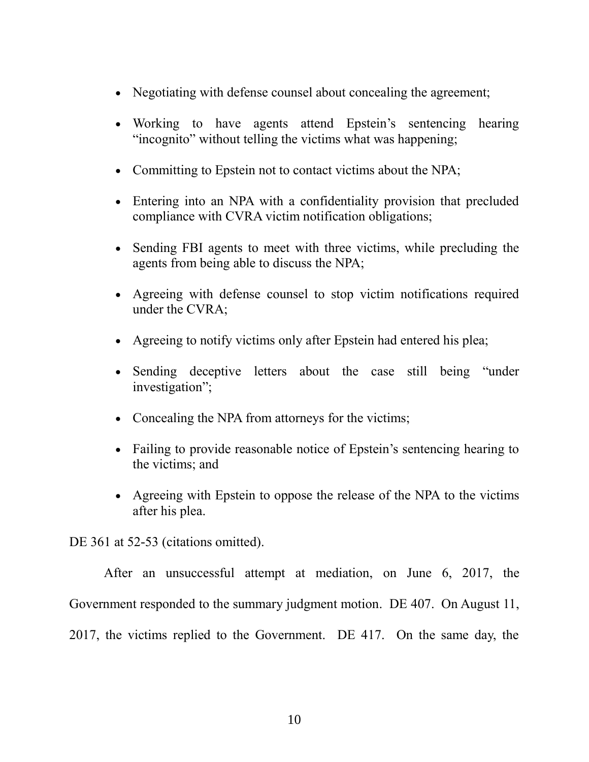- Negotiating with defense counsel about concealing the agreement;
- Working to have agents attend Epstein's sentencing hearing "incognito" without telling the victims what was happening;
- Committing to Epstein not to contact victims about the NPA;
- Entering into an NPA with a confidentiality provision that precluded compliance with CVRA victim notification obligations;
- Sending FBI agents to meet with three victims, while precluding the agents from being able to discuss the NPA;
- Agreeing with defense counsel to stop victim notifications required under the CVRA;
- Agreeing to notify victims only after Epstein had entered his plea;
- Sending deceptive letters about the case still being "under investigation";
- Concealing the NPA from attorneys for the victims;
- Failing to provide reasonable notice of Epstein's sentencing hearing to the victims; and
- Agreeing with Epstein to oppose the release of the NPA to the victims after his plea.

DE 361 at 52-53 (citations omitted).

After an unsuccessful attempt at mediation, on June 6, 2017, the Government responded to the summary judgment motion. DE 407. On August 11, 2017, the victims replied to the Government. DE 417. On the same day, the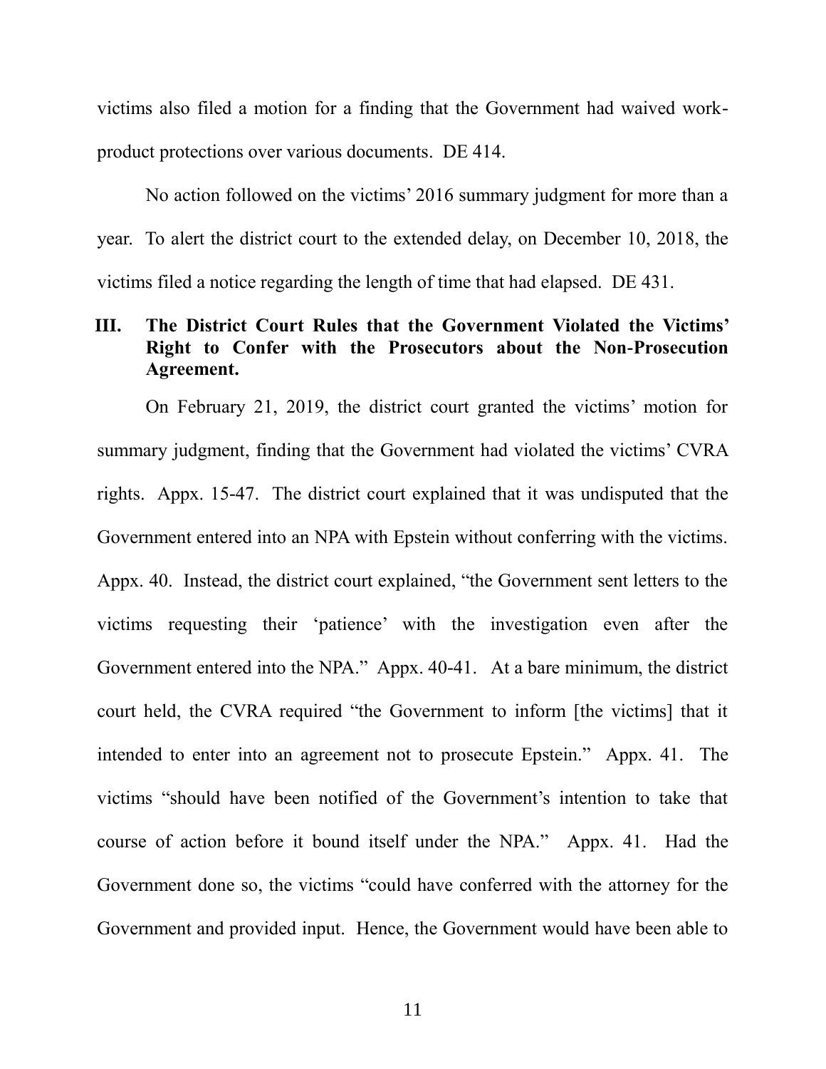victims also filed a motion for a finding that the Government had waived work-product protections over various documents. DE 414.

No action followed on the victims' 2016 summary judgment for more than a year. To alert the district court to the extended delay, on December 10, 2018, the victims filed a notice regarding the length of time that had elapsed. DE 431.

## III. The District Court Rules that the Government Violated the Victims' Right to Confer with the Prosecutors about the Non-Prosecution Agreement.

On February 21, 2019, the district court granted the victims' motion for summary judgment, finding that the Government had violated the victims' CVRA rights. Appx. 15-47. The district court explained that it was undisputed that the Government entered into an NPA with Epstein without conferring with the victims. Appx. 40. Instead, the district court explained, "the Government sent letters to the victims requesting their 'patience' with the investigation even after the Government entered into the NPA." Appx. 40-41. At a bare minimum, the district court held, the CVRA required "the Government to inform [the victims] that it intended to enter into an agreement not to prosecute Epstein." Appx. 41. The victims "should have been notified of the Government's intention to take that course of action before it bound itself under the NPA." Appx. 41. Had the Government done so, the victims "could have conferred with the attorney for the Government and provided input. Hence, the Government would have been able to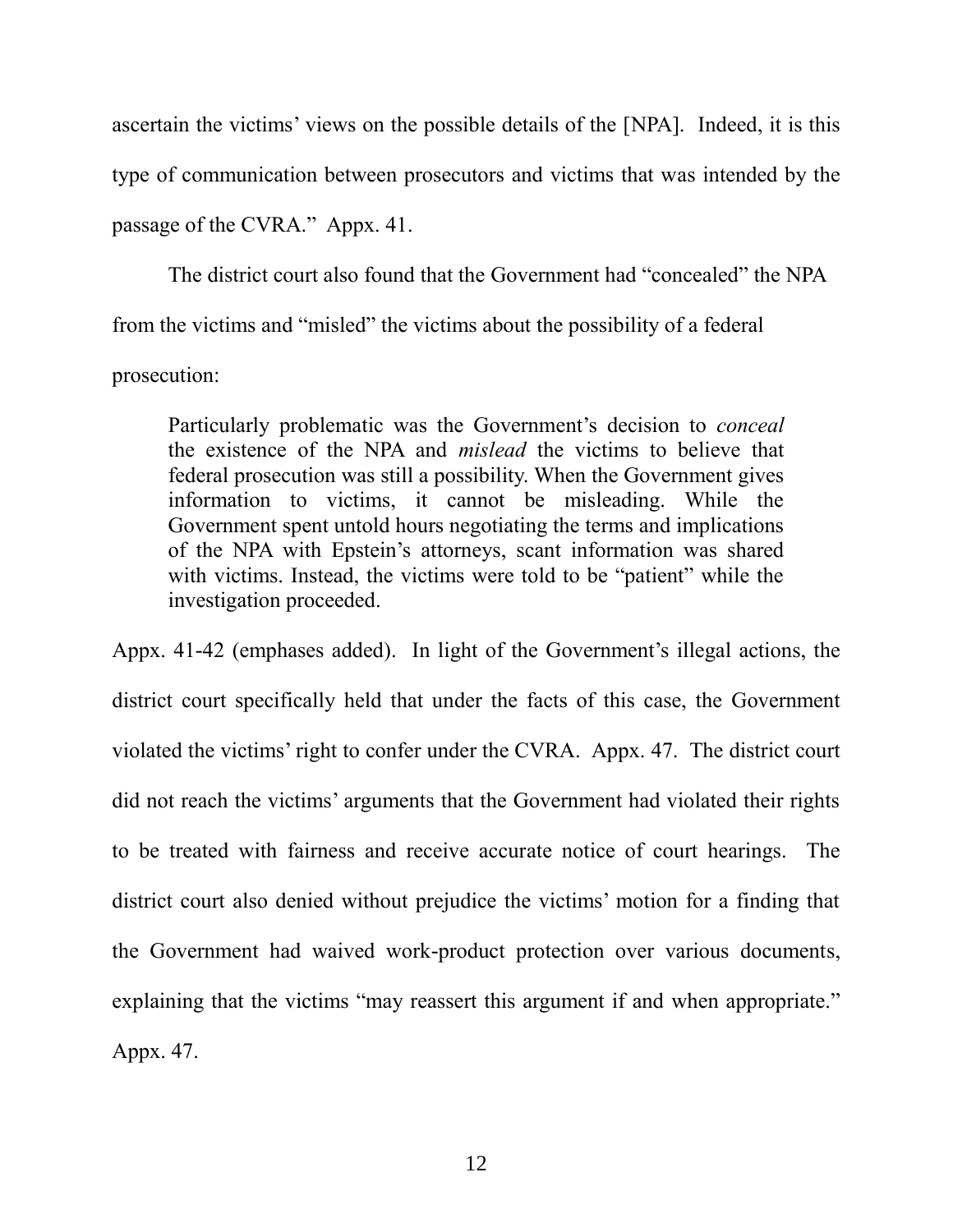ascertain the victims' views on the possible details of the [NPA]. Indeed, it is this type of communication between prosecutors and victims that was intended by the passage of the CVRA." Appx. 41.

The district court also found that the Government had "concealed" the NPA from the victims and "misled" the victims about the possibility of a federal prosecution:

> Particularly problematic was the Government's decision to *conceal* the existence of the NPA and *mislead* the victims to believe that federal prosecution was still a possibility. When the Government gives information to victims, it cannot be misleading. While the Government spent untold hours negotiating the terms and implications of the NPA with Epstein's attorneys, scant information was shared with victims. Instead, the victims were told to be "patient" while the investigation proceeded.

Appx. 41-42 (emphases added). In light of the Government's illegal actions, the district court specifically held that under the facts of this case, the Government violated the victims' right to confer under the CVRA. Appx. 47. The district court did not reach the victims' arguments that the Government had violated their rights to be treated with fairness and receive accurate notice of court hearings. The district court also denied without prejudice the victims' motion for a finding that the Government had waived work-product protection over various documents, explaining that the victims "may reassert this argument if and when appropriate." Appx. 47.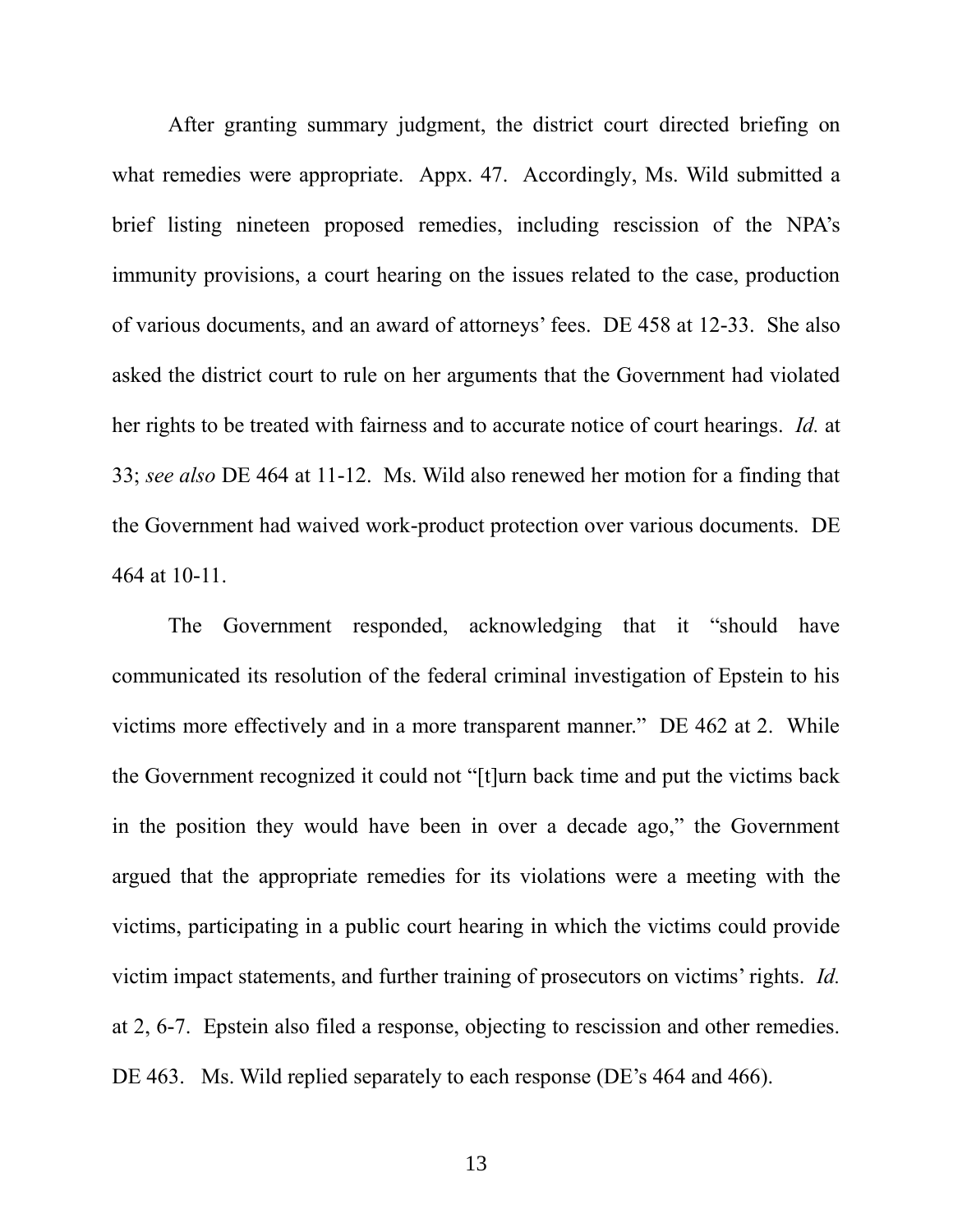After granting summary judgment, the district court directed briefing on what remedies were appropriate. Appx. 47. Accordingly, Ms. Wild submitted a brief listing nineteen proposed remedies, including rescission of the NPA's immunity provisions, a court hearing on the issues related to the case, production of various documents, and an award of attorneys' fees. DE 458 at 12-33. She also asked the district court to rule on her arguments that the Government had violated her rights to be treated with fairness and to accurate notice of court hearings. *Id.* at 33; *see also* DE 464 at 11-12. Ms. Wild also renewed her motion for a finding that the Government had waived work-product protection over various documents. DE 464 at 10-11.

The Government responded, acknowledging that it "should have communicated its resolution of the federal criminal investigation of Epstein to his victims more effectively and in a more transparent manner." DE 462 at 2. While the Government recognized it could not "[t]urn back time and put the victims back in the position they would have been in over a decade ago," the Government argued that the appropriate remedies for its violations were a meeting with the victims, participating in a public court hearing in which the victims could provide victim impact statements, and further training of prosecutors on victims' rights. *Id.* at 2, 6-7. Epstein also filed a response, objecting to rescission and other remedies. DE 463. Ms. Wild replied separately to each response (DE's 464 and 466).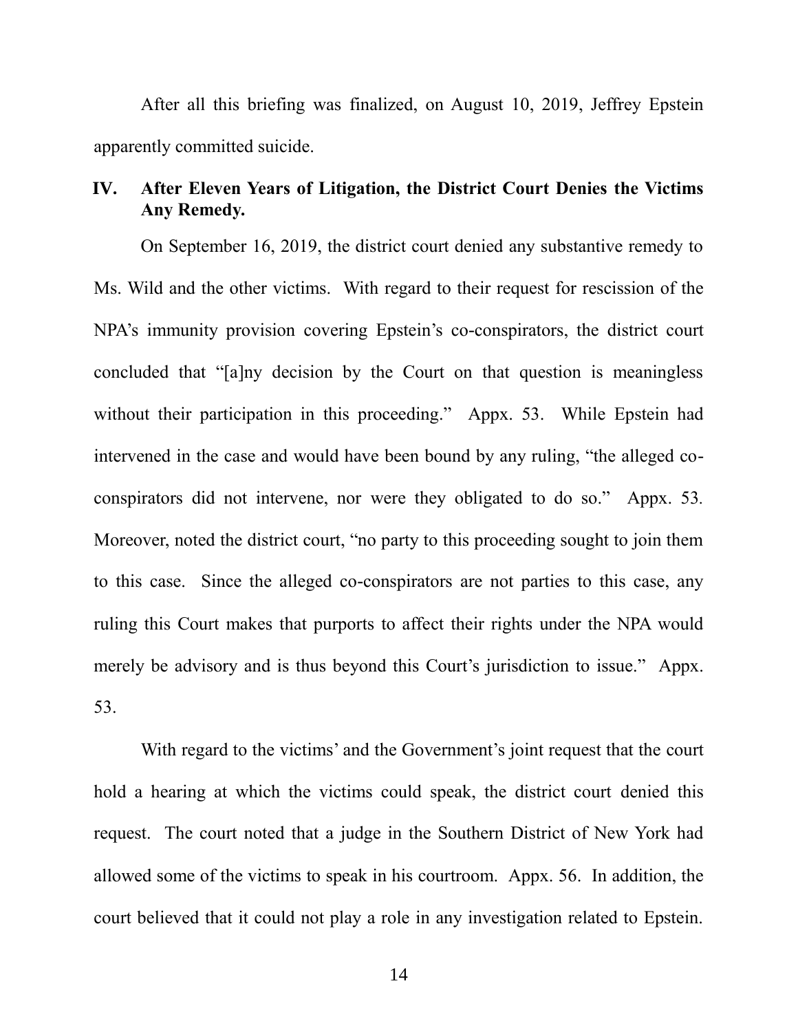After all this briefing was finalized, on August 10, 2019, Jeffrey Epstein apparently committed suicide.

## IV. After Eleven Years of Litigation, the District Court Denies the Victims Any Remedy.

On September 16, 2019, the district court denied any substantive remedy to Ms. Wild and the other victims. With regard to their request for rescission of the NPA's immunity provision covering Epstein's co-conspirators, the district court concluded that "[a]ny decision by the Court on that question is meaningless without their participation in this proceeding." Appx. 53. While Epstein had intervened in the case and would have been bound by any ruling, "the alleged co-conspirators did not intervene, nor were they obligated to do so." Appx. 53. Moreover, noted the district court, "no party to this proceeding sought to join them to this case. Since the alleged co-conspirators are not parties to this case, any ruling this Court makes that purports to affect their rights under the NPA would merely be advisory and is thus beyond this Court's jurisdiction to issue." Appx. 53.

With regard to the victims' and the Government's joint request that the court hold a hearing at which the victims could speak, the district court denied this request. The court noted that a judge in the Southern District of New York had allowed some of the victims to speak in his courtroom. Appx. 56. In addition, the court believed that it could not play a role in any investigation related to Epstein.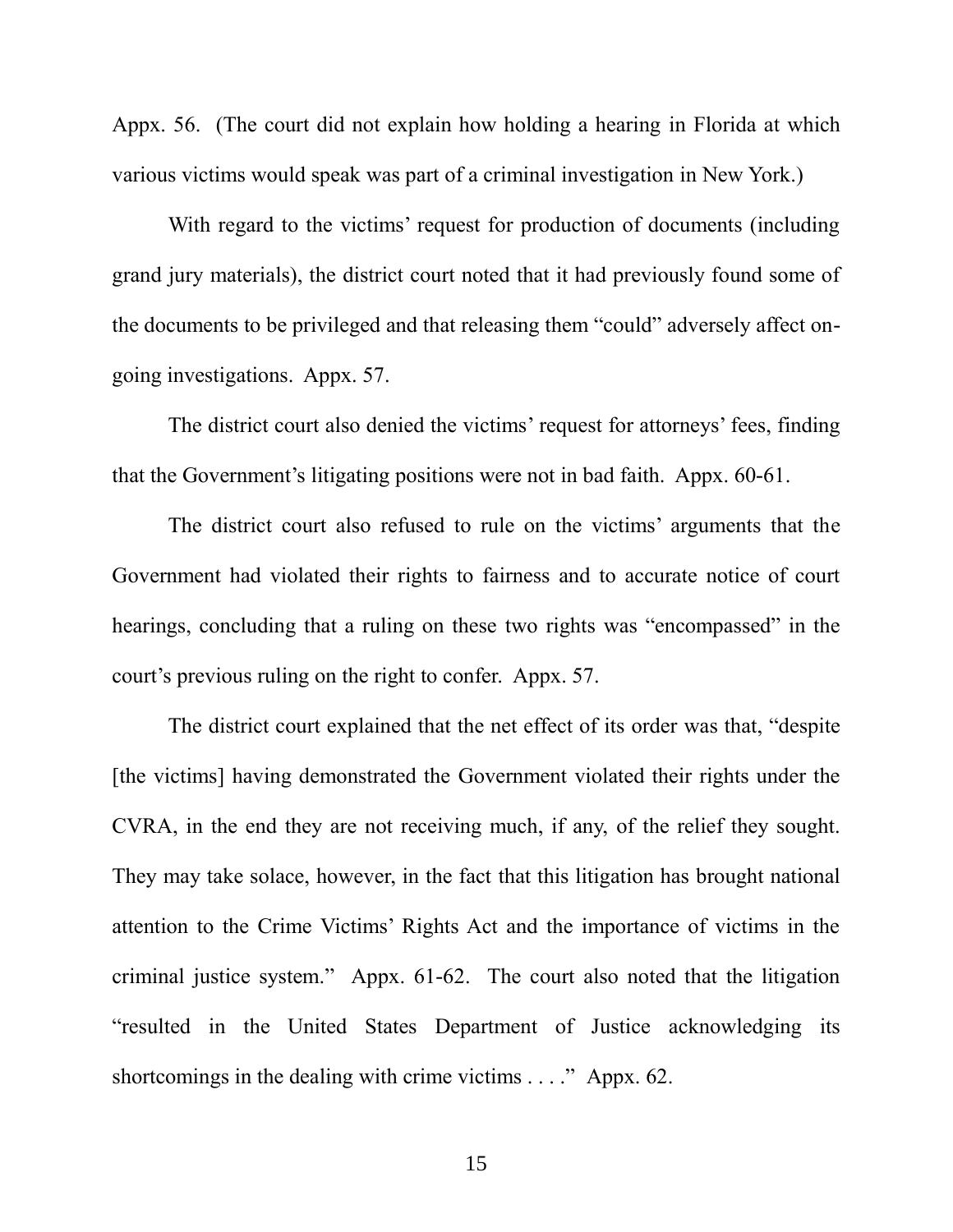Appx. 56. (The court did not explain how holding a hearing in Florida at which various victims would speak was part of a criminal investigation in New York.)

With regard to the victims' request for production of documents (including grand jury materials), the district court noted that it had previously found some of the documents to be privileged and that releasing them "could" adversely affect on-going investigations. Appx. 57.

The district court also denied the victims' request for attorneys' fees, finding that the Government's litigating positions were not in bad faith. Appx. 60-61.

The district court also refused to rule on the victims' arguments that the Government had violated their rights to fairness and to accurate notice of court hearings, concluding that a ruling on these two rights was "encompassed" in the court's previous ruling on the right to confer. Appx. 57.

The district court explained that the net effect of its order was that, "despite [the victims] having demonstrated the Government violated their rights under the CVRA, in the end they are not receiving much, if any, of the relief they sought. They may take solace, however, in the fact that this litigation has brought national attention to the Crime Victims' Rights Act and the importance of victims in the criminal justice system." Appx. 61-62. The court also noted that the litigation "resulted in the United States Department of Justice acknowledging its shortcomings in the dealing with crime victims . . . ." Appx. 62.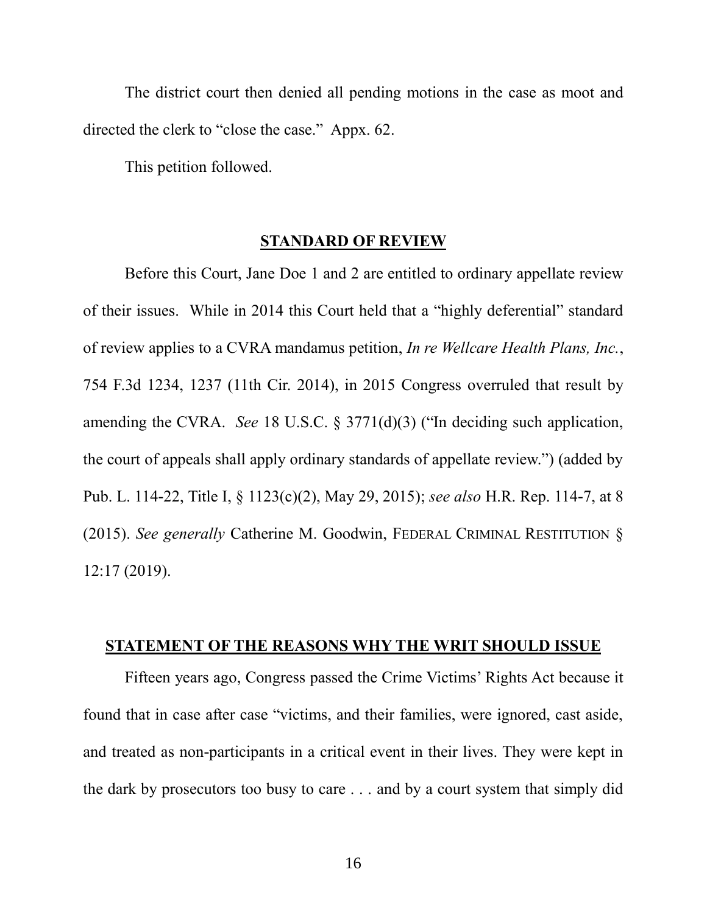The district court then denied all pending motions in the case as moot and directed the clerk to "close the case." Appx. 62.

This petition followed.

## STANDARD OF REVIEW

Before this Court, Jane Doe 1 and 2 are entitled to ordinary appellate review of their issues. While in 2014 this Court held that a "highly deferential" standard of review applies to a CVRA mandamus petition, *In re Wellcare Health Plans, Inc.*, 754 F.3d 1234, 1237 (11th Cir. 2014), in 2015 Congress overruled that result by amending the CVRA. *See* 18 U.S.C. § 3771(d)(3) ("In deciding such application, the court of appeals shall apply ordinary standards of appellate review.") (added by Pub. L. 114-22, Title I, § 1123(c)(2), May 29, 2015); *see also* H.R. Rep. 114-7, at 8 (2015). *See generally* Catherine M. Goodwin, FEDERAL CRIMINAL RESTITUTION § 12:17 (2019).

## STATEMENT OF THE REASONS WHY THE WRIT SHOULD ISSUE

Fifteen years ago, Congress passed the Crime Victims' Rights Act because it found that in case after case "victims, and their families, were ignored, cast aside, and treated as non-participants in a critical event in their lives. They were kept in the dark by prosecutors too busy to care . . . and by a court system that simply did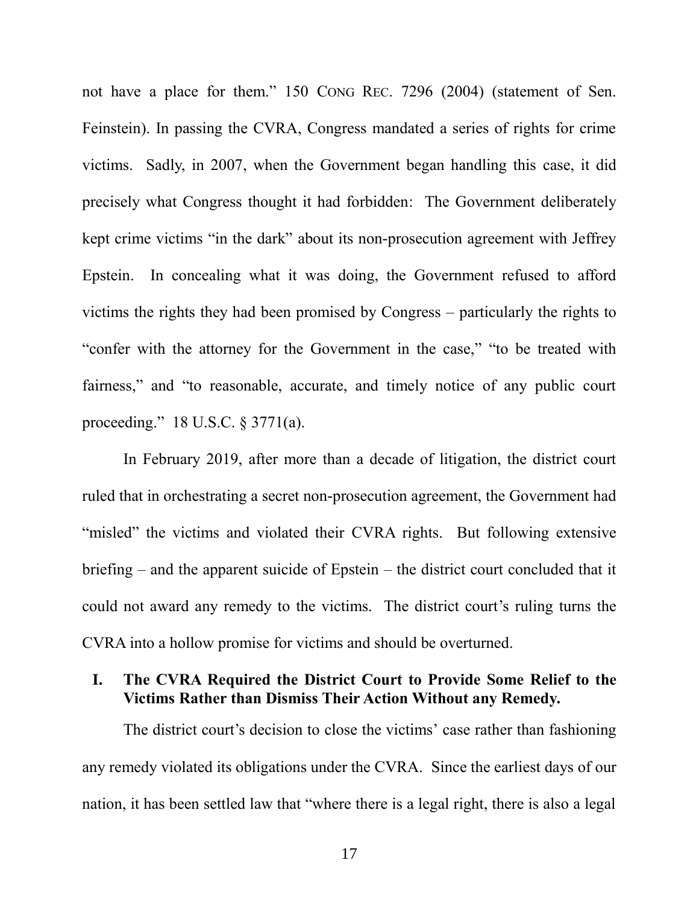not have a place for them." 150 CONG REC. 7296 (2004) (statement of Sen. Feinstein). In passing the CVRA, Congress mandated a series of rights for crime victims. Sadly, in 2007, when the Government began handling this case, it did precisely what Congress thought it had forbidden: The Government deliberately kept crime victims "in the dark" about its non-prosecution agreement with Jeffrey Epstein. In concealing what it was doing, the Government refused to afford victims the rights they had been promised by Congress – particularly the rights to "confer with the attorney for the Government in the case," "to be treated with fairness," and "to reasonable, accurate, and timely notice of any public court proceeding." 18 U.S.C. § 3771(a).

In February 2019, after more than a decade of litigation, the district court ruled that in orchestrating a secret non-prosecution agreement, the Government had "misled" the victims and violated their CVRA rights. But following extensive briefing – and the apparent suicide of Epstein – the district court concluded that it could not award any remedy to the victims. The district court's ruling turns the CVRA into a hollow promise for victims and should be overturned.

## I. The CVRA Required the District Court to Provide Some Relief to the Victims Rather than Dismiss Their Action Without any Remedy.

The district court's decision to close the victims' case rather than fashioning any remedy violated its obligations under the CVRA. Since the earliest days of our nation, it has been settled law that "where there is a legal right, there is also a legal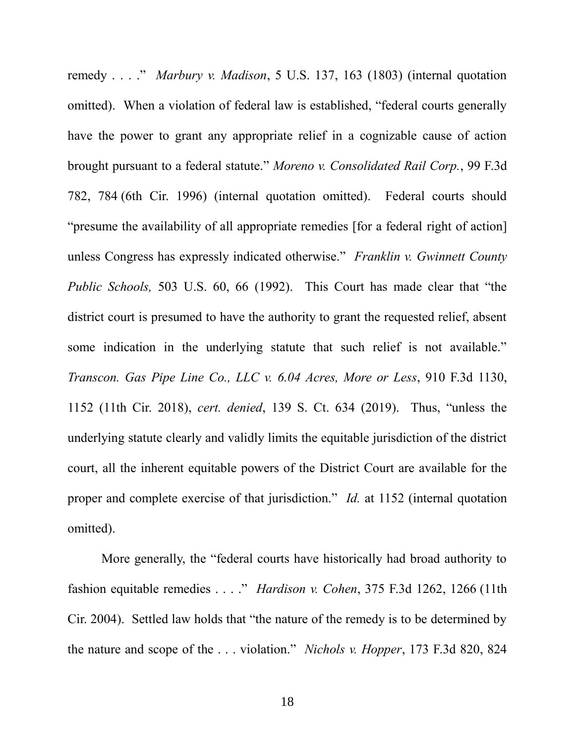remedy . . . ." *Marbury v. Madison*, 5 U.S. 137, 163 (1803) (internal quotation omitted). When a violation of federal law is established, "federal courts generally have the power to grant any appropriate relief in a cognizable cause of action brought pursuant to a federal statute." *Moreno v. Consolidated Rail Corp.*, 99 F.3d 782, 784 (6th Cir. 1996) (internal quotation omitted). Federal courts should "presume the availability of all appropriate remedies [for a federal right of action] unless Congress has expressly indicated otherwise." *Franklin v. Gwinnett County Public Schools,* 503 U.S. 60, 66 (1992). This Court has made clear that "the district court is presumed to have the authority to grant the requested relief, absent some indication in the underlying statute that such relief is not available." *Transcon. Gas Pipe Line Co., LLC v. 6.04 Acres, More or Less*, 910 F.3d 1130, 1152 (11th Cir. 2018), *cert. denied*, 139 S. Ct. 634 (2019). Thus, "unless the underlying statute clearly and validly limits the equitable jurisdiction of the district court, all the inherent equitable powers of the District Court are available for the proper and complete exercise of that jurisdiction." *Id.* at 1152 (internal quotation omitted).

More generally, the "federal courts have historically had broad authority to fashion equitable remedies . . . ." *Hardison v. Cohen*, 375 F.3d 1262, 1266 (11th Cir. 2004). Settled law holds that "the nature of the remedy is to be determined by the nature and scope of the . . . violation." *Nichols v. Hopper*, 173 F.3d 820, 824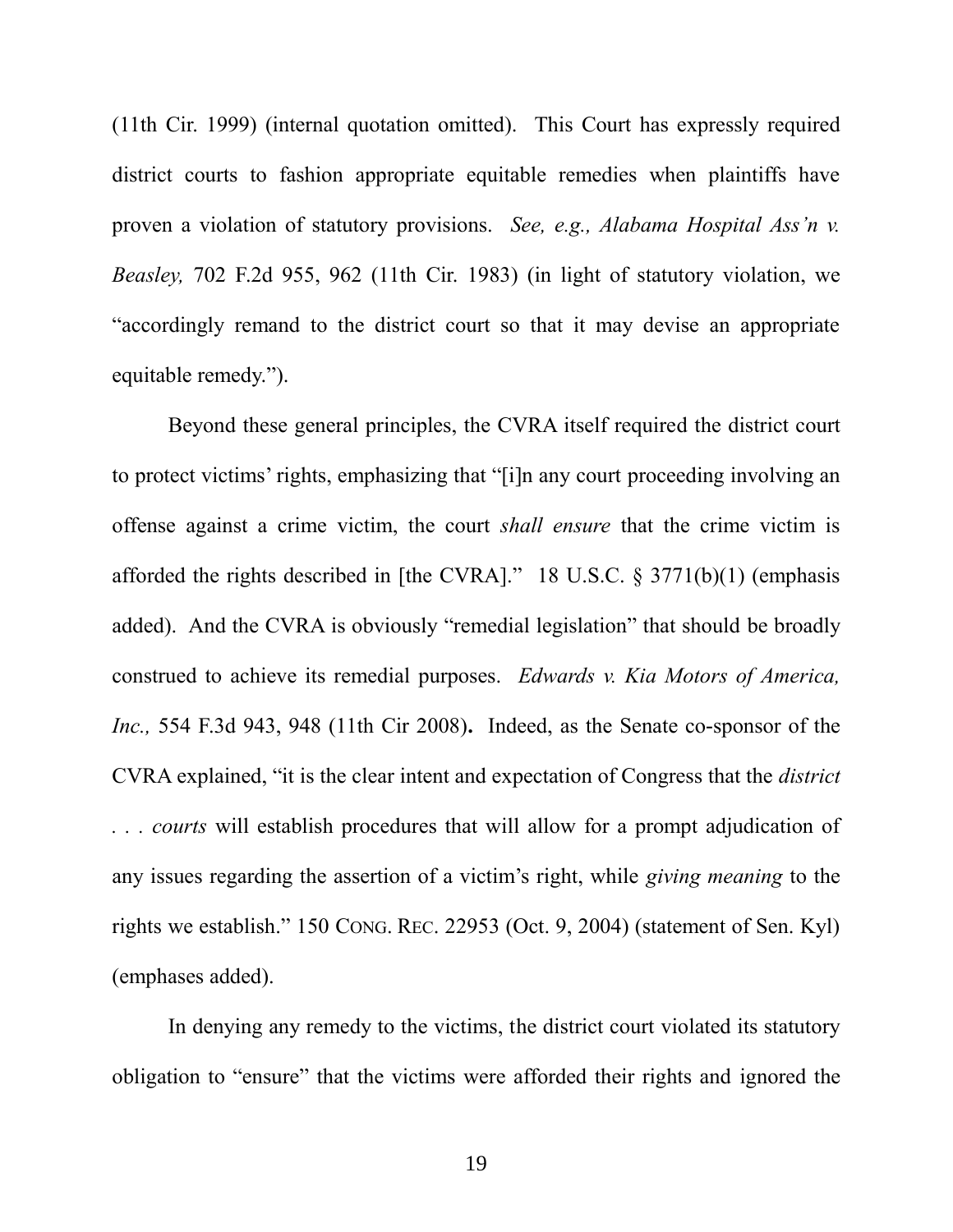(11th Cir. 1999) (internal quotation omitted). This Court has expressly required district courts to fashion appropriate equitable remedies when plaintiffs have proven a violation of statutory provisions. *See, e.g., Alabama Hospital Ass'n v. Beasley,* 702 F.2d 955, 962 (11th Cir. 1983) (in light of statutory violation, we "accordingly remand to the district court so that it may devise an appropriate equitable remedy.").

Beyond these general principles, the CVRA itself required the district court to protect victims' rights, emphasizing that "[i]n any court proceeding involving an offense against a crime victim, the court *shall ensure* that the crime victim is afforded the rights described in [the CVRA]." 18 U.S.C. § 3771(b)(1) (emphasis added). And the CVRA is obviously "remedial legislation" that should be broadly construed to achieve its remedial purposes. *Edwards v. Kia Motors of America, Inc.,* 554 F.3d 943, 948 (11th Cir 2008)**.** Indeed, as the Senate co-sponsor of the CVRA explained, "it is the clear intent and expectation of Congress that the *district . . . courts* will establish procedures that will allow for a prompt adjudication of any issues regarding the assertion of a victim's right, while *giving meaning* to the rights we establish." 150 CONG. REC. 22953 (Oct. 9, 2004) (statement of Sen. Kyl) (emphases added).

In denying any remedy to the victims, the district court violated its statutory obligation to "ensure" that the victims were afforded their rights and ignored the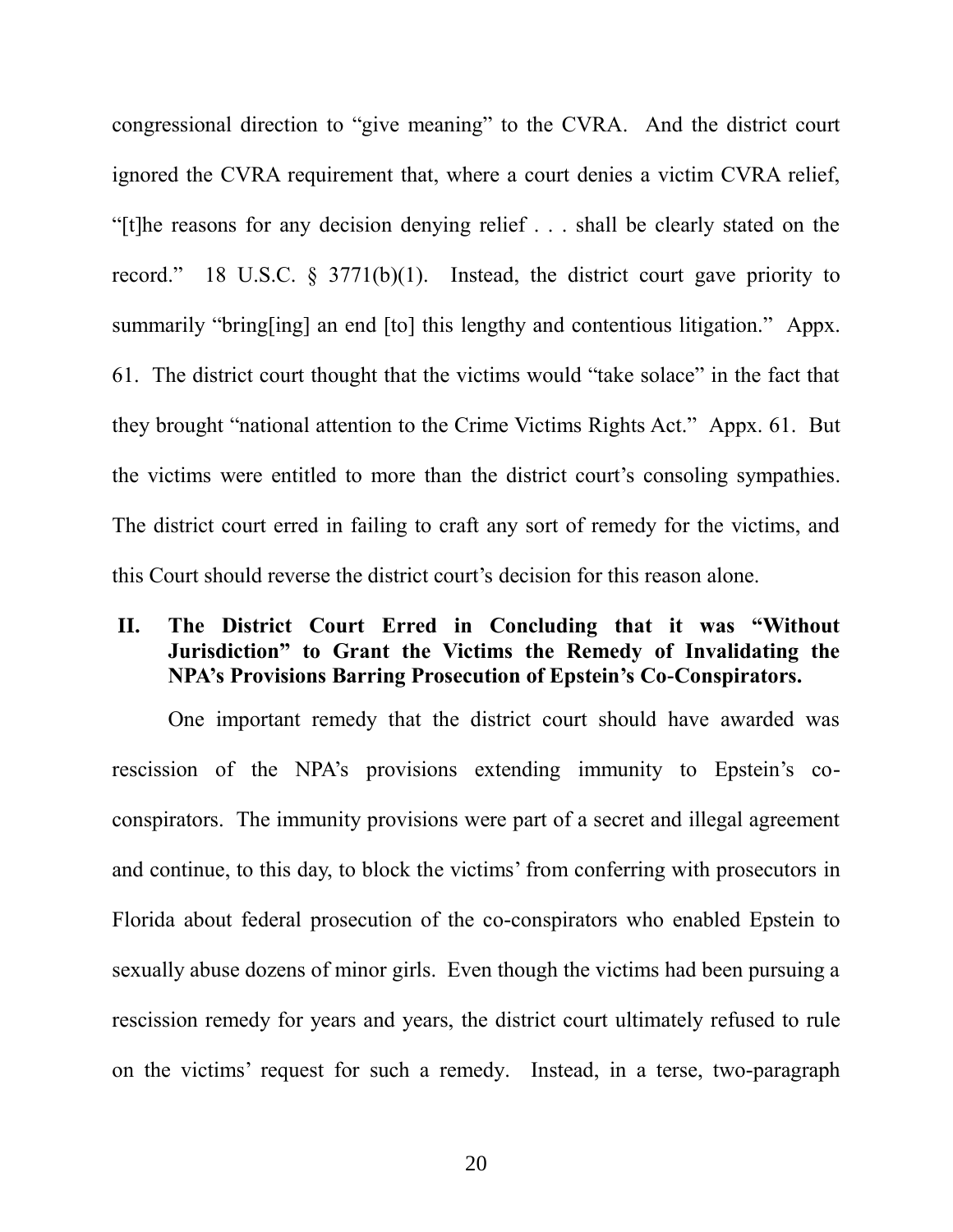congressional direction to "give meaning" to the CVRA. And the district court ignored the CVRA requirement that, where a court denies a victim CVRA relief, "[t]he reasons for any decision denying relief . . . shall be clearly stated on the record." 18 U.S.C. § 3771(b)(1). Instead, the district court gave priority to summarily "bring[ing] an end [to] this lengthy and contentious litigation." Appx. 61. The district court thought that the victims would "take solace" in the fact that they brought "national attention to the Crime Victims Rights Act." Appx. 61. But the victims were entitled to more than the district court's consoling sympathies. The district court erred in failing to craft any sort of remedy for the victims, and this Court should reverse the district court's decision for this reason alone.

## II. The District Court Erred in Concluding that it was "Without Jurisdiction" to Grant the Victims the Remedy of Invalidating the NPA's Provisions Barring Prosecution of Epstein's Co-Conspirators.

One important remedy that the district court should have awarded was rescission of the NPA's provisions extending immunity to Epstein's co-conspirators. The immunity provisions were part of a secret and illegal agreement and continue, to this day, to block the victims' from conferring with prosecutors in Florida about federal prosecution of the co-conspirators who enabled Epstein to sexually abuse dozens of minor girls. Even though the victims had been pursuing a rescission remedy for years and years, the district court ultimately refused to rule on the victims' request for such a remedy. Instead, in a terse, two-paragraph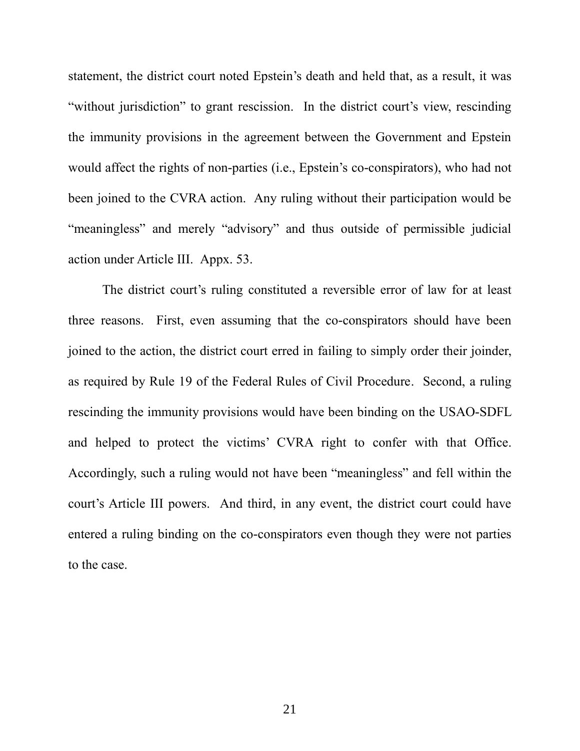statement, the district court noted Epstein's death and held that, as a result, it was "without jurisdiction" to grant rescission. In the district court's view, rescinding the immunity provisions in the agreement between the Government and Epstein would affect the rights of non-parties (i.e., Epstein's co-conspirators), who had not been joined to the CVRA action. Any ruling without their participation would be "meaningless" and merely "advisory" and thus outside of permissible judicial action under Article III. Appx. 53.

The district court's ruling constituted a reversible error of law for at least three reasons. First, even assuming that the co-conspirators should have been joined to the action, the district court erred in failing to simply order their joinder, as required by Rule 19 of the Federal Rules of Civil Procedure. Second, a ruling rescinding the immunity provisions would have been binding on the USAO-SDFL and helped to protect the victims' CVRA right to confer with that Office. Accordingly, such a ruling would not have been "meaningless" and fell within the court's Article III powers. And third, in any event, the district court could have entered a ruling binding on the co-conspirators even though they were not parties to the case.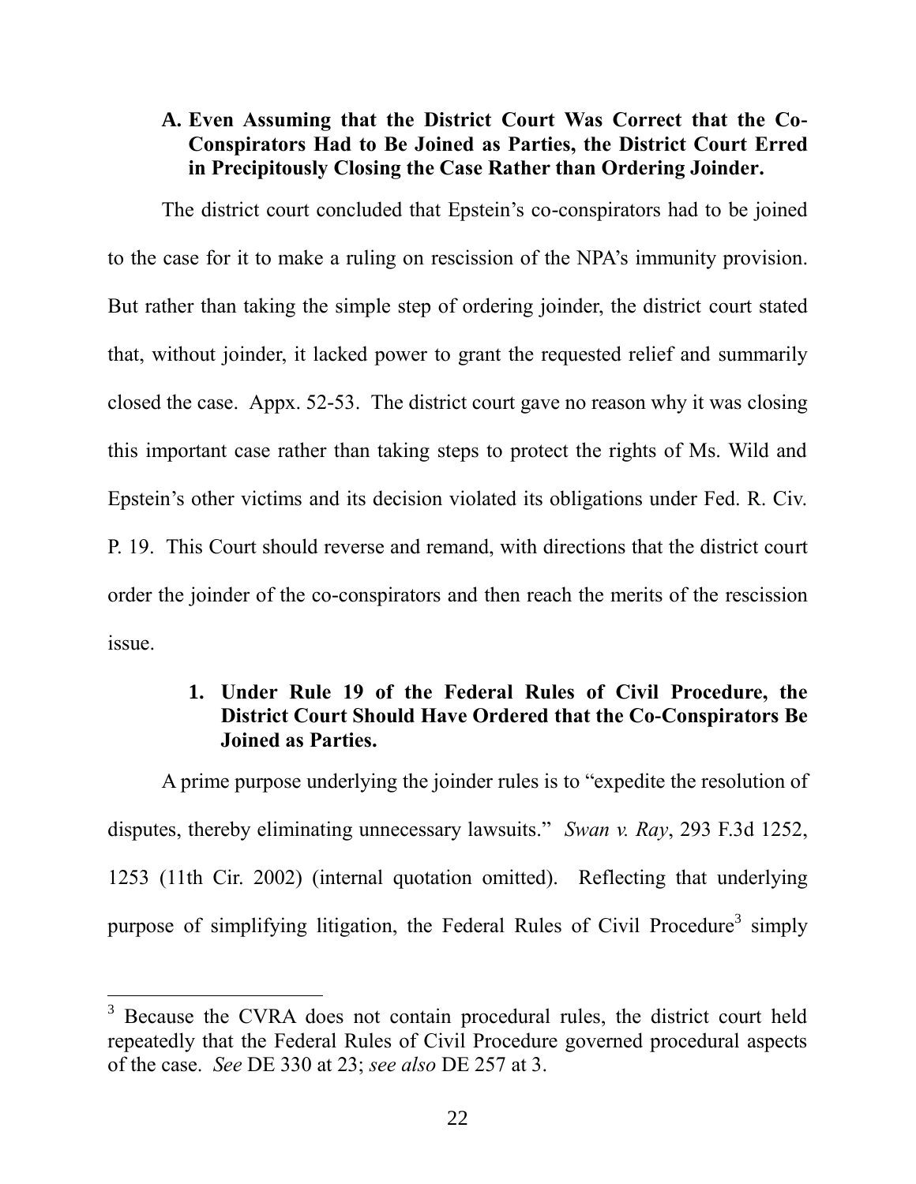### A. Even Assuming that the District Court Was Correct that the Co-Conspirators Had to Be Joined as Parties, the District Court Erred in Precipitously Closing the Case Rather than Ordering Joinder.

The district court concluded that Epstein's co-conspirators had to be joined to the case for it to make a ruling on rescission of the NPA's immunity provision. But rather than taking the simple step of ordering joinder, the district court stated that, without joinder, it lacked power to grant the requested relief and summarily closed the case. Appx. 52-53. The district court gave no reason why it was closing this important case rather than taking steps to protect the rights of Ms. Wild and Epstein's other victims and its decision violated its obligations under Fed. R. Civ. P. 19. This Court should reverse and remand, with directions that the district court order the joinder of the co-conspirators and then reach the merits of the rescission issue.

#### 1. Under Rule 19 of the Federal Rules of Civil Procedure, the District Court Should Have Ordered that the Co-Conspirators Be Joined as Parties.

A prime purpose underlying the joinder rules is to "expedite the resolution of disputes, thereby eliminating unnecessary lawsuits." *Swan v. Ray*, 293 F.3d 1252, 1253 (11th Cir. 2002) (internal quotation omitted). Reflecting that underlying purpose of simplifying litigation, the Federal Rules of Civil Procedure[3] simply

[3] Because the CVRA does not contain procedural rules, the district court held repeatedly that the Federal Rules of Civil Procedure governed procedural aspects of the case. *See* DE 330 at 23; *see also* DE 257 at 3.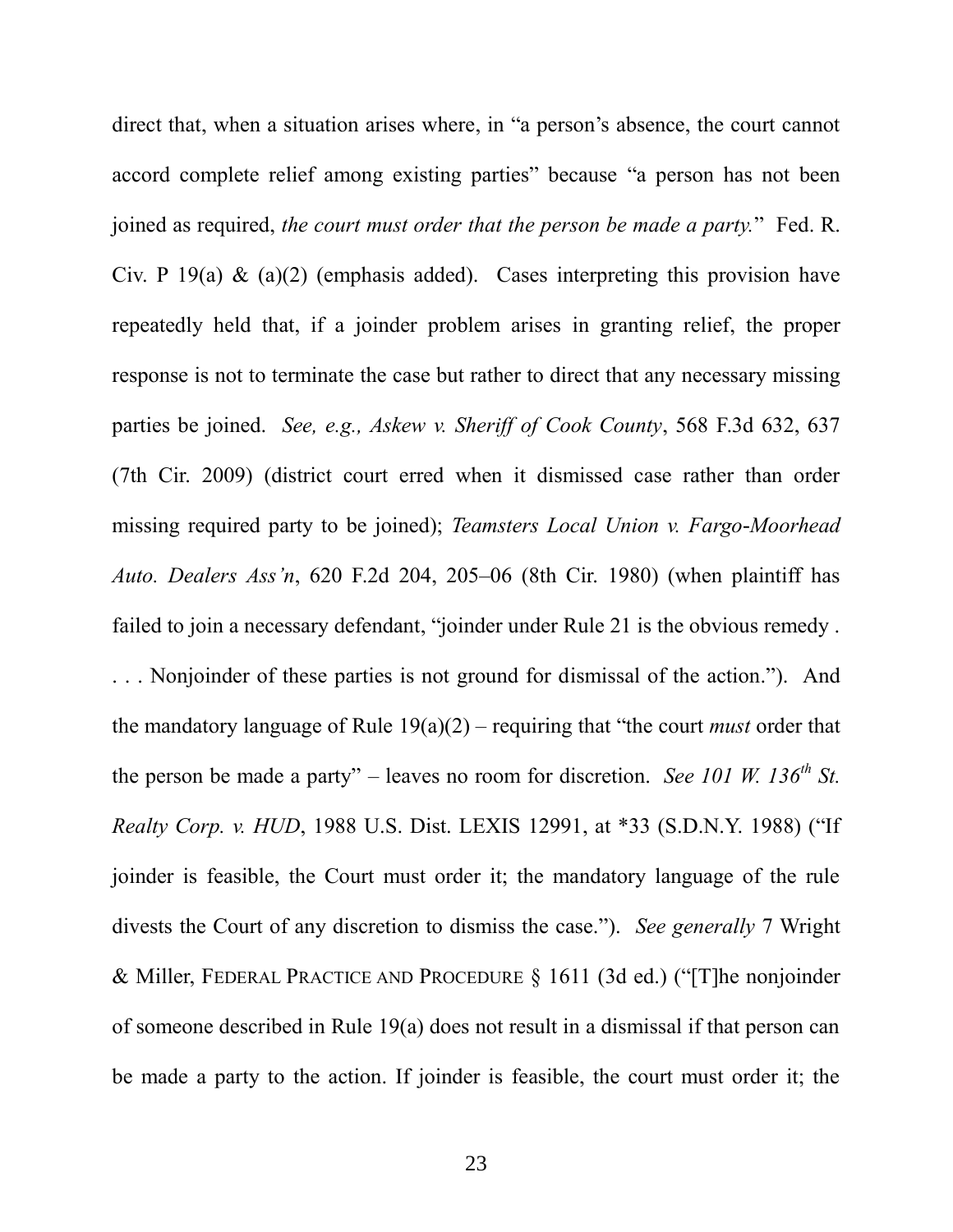direct that, when a situation arises where, in "a person's absence, the court cannot accord complete relief among existing parties" because "a person has not been joined as required, *the court must order that the person be made a party.*" Fed. R. Civ. P 19(a) & (a)(2) (emphasis added). Cases interpreting this provision have repeatedly held that, if a joinder problem arises in granting relief, the proper response is not to terminate the case but rather to direct that any necessary missing parties be joined. *See, e.g., Askew v. Sheriff of Cook County*, 568 F.3d 632, 637 (7th Cir. 2009) (district court erred when it dismissed case rather than order missing required party to be joined); *Teamsters Local Union v. Fargo-Moorhead Auto. Dealers Ass'n*, 620 F.2d 204, 205–06 (8th Cir. 1980) (when plaintiff has failed to join a necessary defendant, "joinder under Rule 21 is the obvious remedy . . . . Nonjoinder of these parties is not ground for dismissal of the action."). And the mandatory language of Rule 19(a)(2) – requiring that "the court *must* order that the person be made a party" – leaves no room for discretion. *See 101 W. 136th St. Realty Corp. v. HUD*, 1988 U.S. Dist. LEXIS 12991, at *33 (S.D.N.Y. 1988) ("If joinder is feasible, the Court must order it; the mandatory language of the rule divests the Court of any discretion to dismiss the case."). *See generally* 7 Wright & Miller, FEDERAL PRACTICE AND PROCEDURE § 1611 (3d ed.) ("[T]he nonjoinder of someone described in Rule 19(a) does not result in a dismissal if that person can be made a party to the action. If joinder is feasible, the court must order it; the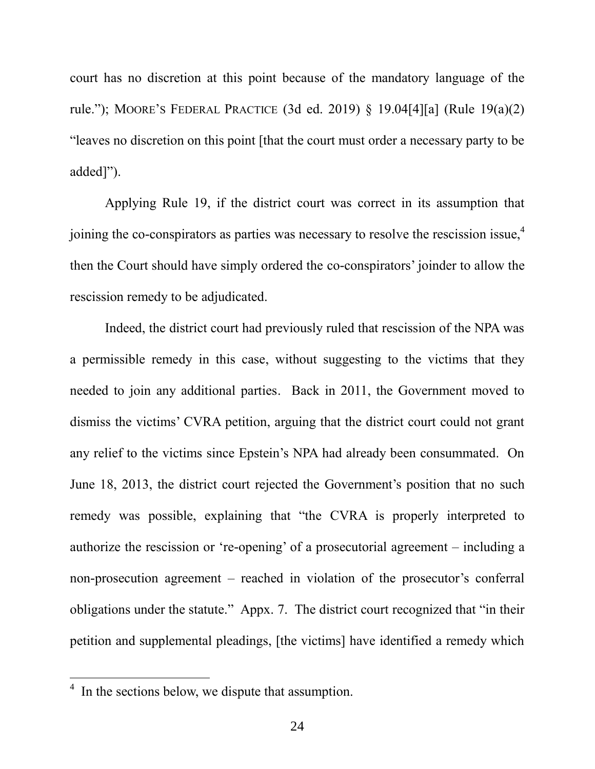court has no discretion at this point because of the mandatory language of the rule."); MOORE'S FEDERAL PRACTICE (3d ed. 2019) § 19.04[4][a] (Rule 19(a)(2) "leaves no discretion on this point [that the court must order a necessary party to be added]").

Applying Rule 19, if the district court was correct in its assumption that joining the co-conspirators as parties was necessary to resolve the rescission issue,[4] then the Court should have simply ordered the co-conspirators' joinder to allow the rescission remedy to be adjudicated.

Indeed, the district court had previously ruled that rescission of the NPA was a permissible remedy in this case, without suggesting to the victims that they needed to join any additional parties. Back in 2011, the Government moved to dismiss the victims' CVRA petition, arguing that the district court could not grant any relief to the victims since Epstein's NPA had already been consummated. On June 18, 2013, the district court rejected the Government's position that no such remedy was possible, explaining that "the CVRA is properly interpreted to authorize the rescission or 're-opening' of a prosecutorial agreement – including a non-prosecution agreement – reached in violation of the prosecutor's conferral obligations under the statute." Appx. 7. The district court recognized that "in their petition and supplemental pleadings, [the victims] have identified a remedy which

---

[4] In the sections below, we dispute that assumption.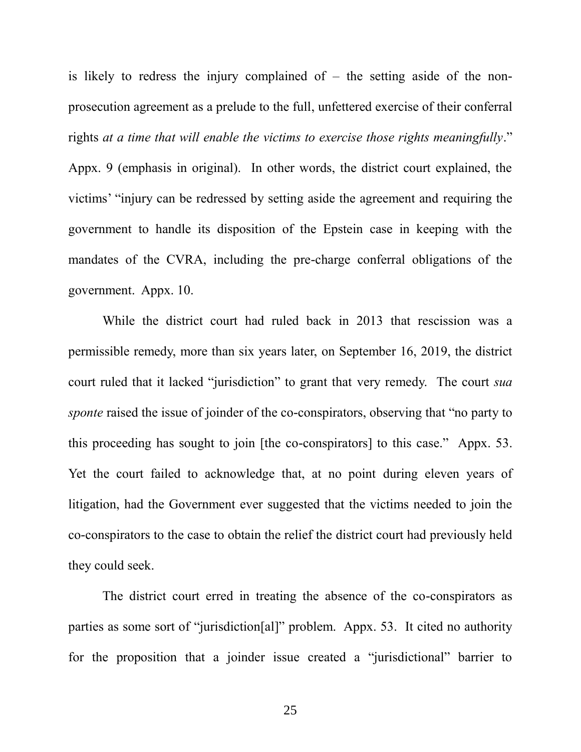is likely to redress the injury complained of – the setting aside of the non-prosecution agreement as a prelude to the full, unfettered exercise of their conferral rights *at a time that will enable the victims to exercise those rights meaningfully*." Appx. 9 (emphasis in original). In other words, the district court explained, the victims' "injury can be redressed by setting aside the agreement and requiring the government to handle its disposition of the Epstein case in keeping with the mandates of the CVRA, including the pre-charge conferral obligations of the government. Appx. 10.

While the district court had ruled back in 2013 that rescission was a permissible remedy, more than six years later, on September 16, 2019, the district court ruled that it lacked "jurisdiction" to grant that very remedy. The court *sua sponte* raised the issue of joinder of the co-conspirators, observing that "no party to this proceeding has sought to join [the co-conspirators] to this case." Appx. 53. Yet the court failed to acknowledge that, at no point during eleven years of litigation, had the Government ever suggested that the victims needed to join the co-conspirators to the case to obtain the relief the district court had previously held they could seek.

The district court erred in treating the absence of the co-conspirators as parties as some sort of "jurisdiction[al]" problem. Appx. 53. It cited no authority for the proposition that a joinder issue created a "jurisdictional" barrier to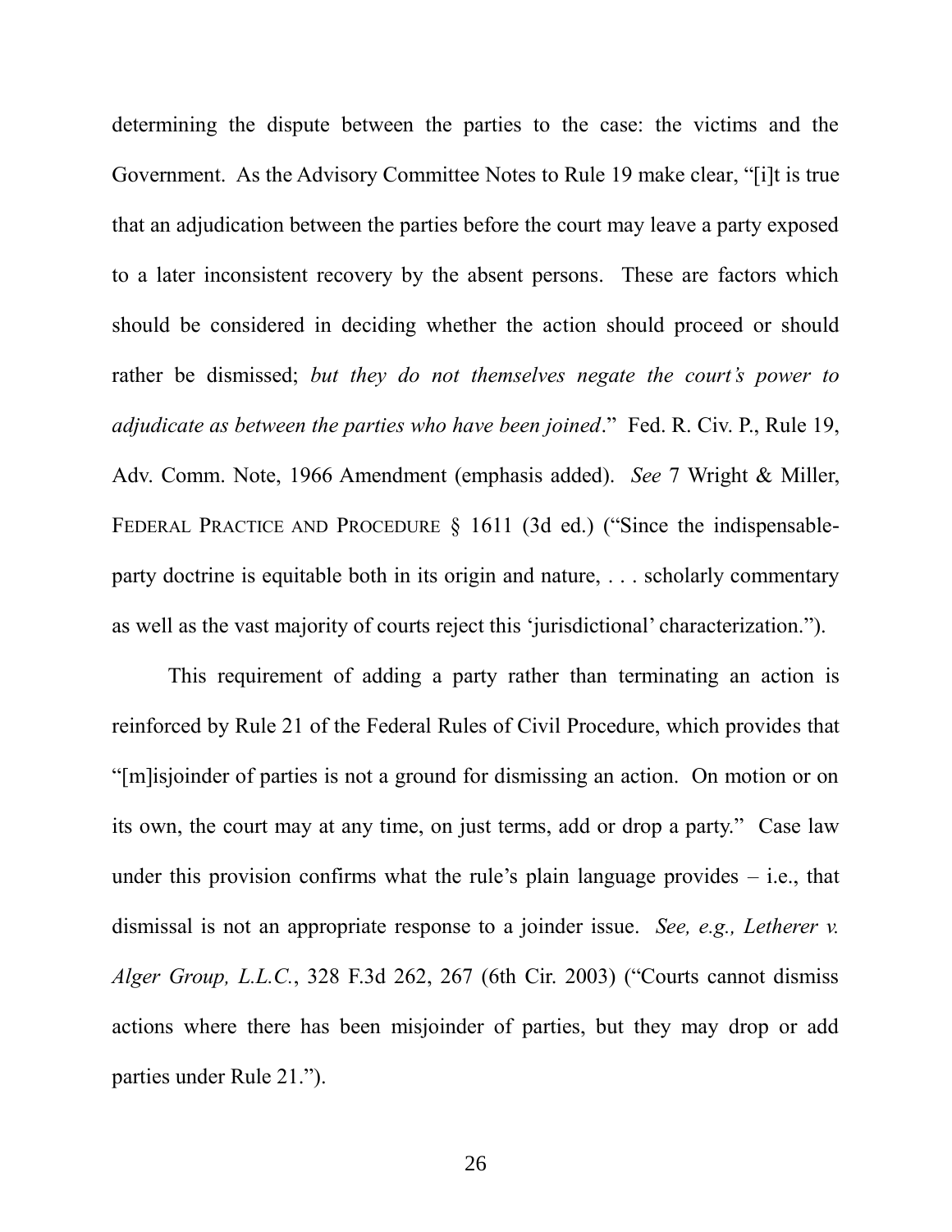determining the dispute between the parties to the case: the victims and the Government. As the Advisory Committee Notes to Rule 19 make clear, "[i]t is true that an adjudication between the parties before the court may leave a party exposed to a later inconsistent recovery by the absent persons. These are factors which should be considered in deciding whether the action should proceed or should rather be dismissed; *but they do not themselves negate the court's power to adjudicate as between the parties who have been joined*." Fed. R. Civ. P., Rule 19, Adv. Comm. Note, 1966 Amendment (emphasis added). *See* 7 Wright & Miller, FEDERAL PRACTICE AND PROCEDURE § 1611 (3d ed.) ("Since the indispensable-party doctrine is equitable both in its origin and nature, . . . scholarly commentary as well as the vast majority of courts reject this 'jurisdictional' characterization.").

This requirement of adding a party rather than terminating an action is reinforced by Rule 21 of the Federal Rules of Civil Procedure, which provides that "[m]isjoinder of parties is not a ground for dismissing an action. On motion or on its own, the court may at any time, on just terms, add or drop a party." Case law under this provision confirms what the rule's plain language provides – i.e., that dismissal is not an appropriate response to a joinder issue. *See, e.g., Letherer v. Alger Group, L.L.C.*, 328 F.3d 262, 267 (6th Cir. 2003) ("Courts cannot dismiss actions where there has been misjoinder of parties, but they may drop or add parties under Rule 21.").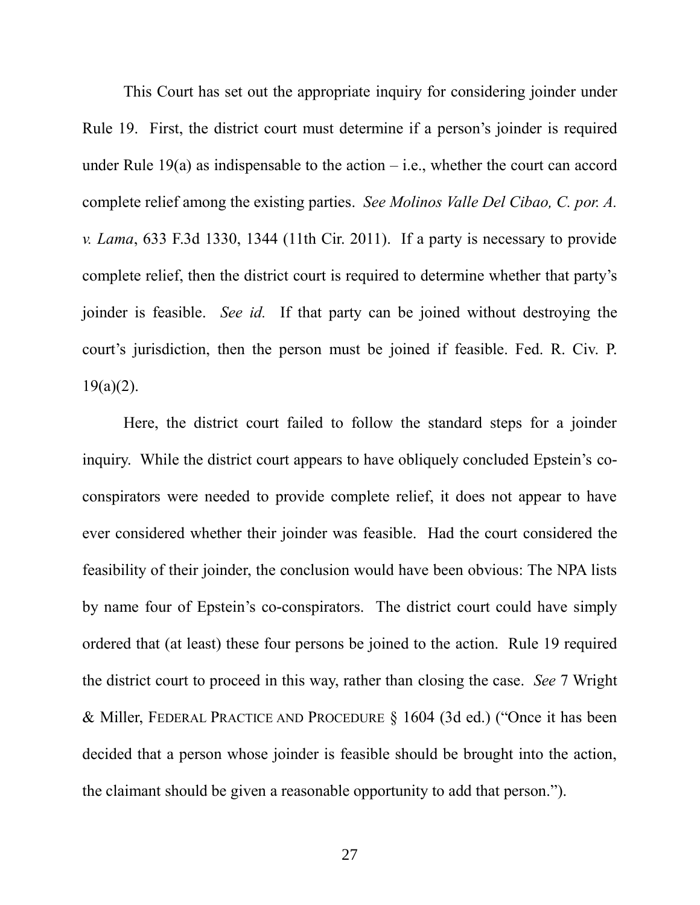This Court has set out the appropriate inquiry for considering joinder under Rule 19. First, the district court must determine if a person's joinder is required under Rule 19(a) as indispensable to the action – i.e., whether the court can accord complete relief among the existing parties. *See Molinos Valle Del Cibao, C. por. A. v. Lama*, 633 F.3d 1330, 1344 (11th Cir. 2011). If a party is necessary to provide complete relief, then the district court is required to determine whether that party's joinder is feasible. *See id.* If that party can be joined without destroying the court's jurisdiction, then the person must be joined if feasible. Fed. R. Civ. P. 19(a)(2).

Here, the district court failed to follow the standard steps for a joinder inquiry. While the district court appears to have obliquely concluded Epstein's co-conspirators were needed to provide complete relief, it does not appear to have ever considered whether their joinder was feasible. Had the court considered the feasibility of their joinder, the conclusion would have been obvious: The NPA lists by name four of Epstein's co-conspirators. The district court could have simply ordered that (at least) these four persons be joined to the action. Rule 19 required the district court to proceed in this way, rather than closing the case. *See* 7 Wright & Miller, FEDERAL PRACTICE AND PROCEDURE § 1604 (3d ed.) ("Once it has been decided that a person whose joinder is feasible should be brought into the action, the claimant should be given a reasonable opportunity to add that person.").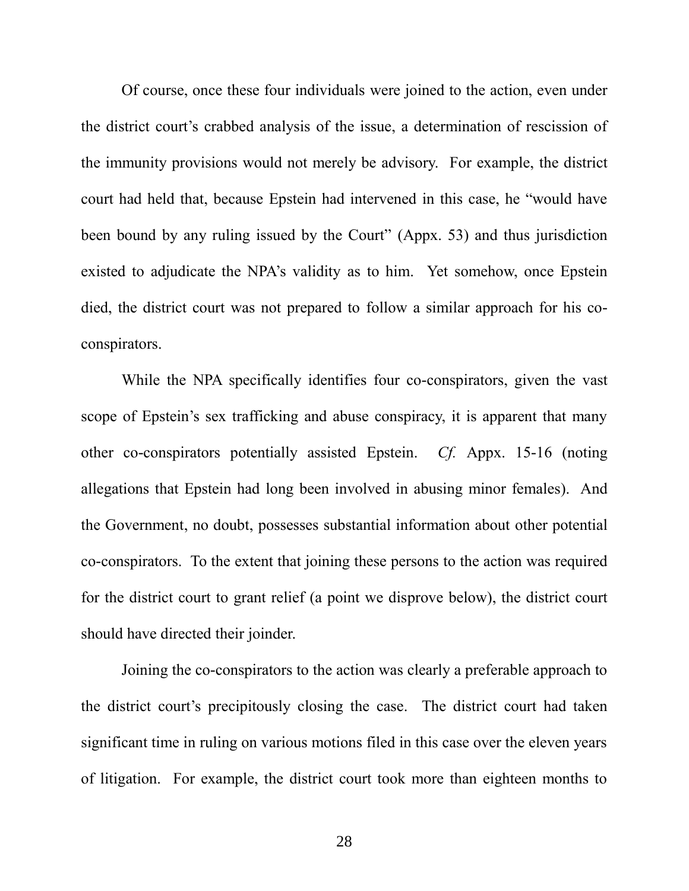Of course, once these four individuals were joined to the action, even under the district court's crabbed analysis of the issue, a determination of rescission of the immunity provisions would not merely be advisory. For example, the district court had held that, because Epstein had intervened in this case, he "would have been bound by any ruling issued by the Court" (Appx. 53) and thus jurisdiction existed to adjudicate the NPA's validity as to him. Yet somehow, once Epstein died, the district court was not prepared to follow a similar approach for his co-conspirators.

While the NPA specifically identifies four co-conspirators, given the vast scope of Epstein's sex trafficking and abuse conspiracy, it is apparent that many other co-conspirators potentially assisted Epstein. *Cf.* Appx. 15-16 (noting allegations that Epstein had long been involved in abusing minor females). And the Government, no doubt, possesses substantial information about other potential co-conspirators. To the extent that joining these persons to the action was required for the district court to grant relief (a point we disprove below), the district court should have directed their joinder.

Joining the co-conspirators to the action was clearly a preferable approach to the district court's precipitously closing the case. The district court had taken significant time in ruling on various motions filed in this case over the eleven years of litigation. For example, the district court took more than eighteen months to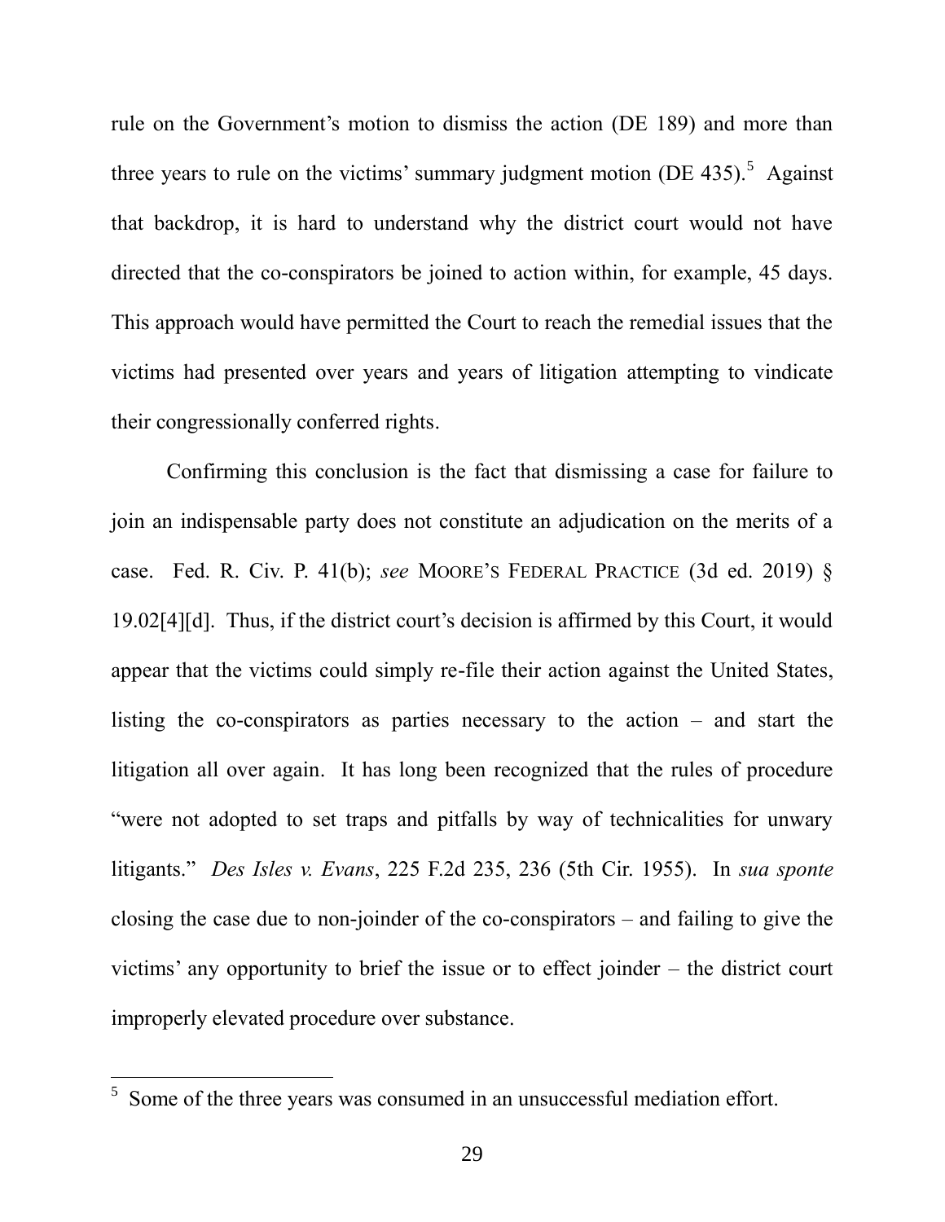rule on the Government's motion to dismiss the action (DE 189) and more than three years to rule on the victims' summary judgment motion (DE 435).[5] Against that backdrop, it is hard to understand why the district court would not have directed that the co-conspirators be joined to action within, for example, 45 days. This approach would have permitted the Court to reach the remedial issues that the victims had presented over years and years of litigation attempting to vindicate their congressionally conferred rights.

Confirming this conclusion is the fact that dismissing a case for failure to join an indispensable party does not constitute an adjudication on the merits of a case. Fed. R. Civ. P. 41(b); *see* MOORE'S FEDERAL PRACTICE (3d ed. 2019) § 19.02[4][d]. Thus, if the district court's decision is affirmed by this Court, it would appear that the victims could simply re-file their action against the United States, listing the co-conspirators as parties necessary to the action – and start the litigation all over again. It has long been recognized that the rules of procedure "were not adopted to set traps and pitfalls by way of technicalities for unwary litigants." *Des Isles v. Evans*, 225 F.2d 235, 236 (5th Cir. 1955). In *sua sponte* closing the case due to non-joinder of the co-conspirators – and failing to give the victims' any opportunity to brief the issue or to effect joinder – the district court improperly elevated procedure over substance.

---

[5] Some of the three years was consumed in an unsuccessful mediation effort.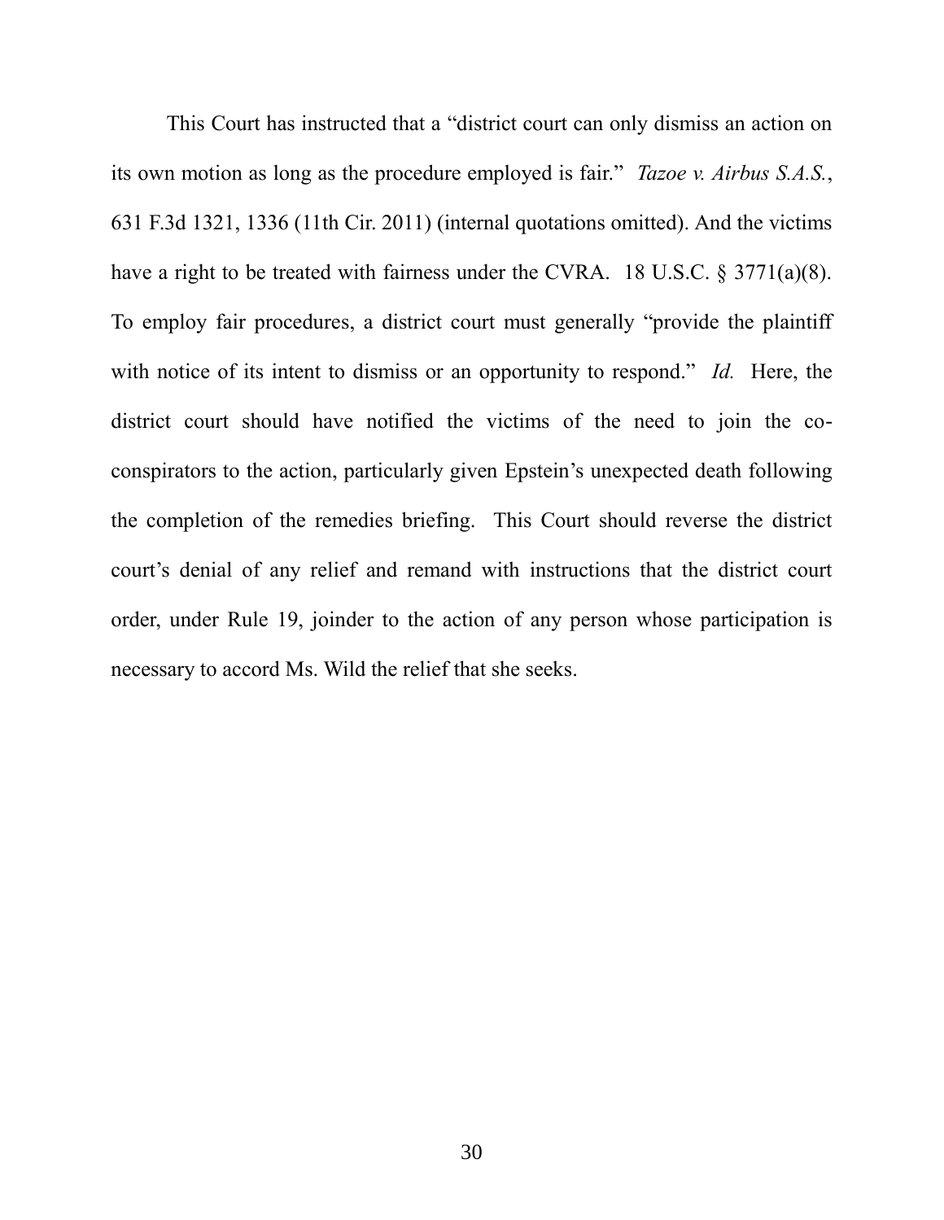This Court has instructed that a "district court can only dismiss an action on its own motion as long as the procedure employed is fair." *Tazoe v. Airbus S.A.S.*, 631 F.3d 1321, 1336 (11th Cir. 2011) (internal quotations omitted). And the victims have a right to be treated with fairness under the CVRA. 18 U.S.C. § 3771(a)(8). To employ fair procedures, a district court must generally "provide the plaintiff with notice of its intent to dismiss or an opportunity to respond." *Id.* Here, the district court should have notified the victims of the need to join the co-conspirators to the action, particularly given Epstein's unexpected death following the completion of the remedies briefing. This Court should reverse the district court's denial of any relief and remand with instructions that the district court order, under Rule 19, joinder to the action of any person whose participation is necessary to accord Ms. Wild the relief that she seeks.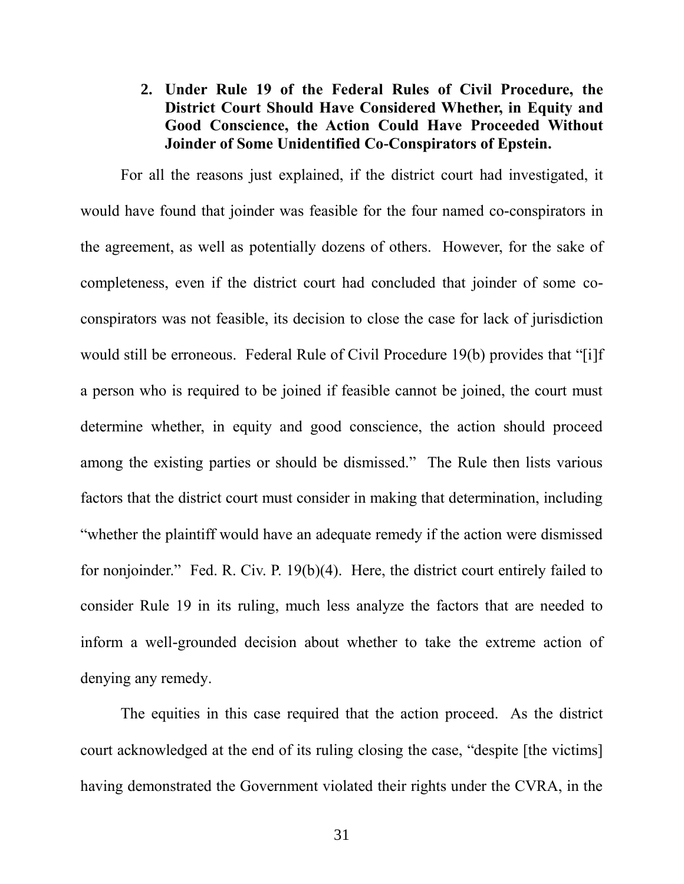**2. Under Rule 19 of the Federal Rules of Civil Procedure, the District Court Should Have Considered Whether, in Equity and Good Conscience, the Action Could Have Proceeded Without Joinder of Some Unidentified Co-Conspirators of Epstein.**

For all the reasons just explained, if the district court had investigated, it would have found that joinder was feasible for the four named co-conspirators in the agreement, as well as potentially dozens of others. However, for the sake of completeness, even if the district court had concluded that joinder of some co-conspirators was not feasible, its decision to close the case for lack of jurisdiction would still be erroneous. Federal Rule of Civil Procedure 19(b) provides that "[i]f a person who is required to be joined if feasible cannot be joined, the court must determine whether, in equity and good conscience, the action should proceed among the existing parties or should be dismissed." The Rule then lists various factors that the district court must consider in making that determination, including "whether the plaintiff would have an adequate remedy if the action were dismissed for nonjoinder." Fed. R. Civ. P. 19(b)(4). Here, the district court entirely failed to consider Rule 19 in its ruling, much less analyze the factors that are needed to inform a well-grounded decision about whether to take the extreme action of denying any remedy.

The equities in this case required that the action proceed. As the district court acknowledged at the end of its ruling closing the case, "despite [the victims] having demonstrated the Government violated their rights under the CVRA, in the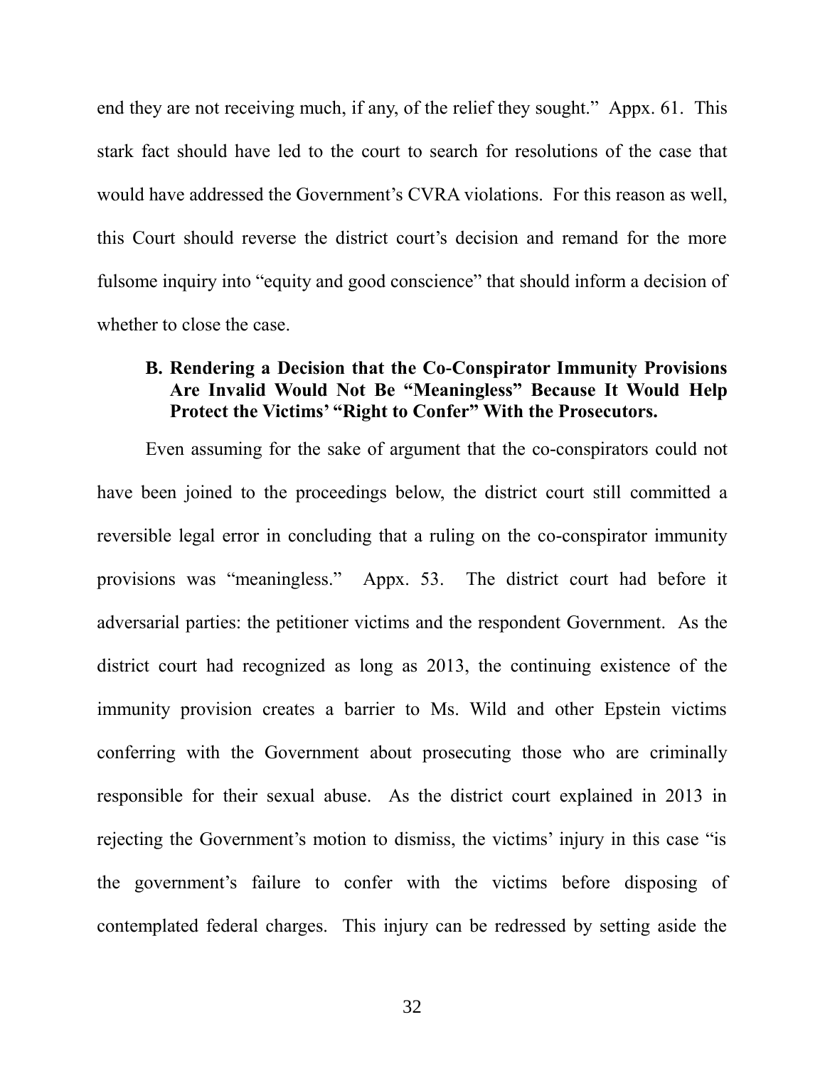end they are not receiving much, if any, of the relief they sought." Appx. 61. This stark fact should have led to the court to search for resolutions of the case that would have addressed the Government's CVRA violations. For this reason as well, this Court should reverse the district court's decision and remand for the more fulsome inquiry into "equity and good conscience" that should inform a decision of whether to close the case.

### B. Rendering a Decision that the Co-Conspirator Immunity Provisions Are Invalid Would Not Be "Meaningless" Because It Would Help Protect the Victims' "Right to Confer" With the Prosecutors.

Even assuming for the sake of argument that the co-conspirators could not have been joined to the proceedings below, the district court still committed a reversible legal error in concluding that a ruling on the co-conspirator immunity provisions was "meaningless." Appx. 53. The district court had before it adversarial parties: the petitioner victims and the respondent Government. As the district court had recognized as long as 2013, the continuing existence of the immunity provision creates a barrier to Ms. Wild and other Epstein victims conferring with the Government about prosecuting those who are criminally responsible for their sexual abuse. As the district court explained in 2013 in rejecting the Government's motion to dismiss, the victims' injury in this case "is the government's failure to confer with the victims before disposing of contemplated federal charges. This injury can be redressed by setting aside the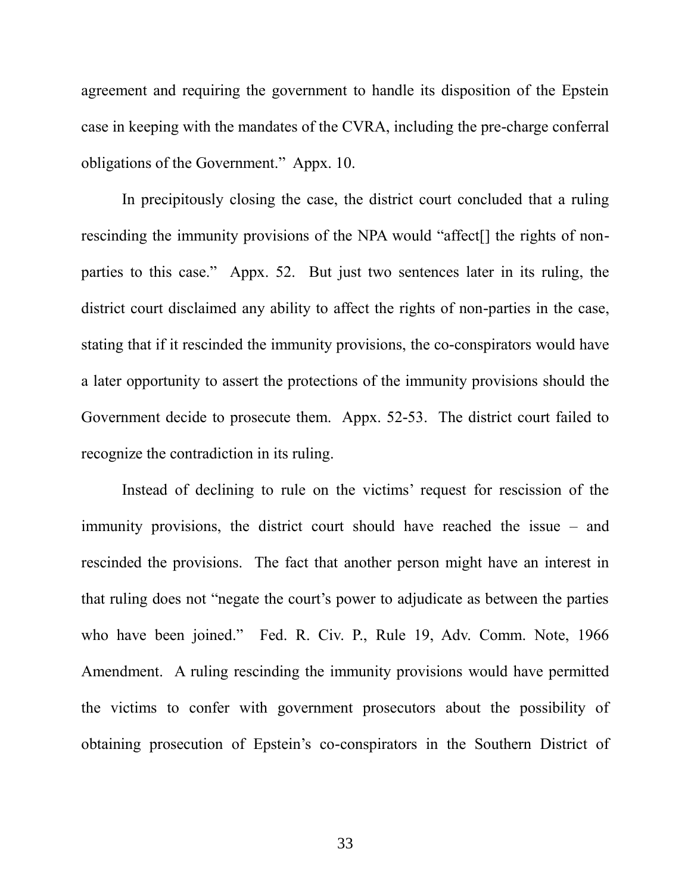agreement and requiring the government to handle its disposition of the Epstein case in keeping with the mandates of the CVRA, including the pre-charge conferral obligations of the Government." Appx. 10.

In precipitously closing the case, the district court concluded that a ruling rescinding the immunity provisions of the NPA would "affect[] the rights of non-parties to this case." Appx. 52. But just two sentences later in its ruling, the district court disclaimed any ability to affect the rights of non-parties in the case, stating that if it rescinded the immunity provisions, the co-conspirators would have a later opportunity to assert the protections of the immunity provisions should the Government decide to prosecute them. Appx. 52-53. The district court failed to recognize the contradiction in its ruling.

Instead of declining to rule on the victims' request for rescission of the immunity provisions, the district court should have reached the issue – and rescinded the provisions. The fact that another person might have an interest in that ruling does not "negate the court's power to adjudicate as between the parties who have been joined." Fed. R. Civ. P., Rule 19, Adv. Comm. Note, 1966 Amendment. A ruling rescinding the immunity provisions would have permitted the victims to confer with government prosecutors about the possibility of obtaining prosecution of Epstein's co-conspirators in the Southern District of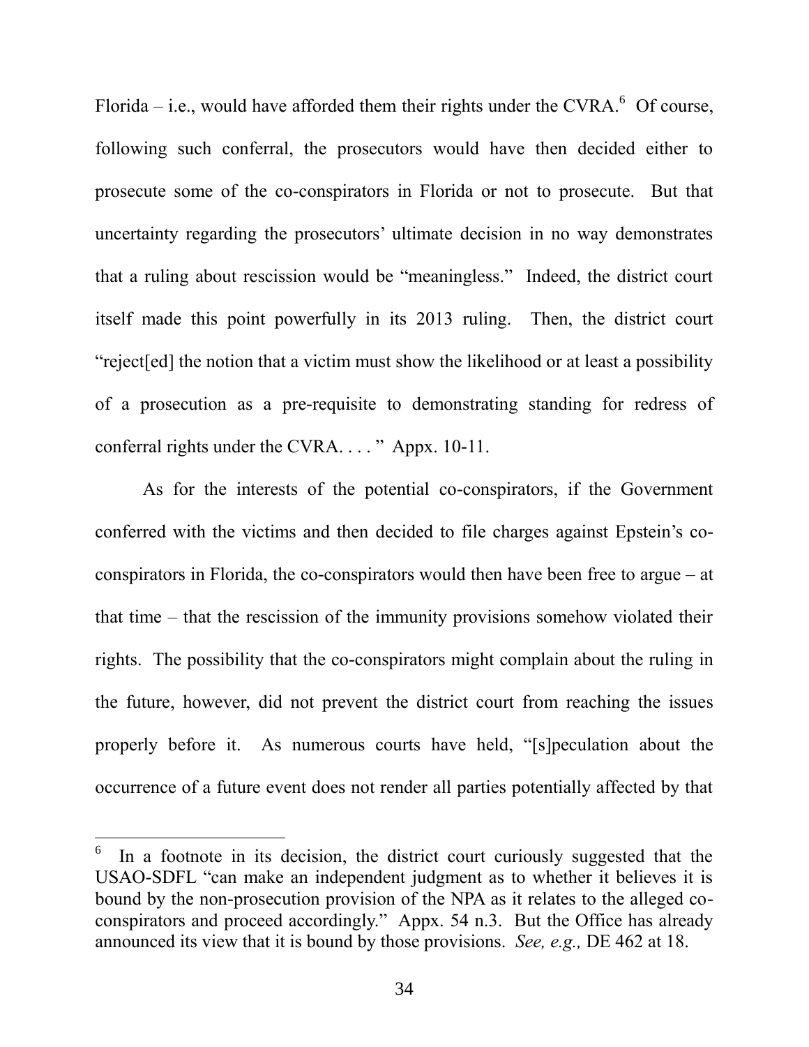Florida – i.e., would have afforded them their rights under the CVRA.[6] Of course, following such conferral, the prosecutors would have then decided either to prosecute some of the co-conspirators in Florida or not to prosecute. But that uncertainty regarding the prosecutors' ultimate decision in no way demonstrates that a ruling about rescission would be "meaningless." Indeed, the district court itself made this point powerfully in its 2013 ruling. Then, the district court "reject[ed] the notion that a victim must show the likelihood or at least a possibility of a prosecution as a pre-requisite to demonstrating standing for redress of conferral rights under the CVRA. . . . " Appx. 10-11.

As for the interests of the potential co-conspirators, if the Government conferred with the victims and then decided to file charges against Epstein's co-conspirators in Florida, the co-conspirators would then have been free to argue – at that time – that the rescission of the immunity provisions somehow violated their rights. The possibility that the co-conspirators might complain about the ruling in the future, however, did not prevent the district court from reaching the issues properly before it. As numerous courts have held, "[s]peculation about the occurrence of a future event does not render all parties potentially affected by that

---

[6] In a footnote in its decision, the district court curiously suggested that the USAO-SDFL "can make an independent judgment as to whether it believes it is bound by the non-prosecution provision of the NPA as it relates to the alleged co-conspirators and proceed accordingly." Appx. 54 n.3. But the Office has already announced its view that it is bound by those provisions. *See, e.g.,* DE 462 at 18.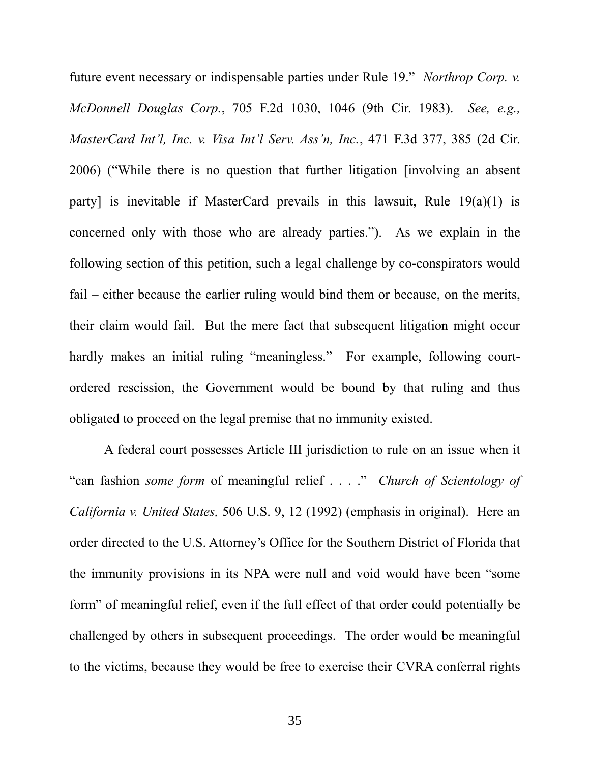future event necessary or indispensable parties under Rule 19." *Northrop Corp. v. McDonnell Douglas Corp.*, 705 F.2d 1030, 1046 (9th Cir. 1983). *See, e.g., MasterCard Int'l, Inc. v. Visa Int'l Serv. Ass'n, Inc.*, 471 F.3d 377, 385 (2d Cir. 2006) ("While there is no question that further litigation [involving an absent party] is inevitable if MasterCard prevails in this lawsuit, Rule 19(a)(1) is concerned only with those who are already parties."). As we explain in the following section of this petition, such a legal challenge by co-conspirators would fail – either because the earlier ruling would bind them or because, on the merits, their claim would fail. But the mere fact that subsequent litigation might occur hardly makes an initial ruling "meaningless." For example, following court-ordered rescission, the Government would be bound by that ruling and thus obligated to proceed on the legal premise that no immunity existed.

A federal court possesses Article III jurisdiction to rule on an issue when it "can fashion *some form* of meaningful relief . . . ." *Church of Scientology of California v. United States,* 506 U.S. 9, 12 (1992) (emphasis in original). Here an order directed to the U.S. Attorney's Office for the Southern District of Florida that the immunity provisions in its NPA were null and void would have been "some form" of meaningful relief, even if the full effect of that order could potentially be challenged by others in subsequent proceedings. The order would be meaningful to the victims, because they would be free to exercise their CVRA conferral rights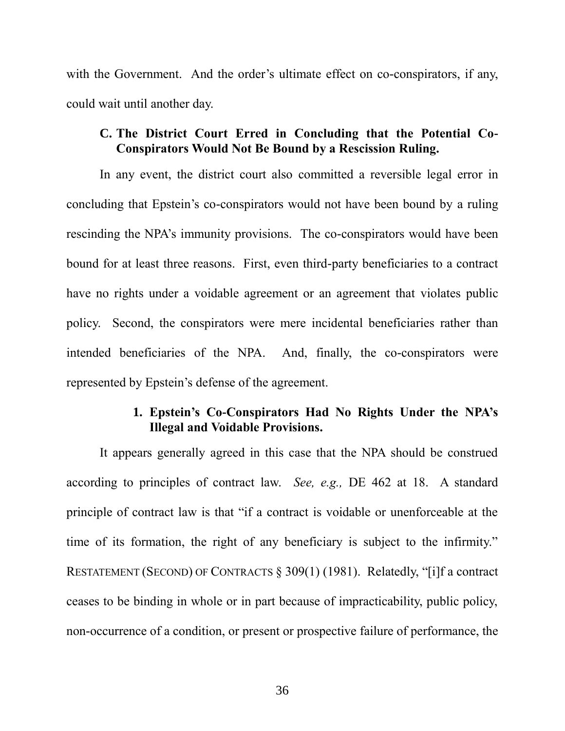with the Government. And the order's ultimate effect on co-conspirators, if any, could wait until another day.

### C. The District Court Erred in Concluding that the Potential Co-Conspirators Would Not Be Bound by a Rescission Ruling.

In any event, the district court also committed a reversible legal error in concluding that Epstein's co-conspirators would not have been bound by a ruling rescinding the NPA's immunity provisions. The co-conspirators would have been bound for at least three reasons. First, even third-party beneficiaries to a contract have no rights under a voidable agreement or an agreement that violates public policy. Second, the conspirators were mere incidental beneficiaries rather than intended beneficiaries of the NPA. And, finally, the co-conspirators were represented by Epstein's defense of the agreement.

#### 1. Epstein's Co-Conspirators Had No Rights Under the NPA's Illegal and Voidable Provisions.

It appears generally agreed in this case that the NPA should be construed according to principles of contract law. *See, e.g.,* DE 462 at 18. A standard principle of contract law is that "if a contract is voidable or unenforceable at the time of its formation, the right of any beneficiary is subject to the infirmity." RESTATEMENT (SECOND) OF CONTRACTS § 309(1) (1981). Relatedly, "[i]f a contract ceases to be binding in whole or in part because of impracticability, public policy, non-occurrence of a condition, or present or prospective failure of performance, the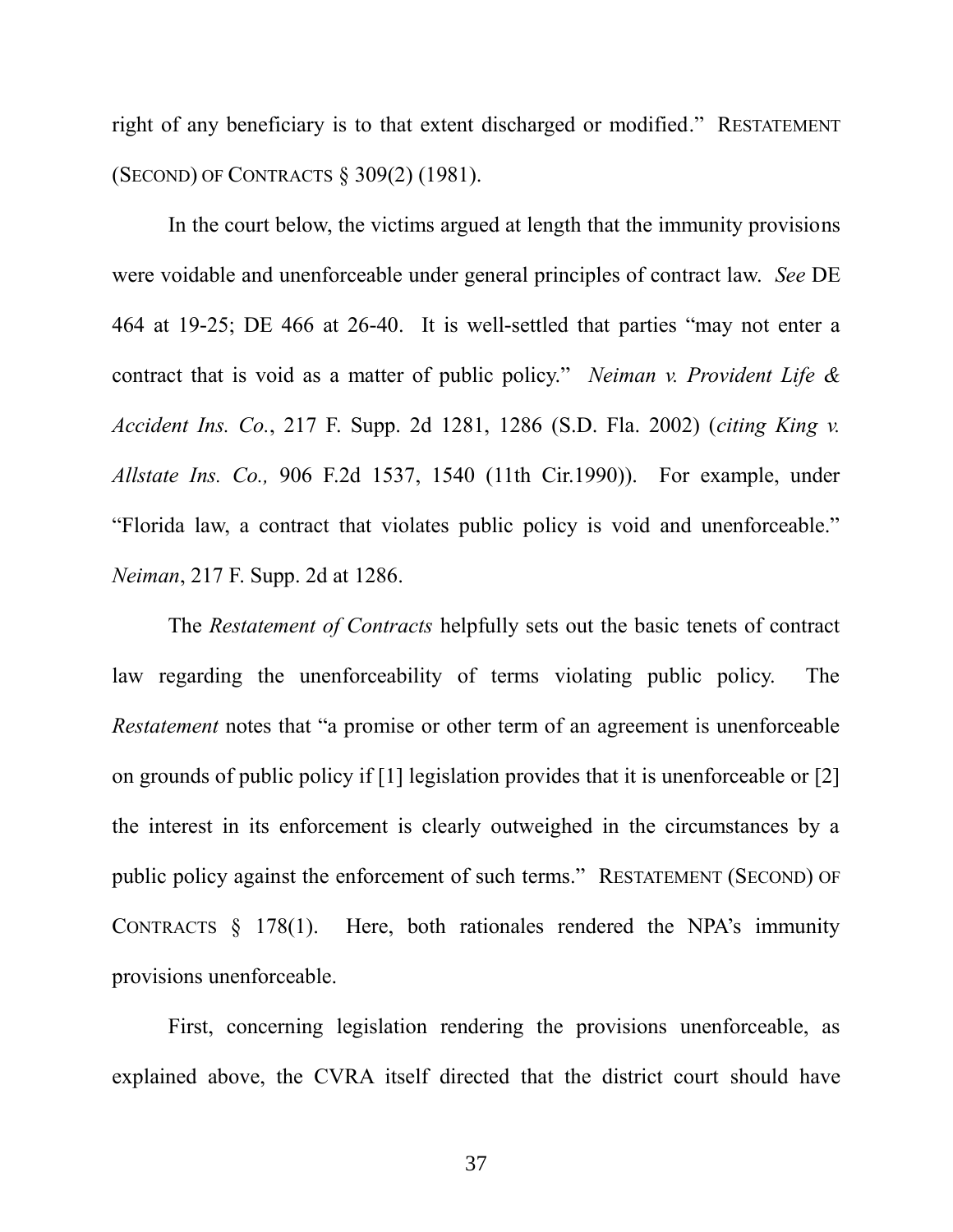right of any beneficiary is to that extent discharged or modified." RESTATEMENT (SECOND) OF CONTRACTS § 309(2) (1981).

In the court below, the victims argued at length that the immunity provisions were voidable and unenforceable under general principles of contract law. *See* DE 464 at 19-25; DE 466 at 26-40. It is well-settled that parties "may not enter a contract that is void as a matter of public policy." *Neiman v. Provident Life & Accident Ins. Co.*, 217 F. Supp. 2d 1281, 1286 (S.D. Fla. 2002) (*citing King v. Allstate Ins. Co.,* 906 F.2d 1537, 1540 (11th Cir.1990)). For example, under "Florida law, a contract that violates public policy is void and unenforceable." *Neiman*, 217 F. Supp. 2d at 1286.

The *Restatement of Contracts* helpfully sets out the basic tenets of contract law regarding the unenforceability of terms violating public policy. The *Restatement* notes that "a promise or other term of an agreement is unenforceable on grounds of public policy if [1] legislation provides that it is unenforceable or [2] the interest in its enforcement is clearly outweighed in the circumstances by a public policy against the enforcement of such terms." RESTATEMENT (SECOND) OF CONTRACTS § 178(1). Here, both rationales rendered the NPA's immunity provisions unenforceable.

First, concerning legislation rendering the provisions unenforceable, as explained above, the CVRA itself directed that the district court should have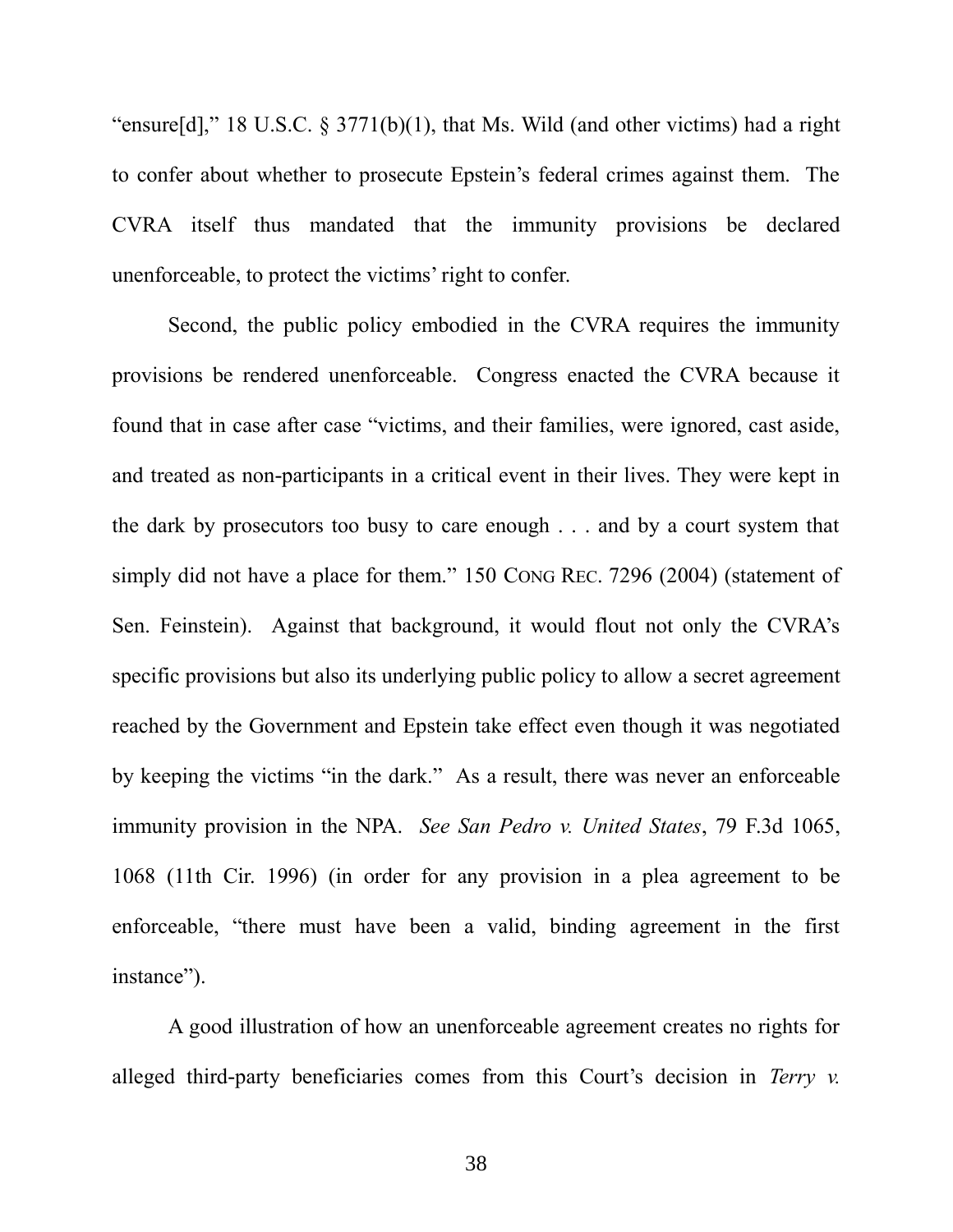"ensure[d]," 18 U.S.C. § 3771(b)(1), that Ms. Wild (and other victims) had a right to confer about whether to prosecute Epstein's federal crimes against them. The CVRA itself thus mandated that the immunity provisions be declared unenforceable, to protect the victims' right to confer.

Second, the public policy embodied in the CVRA requires the immunity provisions be rendered unenforceable. Congress enacted the CVRA because it found that in case after case "victims, and their families, were ignored, cast aside, and treated as non-participants in a critical event in their lives. They were kept in the dark by prosecutors too busy to care enough . . . and by a court system that simply did not have a place for them." 150 CONG REC. 7296 (2004) (statement of Sen. Feinstein). Against that background, it would flout not only the CVRA's specific provisions but also its underlying public policy to allow a secret agreement reached by the Government and Epstein take effect even though it was negotiated by keeping the victims "in the dark." As a result, there was never an enforceable immunity provision in the NPA. *See San Pedro v. United States*, 79 F.3d 1065, 1068 (11th Cir. 1996) (in order for any provision in a plea agreement to be enforceable, "there must have been a valid, binding agreement in the first instance").

A good illustration of how an unenforceable agreement creates no rights for alleged third-party beneficiaries comes from this Court's decision in *Terry v.*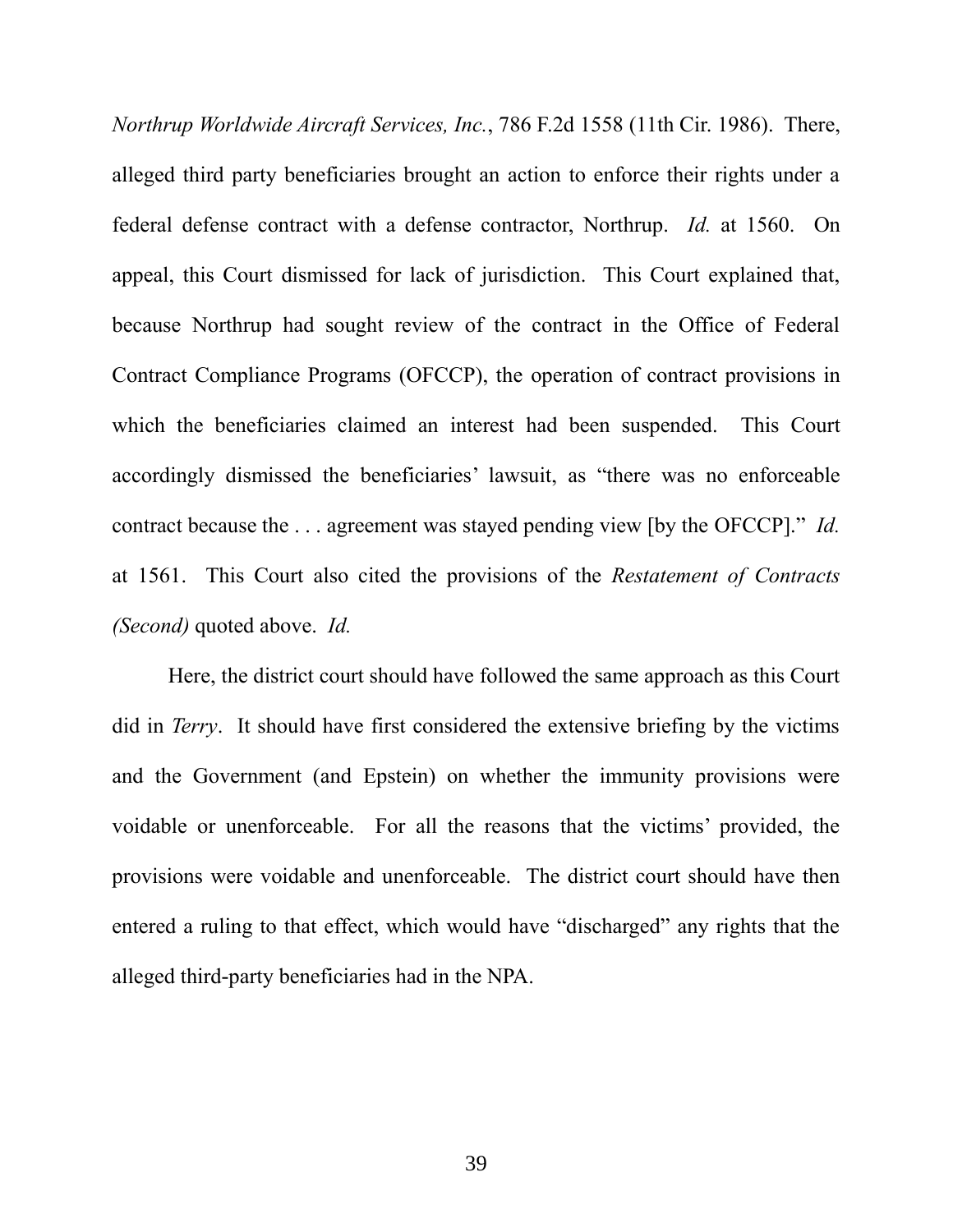*Northrup Worldwide Aircraft Services, Inc.*, 786 F.2d 1558 (11th Cir. 1986). There, alleged third party beneficiaries brought an action to enforce their rights under a federal defense contract with a defense contractor, Northrup. *Id.* at 1560. On appeal, this Court dismissed for lack of jurisdiction. This Court explained that, because Northrup had sought review of the contract in the Office of Federal Contract Compliance Programs (OFCCP), the operation of contract provisions in which the beneficiaries claimed an interest had been suspended. This Court accordingly dismissed the beneficiaries' lawsuit, as "there was no enforceable contract because the . . . agreement was stayed pending view [by the OFCCP]." *Id.* at 1561. This Court also cited the provisions of the *Restatement of Contracts (Second)* quoted above. *Id.*

Here, the district court should have followed the same approach as this Court did in *Terry*. It should have first considered the extensive briefing by the victims and the Government (and Epstein) on whether the immunity provisions were voidable or unenforceable. For all the reasons that the victims' provided, the provisions were voidable and unenforceable. The district court should have then entered a ruling to that effect, which would have "discharged" any rights that the alleged third-party beneficiaries had in the NPA.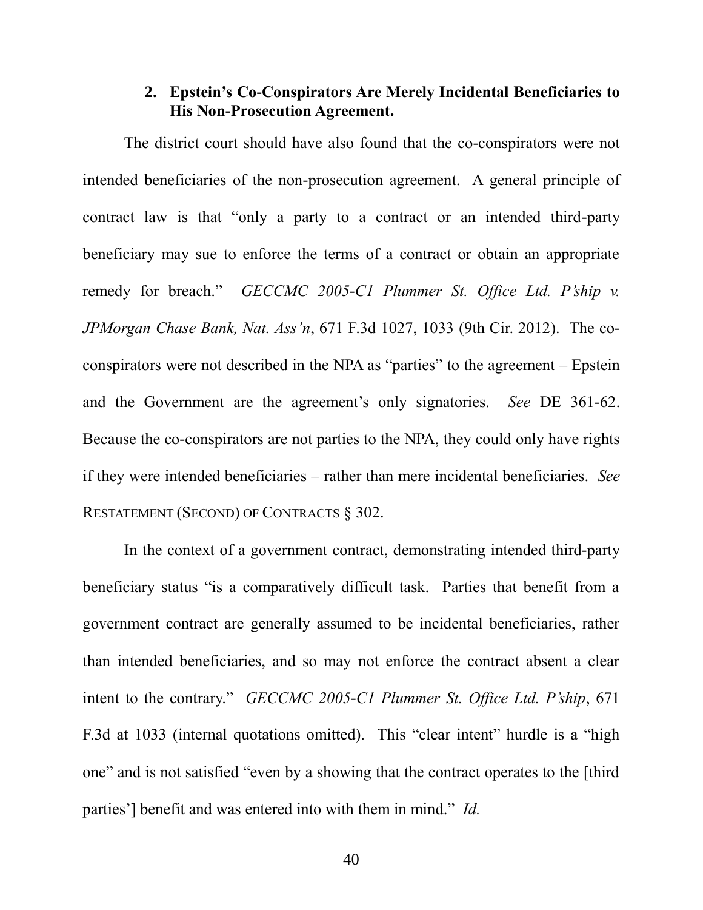### 2. Epstein's Co-Conspirators Are Merely Incidental Beneficiaries to His Non-Prosecution Agreement.

The district court should have also found that the co-conspirators were not intended beneficiaries of the non-prosecution agreement. A general principle of contract law is that "only a party to a contract or an intended third-party beneficiary may sue to enforce the terms of a contract or obtain an appropriate remedy for breach." *GECCMC 2005-C1 Plummer St. Office Ltd. P'ship v. JPMorgan Chase Bank, Nat. Ass'n*, 671 F.3d 1027, 1033 (9th Cir. 2012). The co-conspirators were not described in the NPA as "parties" to the agreement – Epstein and the Government are the agreement's only signatories. *See* DE 361-62. Because the co-conspirators are not parties to the NPA, they could only have rights if they were intended beneficiaries – rather than mere incidental beneficiaries. *See* RESTATEMENT (SECOND) OF CONTRACTS § 302.

In the context of a government contract, demonstrating intended third-party beneficiary status "is a comparatively difficult task. Parties that benefit from a government contract are generally assumed to be incidental beneficiaries, rather than intended beneficiaries, and so may not enforce the contract absent a clear intent to the contrary." *GECCMC 2005-C1 Plummer St. Office Ltd. P'ship*, 671 F.3d at 1033 (internal quotations omitted). This "clear intent" hurdle is a "high one" and is not satisfied "even by a showing that the contract operates to the [third parties'] benefit and was entered into with them in mind." *Id.*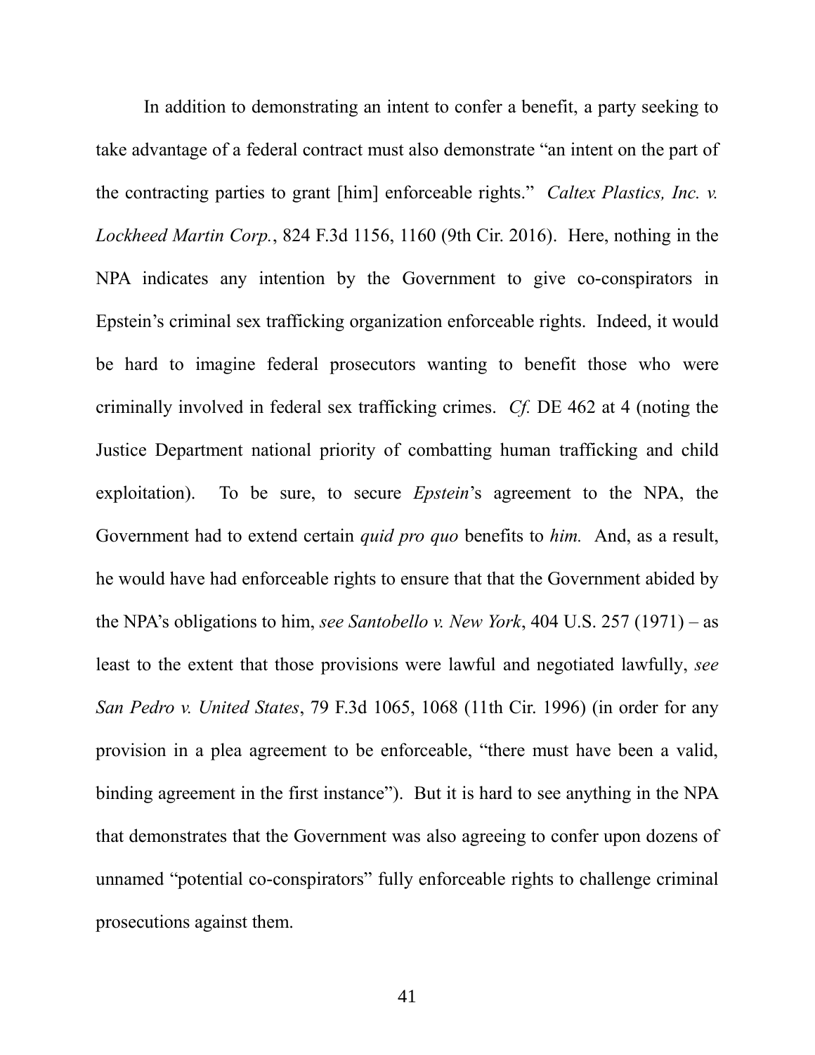In addition to demonstrating an intent to confer a benefit, a party seeking to take advantage of a federal contract must also demonstrate "an intent on the part of the contracting parties to grant [him] enforceable rights." *Caltex Plastics, Inc. v. Lockheed Martin Corp.*, 824 F.3d 1156, 1160 (9th Cir. 2016). Here, nothing in the NPA indicates any intention by the Government to give co-conspirators in Epstein's criminal sex trafficking organization enforceable rights. Indeed, it would be hard to imagine federal prosecutors wanting to benefit those who were criminally involved in federal sex trafficking crimes. *Cf.* DE 462 at 4 (noting the Justice Department national priority of combatting human trafficking and child exploitation). To be sure, to secure *Epstein*'s agreement to the NPA, the Government had to extend certain *quid pro quo* benefits to *him.* And, as a result, he would have had enforceable rights to ensure that that the Government abided by the NPA's obligations to him, *see Santobello v. New York*, 404 U.S. 257 (1971) – as least to the extent that those provisions were lawful and negotiated lawfully, *see San Pedro v. United States*, 79 F.3d 1065, 1068 (11th Cir. 1996) (in order for any provision in a plea agreement to be enforceable, "there must have been a valid, binding agreement in the first instance"). But it is hard to see anything in the NPA that demonstrates that the Government was also agreeing to confer upon dozens of unnamed "potential co-conspirators" fully enforceable rights to challenge criminal prosecutions against them.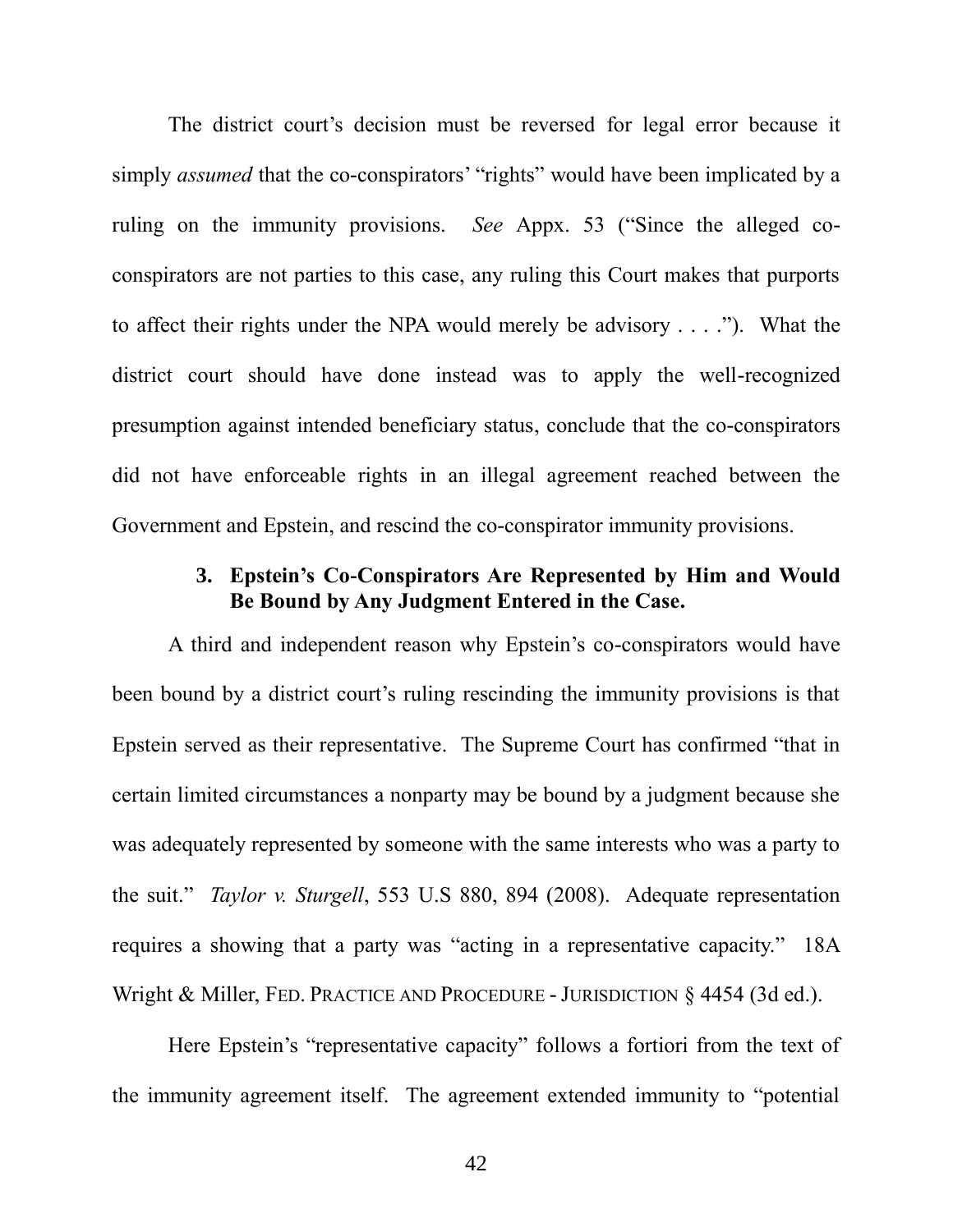The district court's decision must be reversed for legal error because it simply *assumed* that the co-conspirators' "rights" would have been implicated by a ruling on the immunity provisions. *See* Appx. 53 ("Since the alleged co-conspirators are not parties to this case, any ruling this Court makes that purports to affect their rights under the NPA would merely be advisory . . . ."). What the district court should have done instead was to apply the well-recognized presumption against intended beneficiary status, conclude that the co-conspirators did not have enforceable rights in an illegal agreement reached between the Government and Epstein, and rescind the co-conspirator immunity provisions.

### 3. Epstein's Co-Conspirators Are Represented by Him and Would Be Bound by Any Judgment Entered in the Case.

A third and independent reason why Epstein's co-conspirators would have been bound by a district court's ruling rescinding the immunity provisions is that Epstein served as their representative. The Supreme Court has confirmed "that in certain limited circumstances a nonparty may be bound by a judgment because she was adequately represented by someone with the same interests who was a party to the suit." *Taylor v. Sturgell*, 553 U.S 880, 894 (2008). Adequate representation requires a showing that a party was "acting in a representative capacity." 18A Wright & Miller, FED. PRACTICE AND PROCEDURE - JURISDICTION § 4454 (3d ed.).

Here Epstein's "representative capacity" follows a fortiori from the text of the immunity agreement itself. The agreement extended immunity to "potential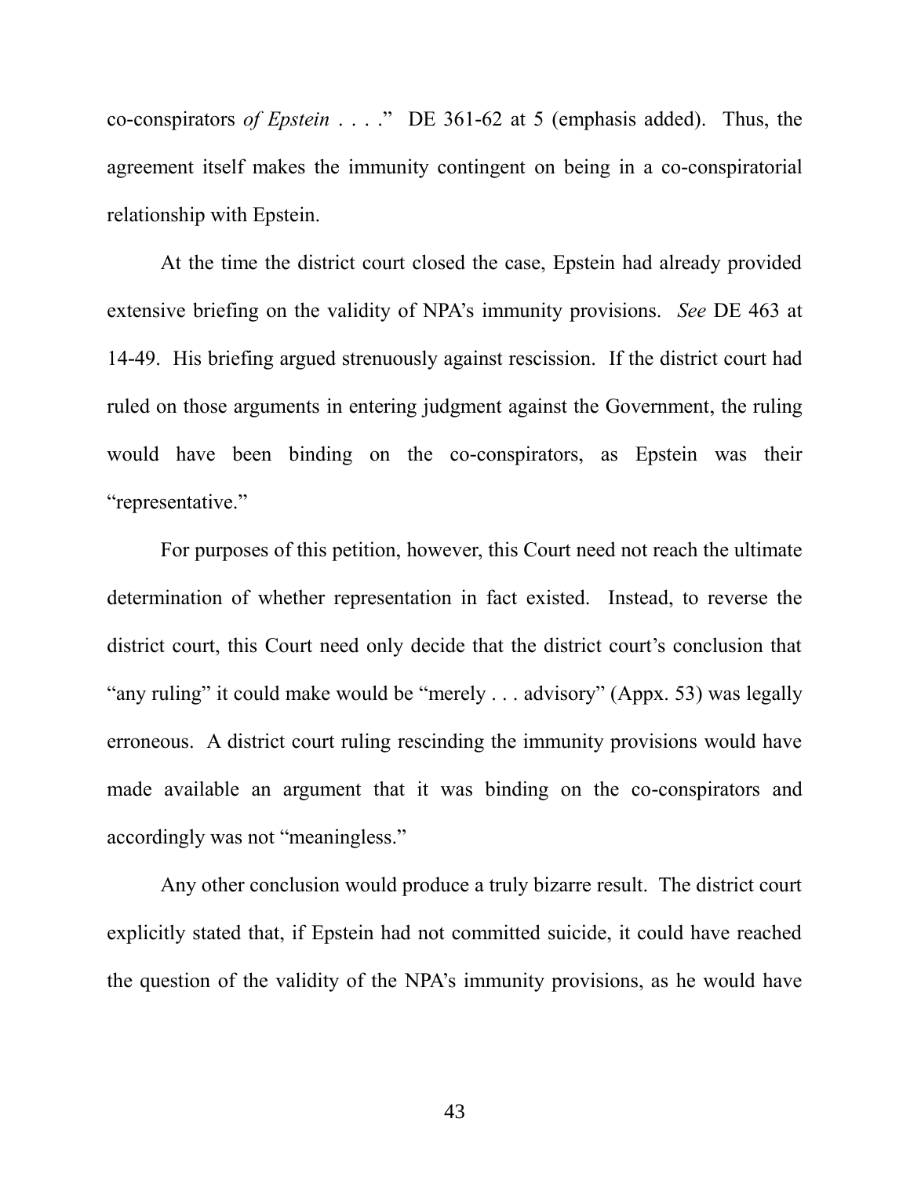co-conspirators *of Epstein* . . . ." DE 361-62 at 5 (emphasis added). Thus, the agreement itself makes the immunity contingent on being in a co-conspiratorial relationship with Epstein.

At the time the district court closed the case, Epstein had already provided extensive briefing on the validity of NPA's immunity provisions. *See* DE 463 at 14-49. His briefing argued strenuously against rescission. If the district court had ruled on those arguments in entering judgment against the Government, the ruling would have been binding on the co-conspirators, as Epstein was their "representative."

For purposes of this petition, however, this Court need not reach the ultimate determination of whether representation in fact existed. Instead, to reverse the district court, this Court need only decide that the district court's conclusion that "any ruling" it could make would be "merely . . . advisory" (Appx. 53) was legally erroneous. A district court ruling rescinding the immunity provisions would have made available an argument that it was binding on the co-conspirators and accordingly was not "meaningless."

Any other conclusion would produce a truly bizarre result. The district court explicitly stated that, if Epstein had not committed suicide, it could have reached the question of the validity of the NPA's immunity provisions, as he would have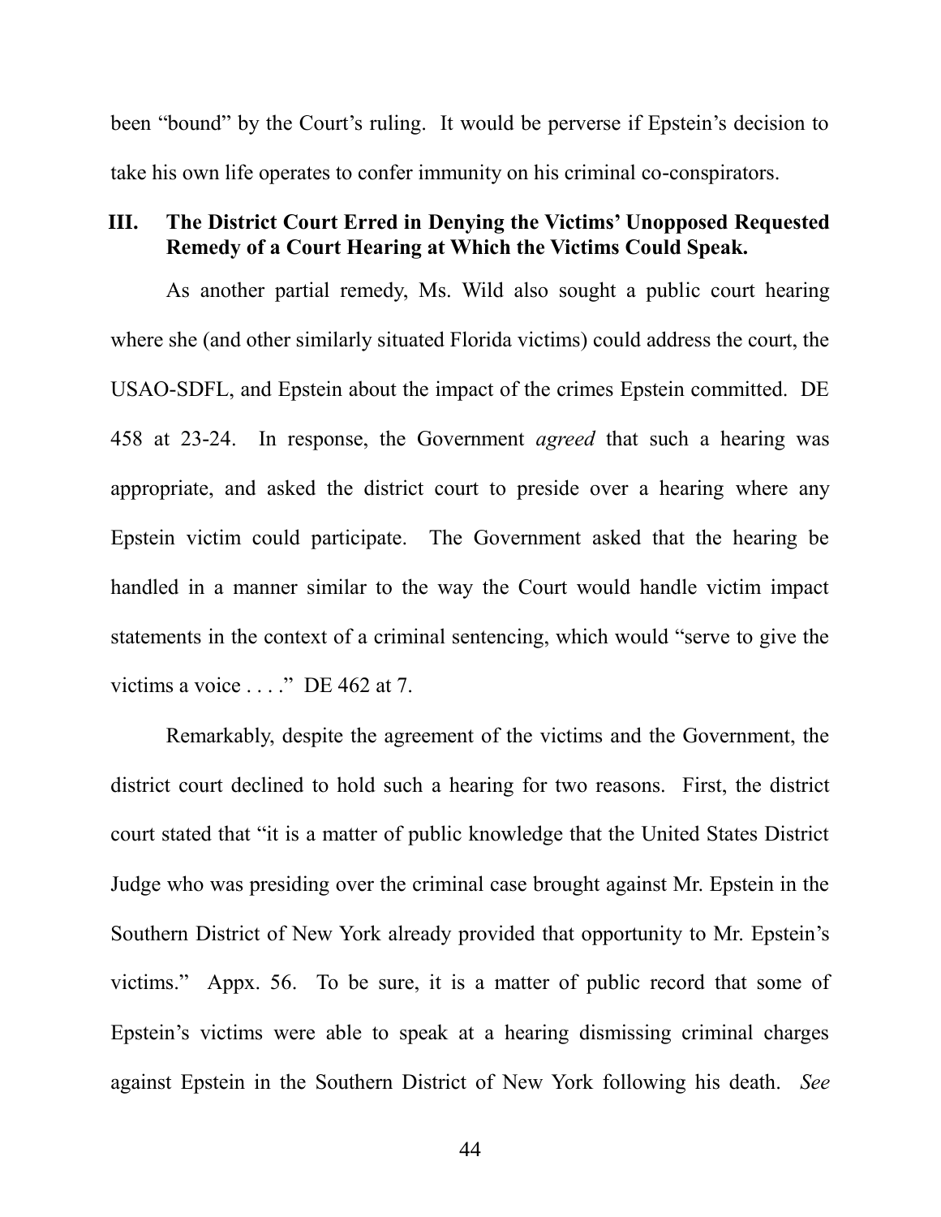been "bound" by the Court's ruling. It would be perverse if Epstein's decision to take his own life operates to confer immunity on his criminal co-conspirators.

## III. The District Court Erred in Denying the Victims' Unopposed Requested Remedy of a Court Hearing at Which the Victims Could Speak.

As another partial remedy, Ms. Wild also sought a public court hearing where she (and other similarly situated Florida victims) could address the court, the USAO-SDFL, and Epstein about the impact of the crimes Epstein committed. DE 458 at 23-24. In response, the Government *agreed* that such a hearing was appropriate, and asked the district court to preside over a hearing where any Epstein victim could participate. The Government asked that the hearing be handled in a manner similar to the way the Court would handle victim impact statements in the context of a criminal sentencing, which would "serve to give the victims a voice . . . ." DE 462 at 7.

Remarkably, despite the agreement of the victims and the Government, the district court declined to hold such a hearing for two reasons. First, the district court stated that "it is a matter of public knowledge that the United States District Judge who was presiding over the criminal case brought against Mr. Epstein in the Southern District of New York already provided that opportunity to Mr. Epstein's victims." Appx. 56. To be sure, it is a matter of public record that some of Epstein's victims were able to speak at a hearing dismissing criminal charges against Epstein in the Southern District of New York following his death. *See*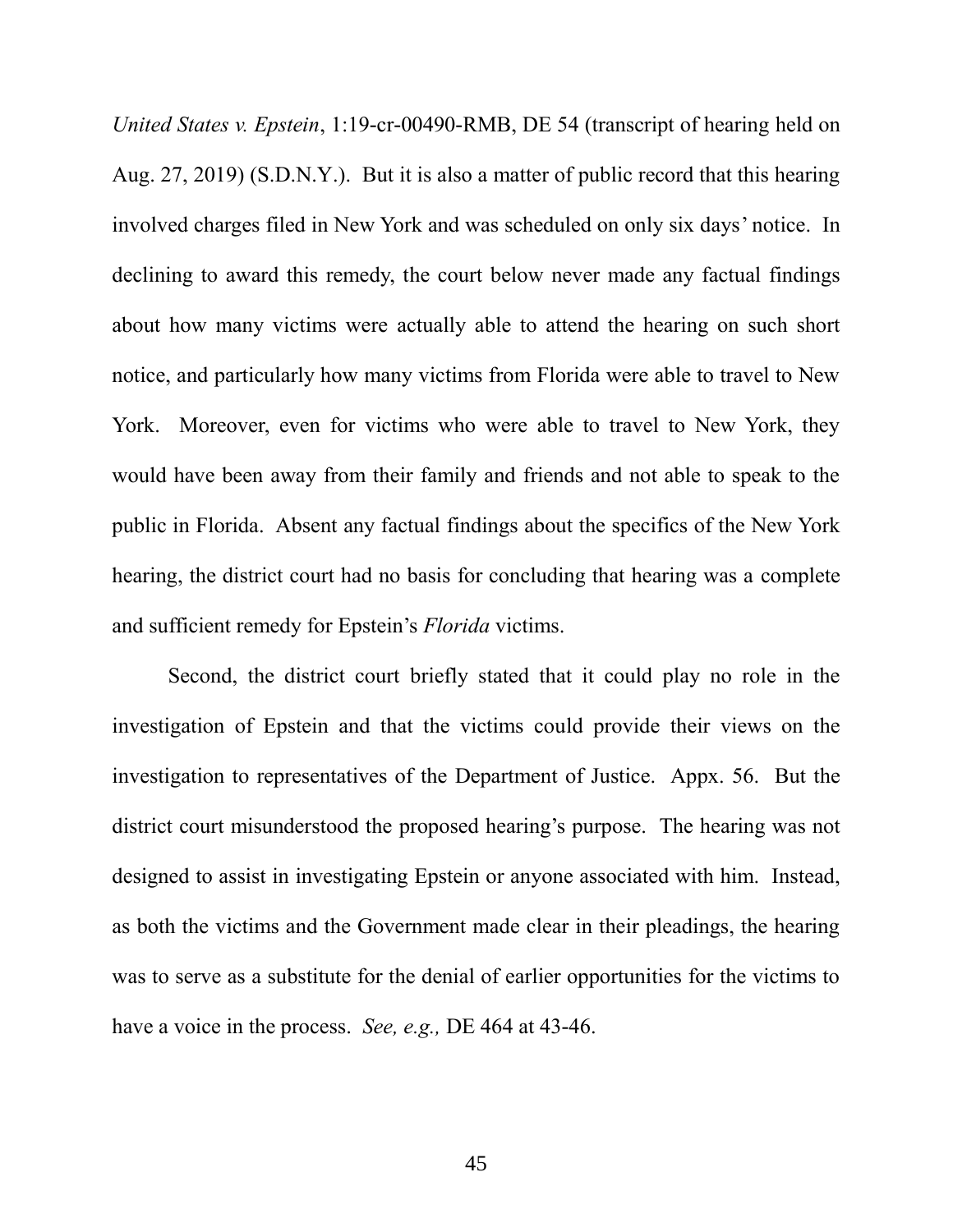*United States v. Epstein*, 1:19-cr-00490-RMB, DE 54 (transcript of hearing held on Aug. 27, 2019) (S.D.N.Y.). But it is also a matter of public record that this hearing involved charges filed in New York and was scheduled on only six days' notice. In declining to award this remedy, the court below never made any factual findings about how many victims were actually able to attend the hearing on such short notice, and particularly how many victims from Florida were able to travel to New York. Moreover, even for victims who were able to travel to New York, they would have been away from their family and friends and not able to speak to the public in Florida. Absent any factual findings about the specifics of the New York hearing, the district court had no basis for concluding that hearing was a complete and sufficient remedy for Epstein's *Florida* victims.

Second, the district court briefly stated that it could play no role in the investigation of Epstein and that the victims could provide their views on the investigation to representatives of the Department of Justice. Appx. 56. But the district court misunderstood the proposed hearing's purpose. The hearing was not designed to assist in investigating Epstein or anyone associated with him. Instead, as both the victims and the Government made clear in their pleadings, the hearing was to serve as a substitute for the denial of earlier opportunities for the victims to have a voice in the process. *See, e.g.,* DE 464 at 43-46.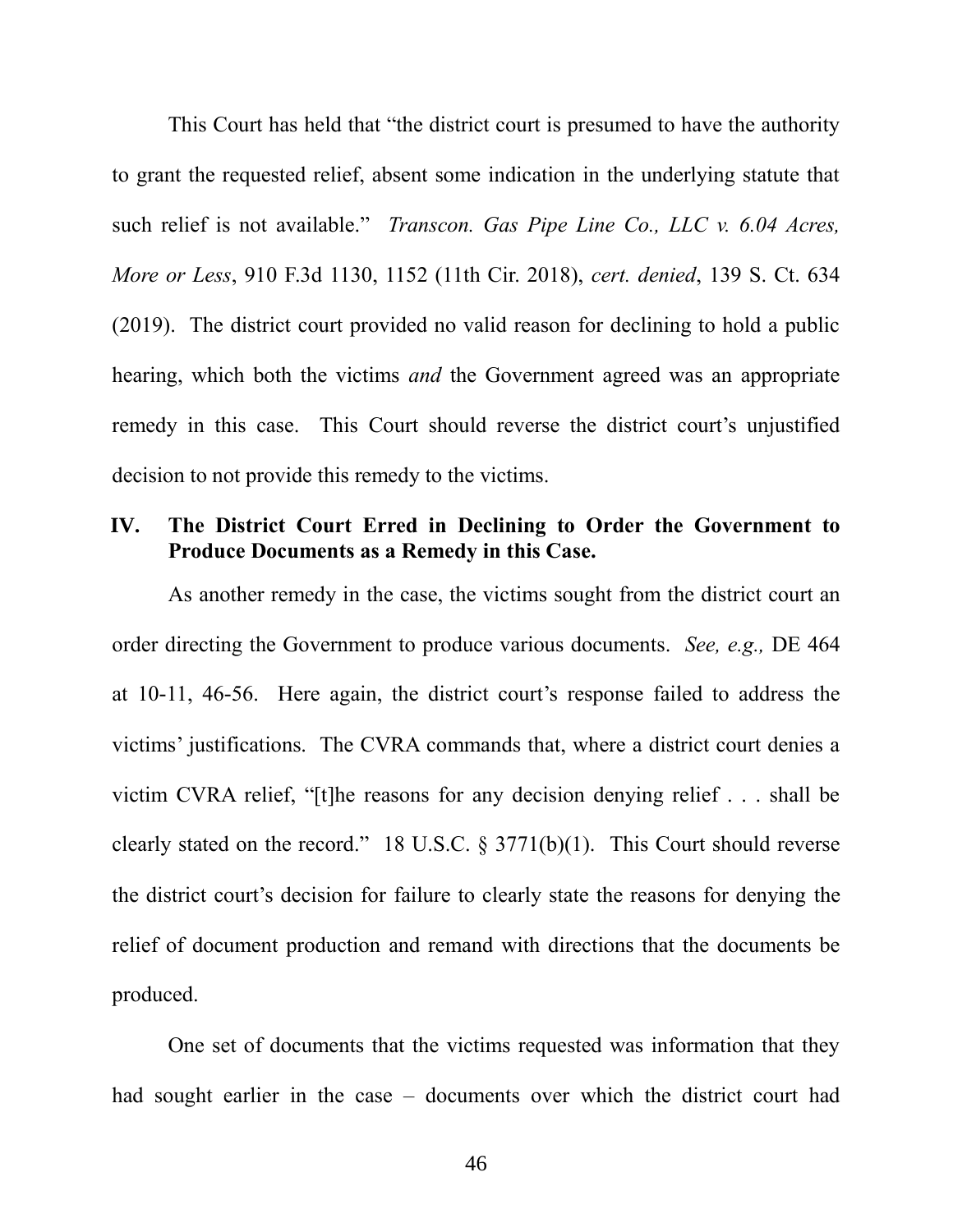This Court has held that "the district court is presumed to have the authority to grant the requested relief, absent some indication in the underlying statute that such relief is not available." *Transcon. Gas Pipe Line Co., LLC v. 6.04 Acres, More or Less*, 910 F.3d 1130, 1152 (11th Cir. 2018), *cert. denied*, 139 S. Ct. 634 (2019). The district court provided no valid reason for declining to hold a public hearing, which both the victims *and* the Government agreed was an appropriate remedy in this case. This Court should reverse the district court's unjustified decision to not provide this remedy to the victims.

## IV. The District Court Erred in Declining to Order the Government to Produce Documents as a Remedy in this Case.

As another remedy in the case, the victims sought from the district court an order directing the Government to produce various documents. *See, e.g.,* DE 464 at 10-11, 46-56. Here again, the district court's response failed to address the victims' justifications. The CVRA commands that, where a district court denies a victim CVRA relief, "[t]he reasons for any decision denying relief . . . shall be clearly stated on the record." 18 U.S.C. § 3771(b)(1). This Court should reverse the district court's decision for failure to clearly state the reasons for denying the relief of document production and remand with directions that the documents be produced.

One set of documents that the victims requested was information that they had sought earlier in the case – documents over which the district court had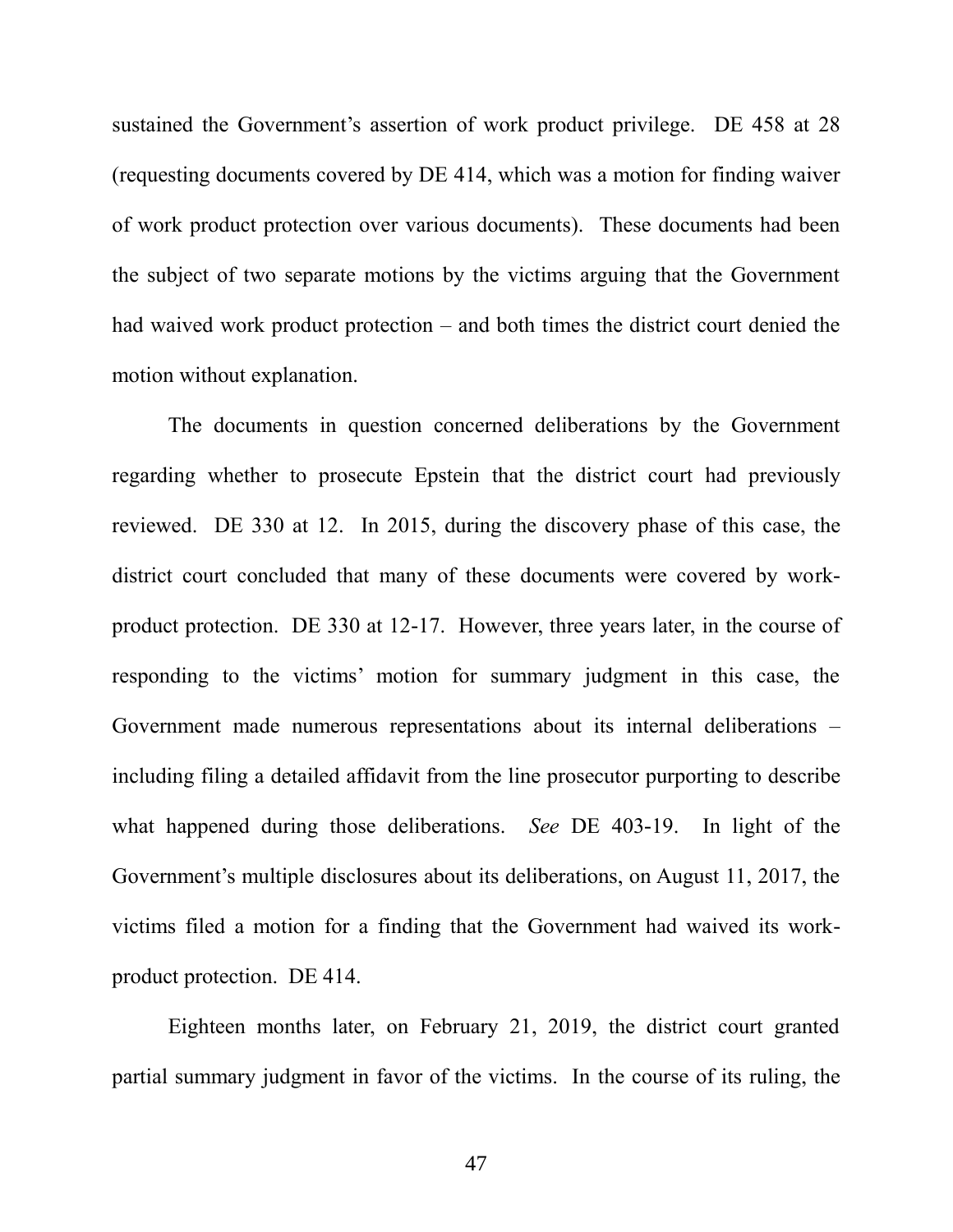sustained the Government's assertion of work product privilege. DE 458 at 28 (requesting documents covered by DE 414, which was a motion for finding waiver of work product protection over various documents). These documents had been the subject of two separate motions by the victims arguing that the Government had waived work product protection – and both times the district court denied the motion without explanation.

The documents in question concerned deliberations by the Government regarding whether to prosecute Epstein that the district court had previously reviewed. DE 330 at 12. In 2015, during the discovery phase of this case, the district court concluded that many of these documents were covered by work-product protection. DE 330 at 12-17. However, three years later, in the course of responding to the victims' motion for summary judgment in this case, the Government made numerous representations about its internal deliberations – including filing a detailed affidavit from the line prosecutor purporting to describe what happened during those deliberations. *See* DE 403-19. In light of the Government's multiple disclosures about its deliberations, on August 11, 2017, the victims filed a motion for a finding that the Government had waived its work-product protection. DE 414.

Eighteen months later, on February 21, 2019, the district court granted partial summary judgment in favor of the victims. In the course of its ruling, the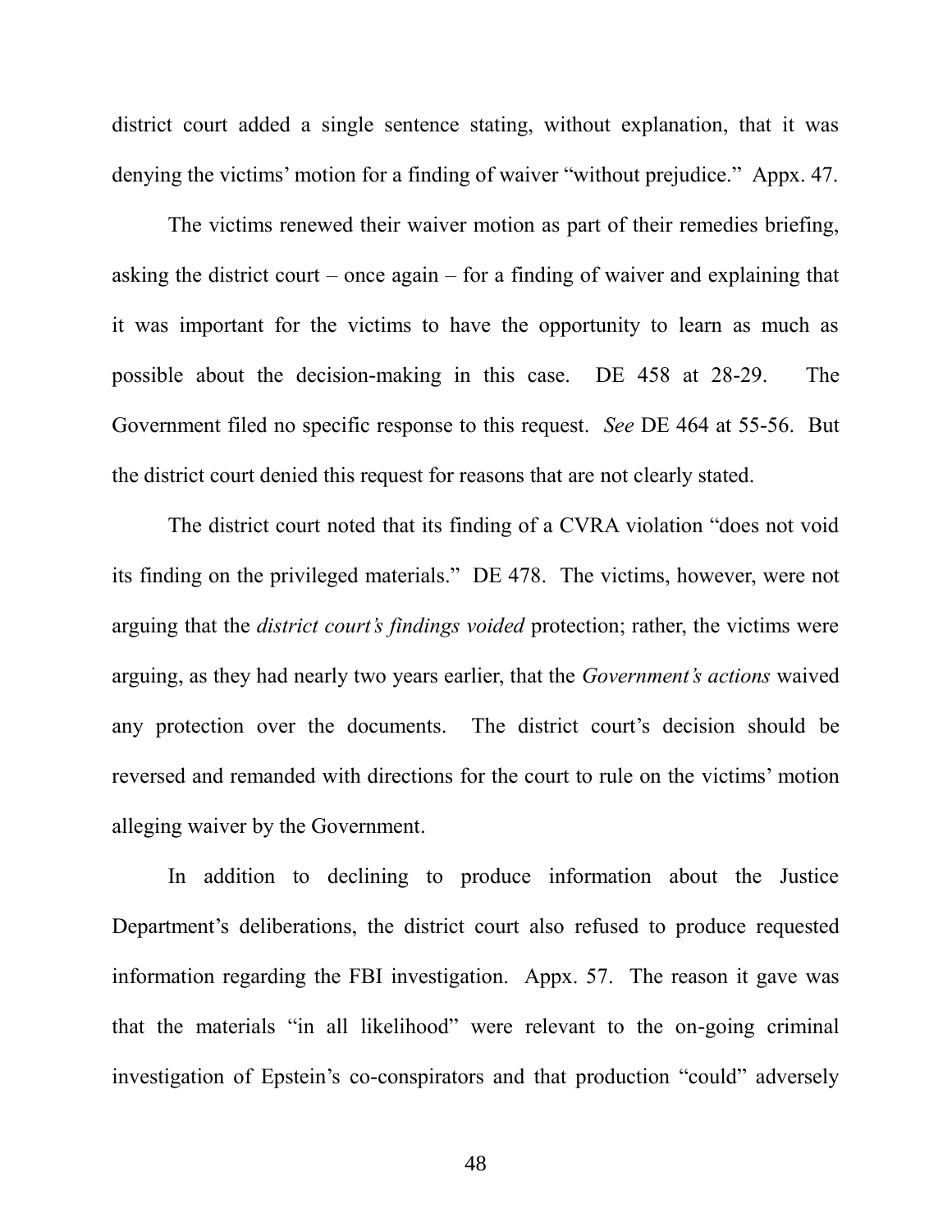district court added a single sentence stating, without explanation, that it was denying the victims' motion for a finding of waiver "without prejudice." Appx. 47.

The victims renewed their waiver motion as part of their remedies briefing, asking the district court – once again – for a finding of waiver and explaining that it was important for the victims to have the opportunity to learn as much as possible about the decision-making in this case. DE 458 at 28-29. The Government filed no specific response to this request. *See* DE 464 at 55-56. But the district court denied this request for reasons that are not clearly stated.

The district court noted that its finding of a CVRA violation "does not void its finding on the privileged materials." DE 478. The victims, however, were not arguing that the *district court's findings voided* protection; rather, the victims were arguing, as they had nearly two years earlier, that the *Government's actions* waived any protection over the documents. The district court's decision should be reversed and remanded with directions for the court to rule on the victims' motion alleging waiver by the Government.

In addition to declining to produce information about the Justice Department's deliberations, the district court also refused to produce requested information regarding the FBI investigation. Appx. 57. The reason it gave was that the materials "in all likelihood" were relevant to the on-going criminal investigation of Epstein's co-conspirators and that production "could" adversely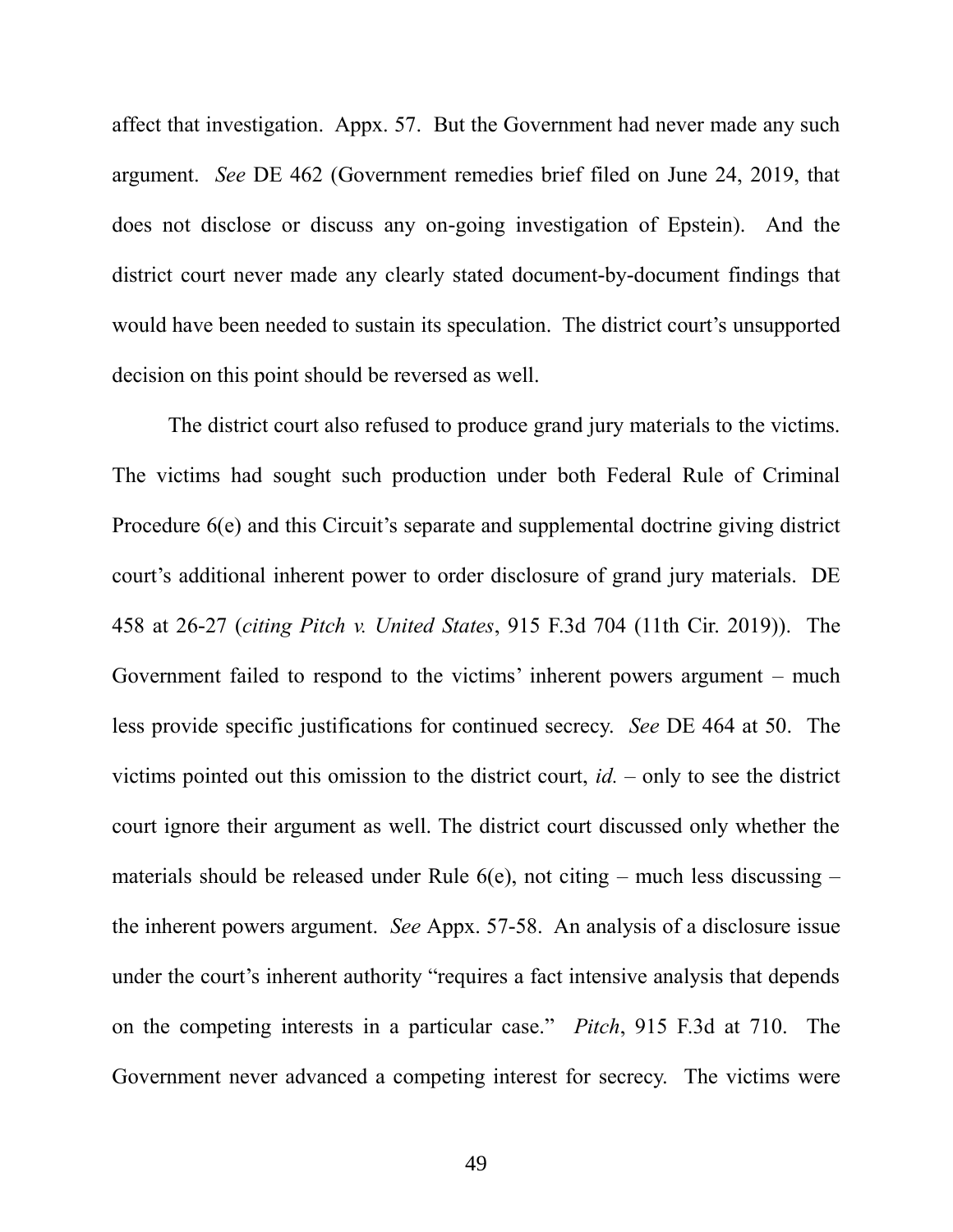affect that investigation. Appx. 57. But the Government had never made any such argument. *See* DE 462 (Government remedies brief filed on June 24, 2019, that does not disclose or discuss any on-going investigation of Epstein). And the district court never made any clearly stated document-by-document findings that would have been needed to sustain its speculation. The district court's unsupported decision on this point should be reversed as well.

The district court also refused to produce grand jury materials to the victims. The victims had sought such production under both Federal Rule of Criminal Procedure 6(e) and this Circuit's separate and supplemental doctrine giving district court's additional inherent power to order disclosure of grand jury materials. DE 458 at 26-27 (*citing Pitch v. United States*, 915 F.3d 704 (11th Cir. 2019)). The Government failed to respond to the victims' inherent powers argument – much less provide specific justifications for continued secrecy. *See* DE 464 at 50. The victims pointed out this omission to the district court, *id.* – only to see the district court ignore their argument as well. The district court discussed only whether the materials should be released under Rule 6(e), not citing – much less discussing – the inherent powers argument. *See* Appx. 57-58. An analysis of a disclosure issue under the court's inherent authority "requires a fact intensive analysis that depends on the competing interests in a particular case." *Pitch*, 915 F.3d at 710. The Government never advanced a competing interest for secrecy. The victims were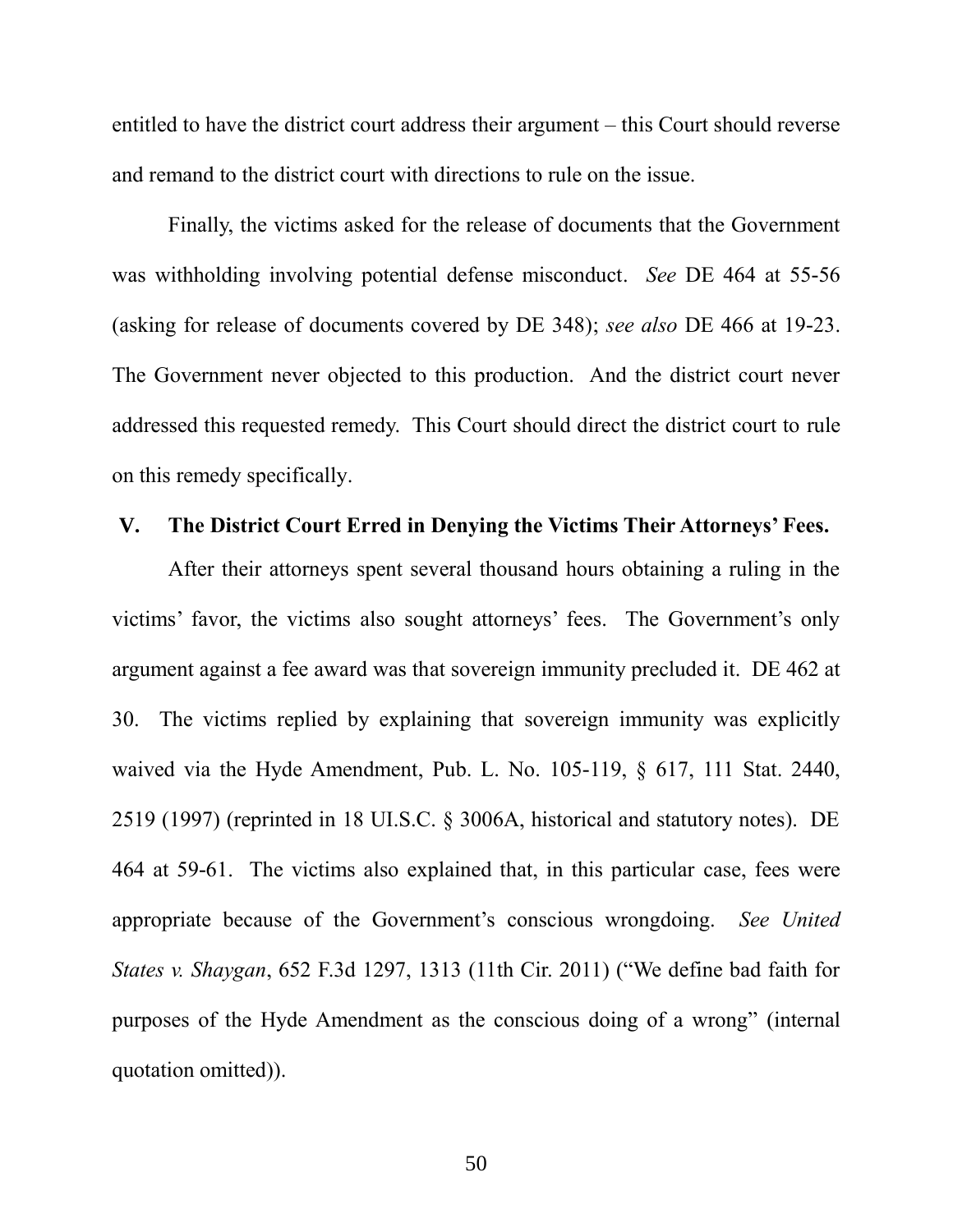entitled to have the district court address their argument – this Court should reverse and remand to the district court with directions to rule on the issue.

Finally, the victims asked for the release of documents that the Government was withholding involving potential defense misconduct. *See* DE 464 at 55-56 (asking for release of documents covered by DE 348); *see also* DE 466 at 19-23. The Government never objected to this production. And the district court never addressed this requested remedy. This Court should direct the district court to rule on this remedy specifically.

## V. The District Court Erred in Denying the Victims Their Attorneys' Fees.

After their attorneys spent several thousand hours obtaining a ruling in the victims' favor, the victims also sought attorneys' fees. The Government's only argument against a fee award was that sovereign immunity precluded it. DE 462 at 30. The victims replied by explaining that sovereign immunity was explicitly waived via the Hyde Amendment, Pub. L. No. 105-119, § 617, 111 Stat. 2440, 2519 (1997) (reprinted in 18 UI.S.C. § 3006A, historical and statutory notes). DE 464 at 59-61. The victims also explained that, in this particular case, fees were appropriate because of the Government's conscious wrongdoing. *See United States v. Shaygan*, 652 F.3d 1297, 1313 (11th Cir. 2011) ("We define bad faith for purposes of the Hyde Amendment as the conscious doing of a wrong" (internal quotation omitted)).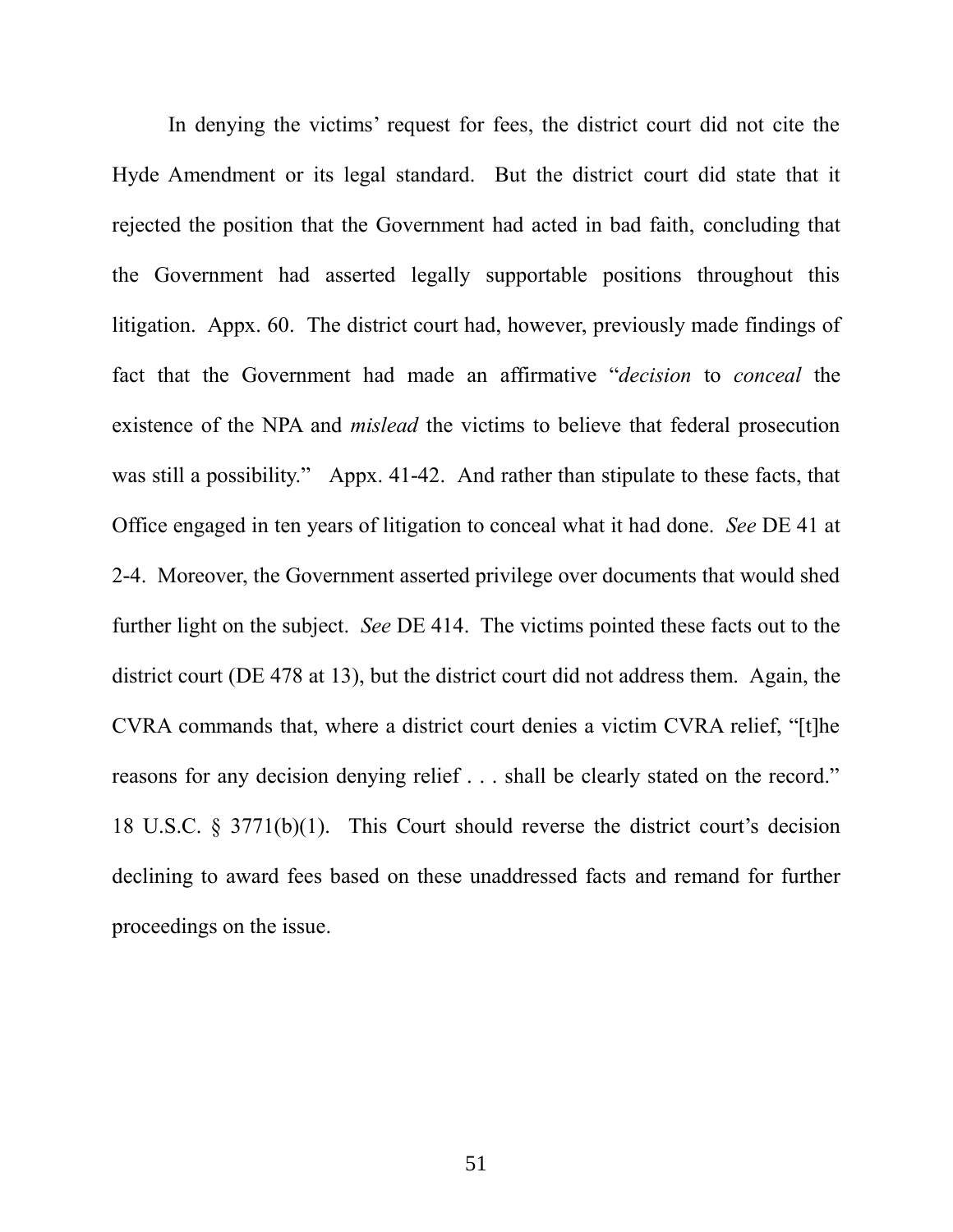In denying the victims' request for fees, the district court did not cite the Hyde Amendment or its legal standard. But the district court did state that it rejected the position that the Government had acted in bad faith, concluding that the Government had asserted legally supportable positions throughout this litigation. Appx. 60. The district court had, however, previously made findings of fact that the Government had made an affirmative "*decision* to *conceal* the existence of the NPA and *mislead* the victims to believe that federal prosecution was still a possibility." Appx. 41-42. And rather than stipulate to these facts, that Office engaged in ten years of litigation to conceal what it had done. *See* DE 41 at 2-4. Moreover, the Government asserted privilege over documents that would shed further light on the subject. *See* DE 414. The victims pointed these facts out to the district court (DE 478 at 13), but the district court did not address them. Again, the CVRA commands that, where a district court denies a victim CVRA relief, "[t]he reasons for any decision denying relief . . . shall be clearly stated on the record." 18 U.S.C. § 3771(b)(1). This Court should reverse the district court's decision declining to award fees based on these unaddressed facts and remand for further proceedings on the issue.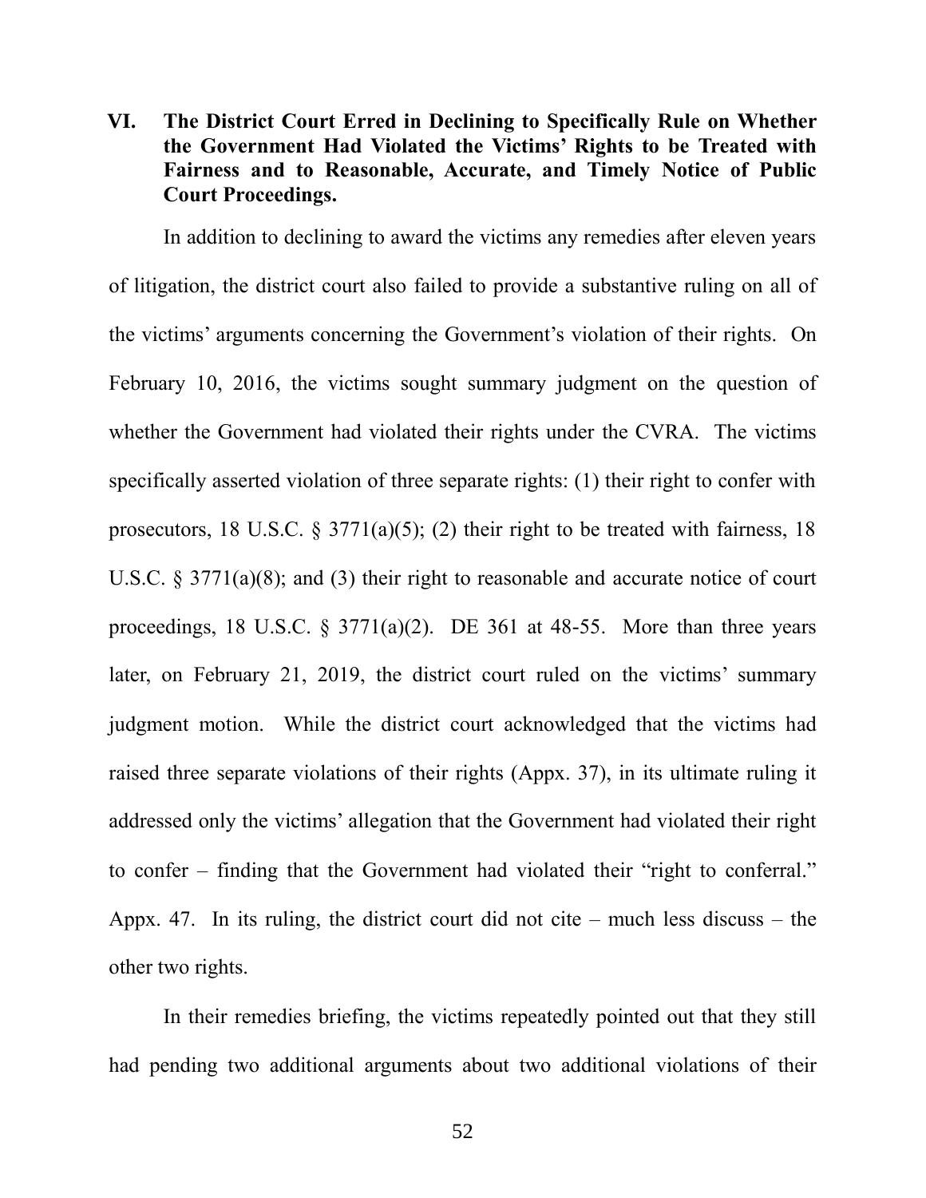## VI. The District Court Erred in Declining to Specifically Rule on Whether the Government Had Violated the Victims' Rights to be Treated with Fairness and to Reasonable, Accurate, and Timely Notice of Public Court Proceedings.

In addition to declining to award the victims any remedies after eleven years of litigation, the district court also failed to provide a substantive ruling on all of the victims' arguments concerning the Government's violation of their rights. On February 10, 2016, the victims sought summary judgment on the question of whether the Government had violated their rights under the CVRA. The victims specifically asserted violation of three separate rights: (1) their right to confer with prosecutors, 18 U.S.C. § 3771(a)(5); (2) their right to be treated with fairness, 18 U.S.C. § 3771(a)(8); and (3) their right to reasonable and accurate notice of court proceedings, 18 U.S.C. § 3771(a)(2). DE 361 at 48-55. More than three years later, on February 21, 2019, the district court ruled on the victims' summary judgment motion. While the district court acknowledged that the victims had raised three separate violations of their rights (Appx. 37), in its ultimate ruling it addressed only the victims' allegation that the Government had violated their right to confer – finding that the Government had violated their "right to conferral." Appx. 47. In its ruling, the district court did not cite – much less discuss – the other two rights.

In their remedies briefing, the victims repeatedly pointed out that they still had pending two additional arguments about two additional violations of their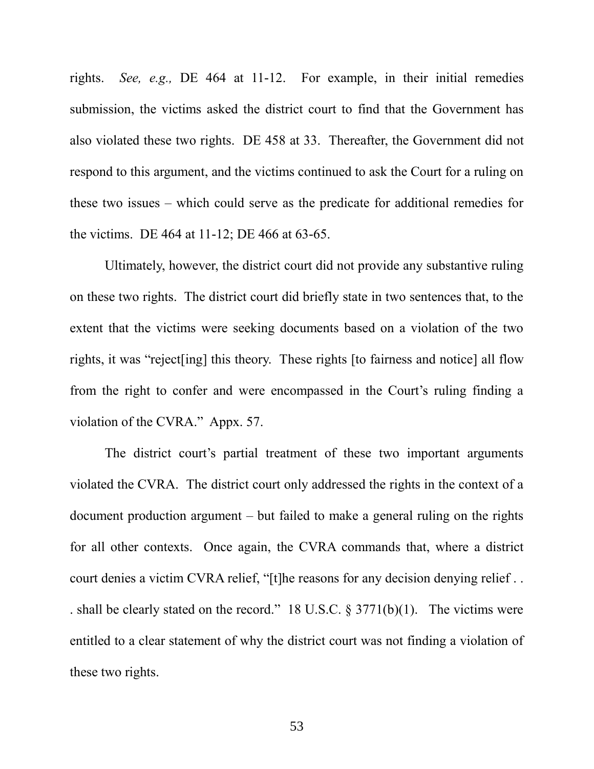rights. *See, e.g.,* DE 464 at 11-12. For example, in their initial remedies submission, the victims asked the district court to find that the Government has also violated these two rights. DE 458 at 33. Thereafter, the Government did not respond to this argument, and the victims continued to ask the Court for a ruling on these two issues – which could serve as the predicate for additional remedies for the victims. DE 464 at 11-12; DE 466 at 63-65.

Ultimately, however, the district court did not provide any substantive ruling on these two rights. The district court did briefly state in two sentences that, to the extent that the victims were seeking documents based on a violation of the two rights, it was "reject[ing] this theory. These rights [to fairness and notice] all flow from the right to confer and were encompassed in the Court's ruling finding a violation of the CVRA." Appx. 57.

The district court's partial treatment of these two important arguments violated the CVRA. The district court only addressed the rights in the context of a document production argument – but failed to make a general ruling on the rights for all other contexts. Once again, the CVRA commands that, where a district court denies a victim CVRA relief, "[t]he reasons for any decision denying relief . . . shall be clearly stated on the record." 18 U.S.C. § 3771(b)(1). The victims were entitled to a clear statement of why the district court was not finding a violation of these two rights.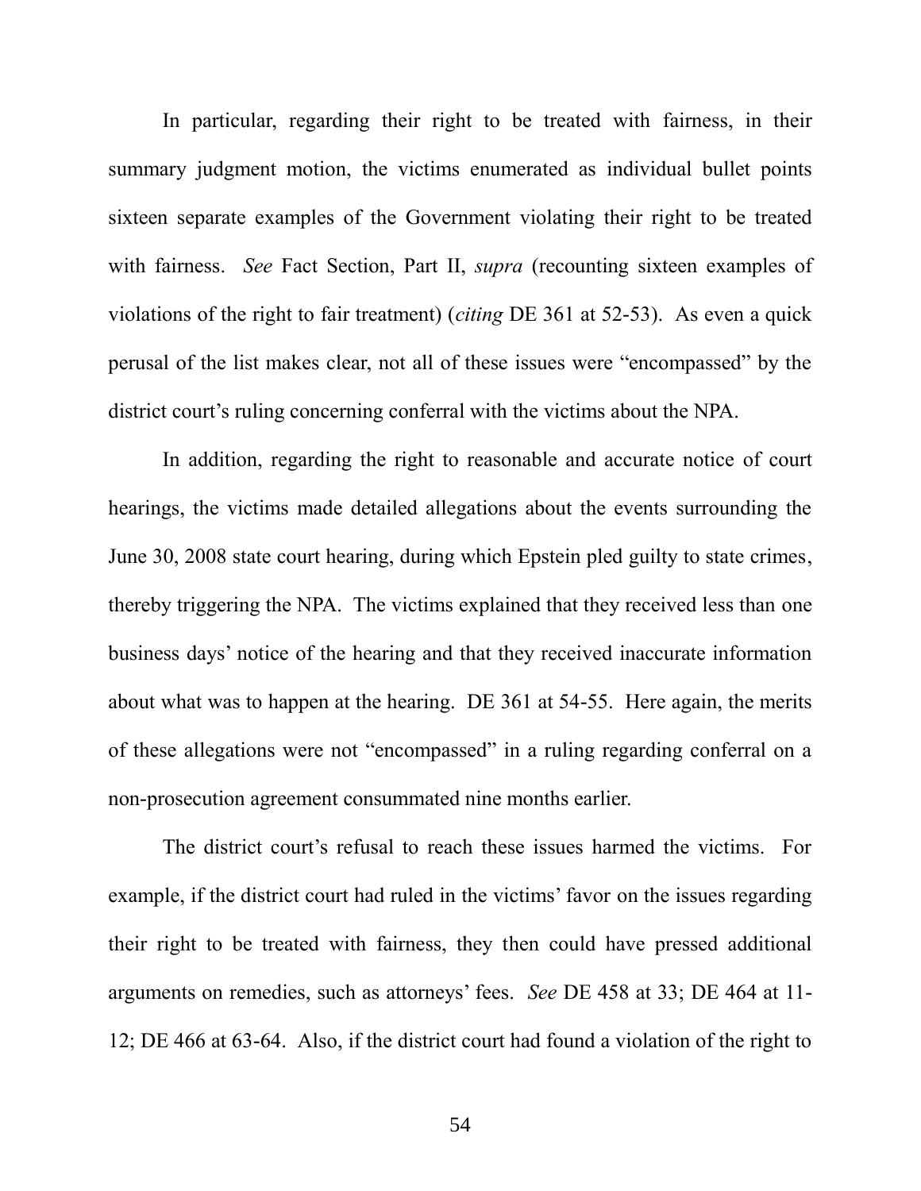In particular, regarding their right to be treated with fairness, in their summary judgment motion, the victims enumerated as individual bullet points sixteen separate examples of the Government violating their right to be treated with fairness. *See* Fact Section, Part II, *supra* (recounting sixteen examples of violations of the right to fair treatment) (*citing* DE 361 at 52-53). As even a quick perusal of the list makes clear, not all of these issues were "encompassed" by the district court's ruling concerning conferral with the victims about the NPA.

In addition, regarding the right to reasonable and accurate notice of court hearings, the victims made detailed allegations about the events surrounding the June 30, 2008 state court hearing, during which Epstein pled guilty to state crimes, thereby triggering the NPA. The victims explained that they received less than one business days' notice of the hearing and that they received inaccurate information about what was to happen at the hearing. DE 361 at 54-55. Here again, the merits of these allegations were not "encompassed" in a ruling regarding conferral on a non-prosecution agreement consummated nine months earlier.

The district court's refusal to reach these issues harmed the victims. For example, if the district court had ruled in the victims' favor on the issues regarding their right to be treated with fairness, they then could have pressed additional arguments on remedies, such as attorneys' fees. *See* DE 458 at 33; DE 464 at 11-12; DE 466 at 63-64. Also, if the district court had found a violation of the right to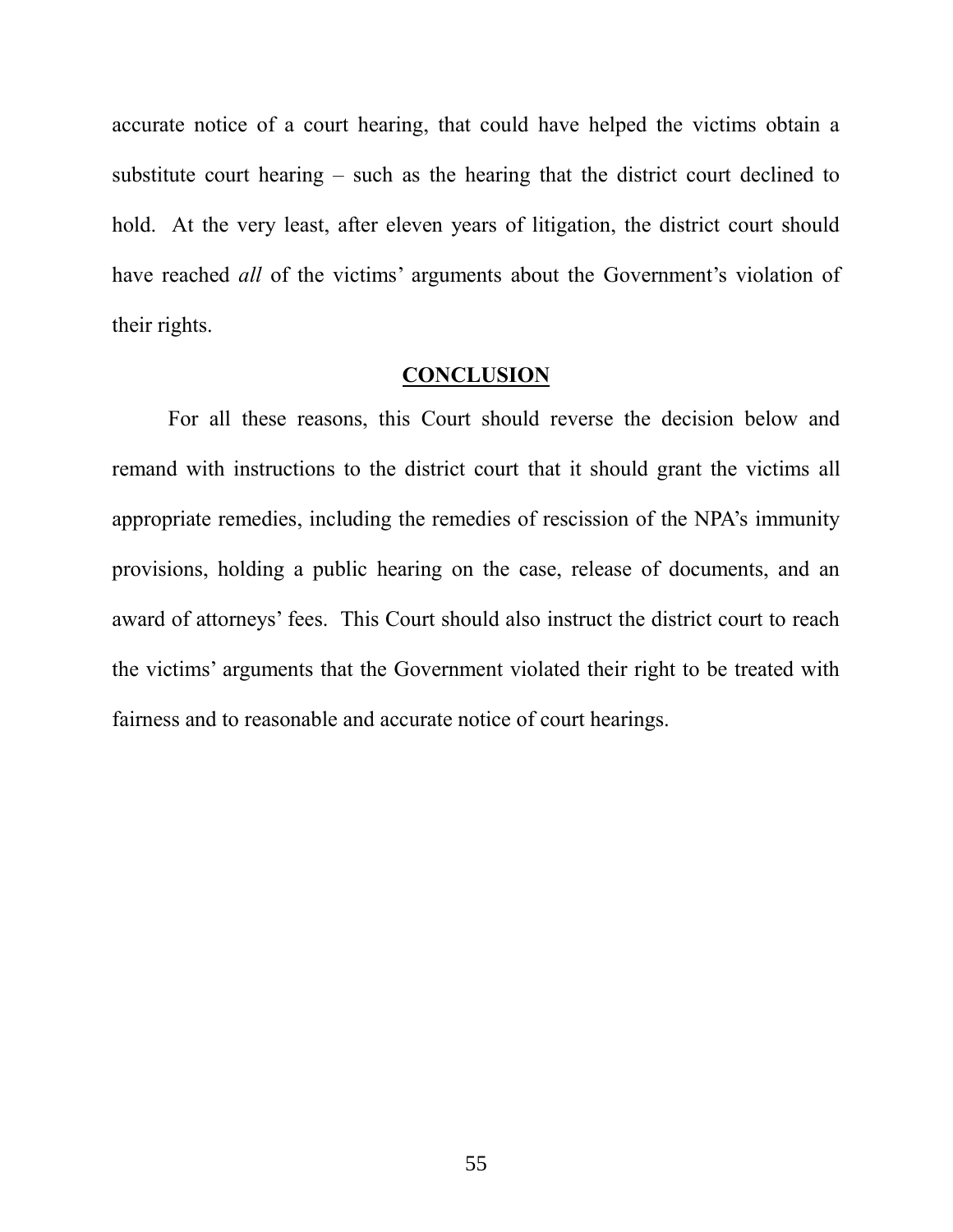accurate notice of a court hearing, that could have helped the victims obtain a substitute court hearing – such as the hearing that the district court declined to hold. At the very least, after eleven years of litigation, the district court should have reached *all* of the victims' arguments about the Government's violation of their rights.

## CONCLUSION

For all these reasons, this Court should reverse the decision below and remand with instructions to the district court that it should grant the victims all appropriate remedies, including the remedies of rescission of the NPA's immunity provisions, holding a public hearing on the case, release of documents, and an award of attorneys' fees. This Court should also instruct the district court to reach the victims' arguments that the Government violated their right to be treated with fairness and to reasonable and accurate notice of court hearings.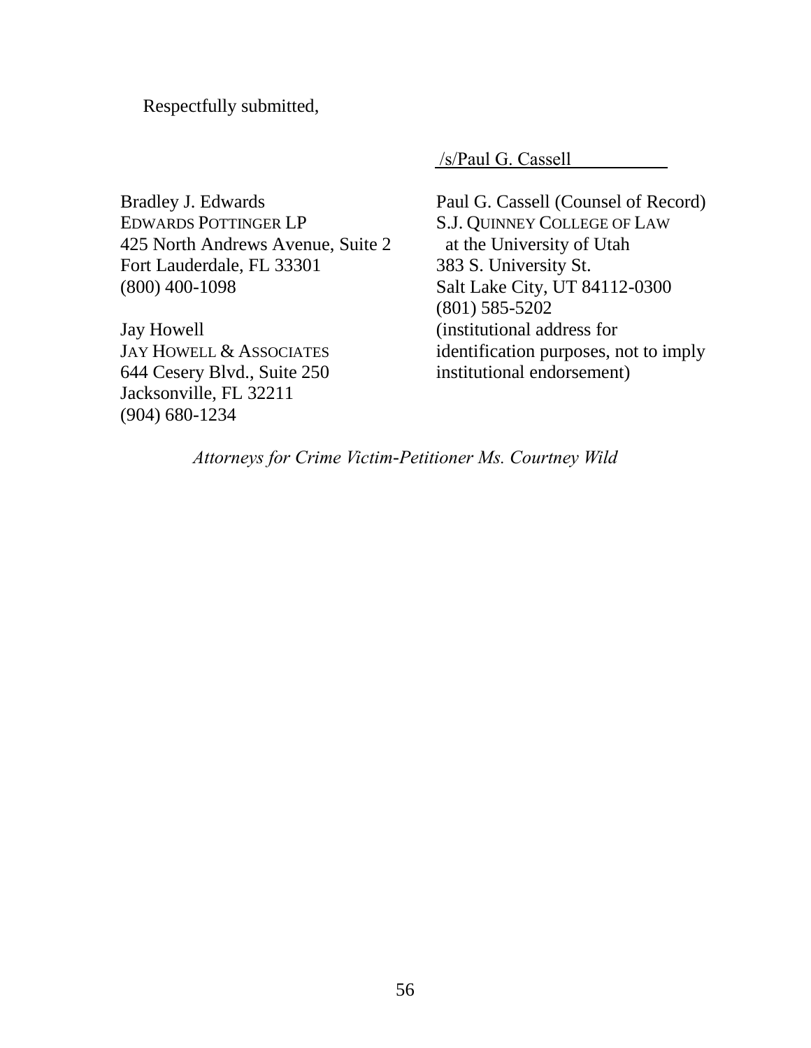Respectfully submitted,

/s/Paul G. Cassell

Bradley J. Edwards
EDWARDS POTTINGER LP
425 North Andrews Avenue, Suite 2
Fort Lauderdale, FL 33301
(800) 400-1098

Jay Howell
JAY HOWELL & ASSOCIATES
644 Cesery Blvd., Suite 250
Jacksonville, FL 32211
(904) 680-1234

Paul G. Cassell (Counsel of Record)
S.J. QUINNEY COLLEGE OF LAW
at the University of Utah
383 S. University St.
Salt Lake City, UT 84112-0300
(801) 585-5202
(institutional address for identification purposes, not to imply institutional endorsement)

*Attorneys for Crime Victim-Petitioner Ms. Courtney Wild*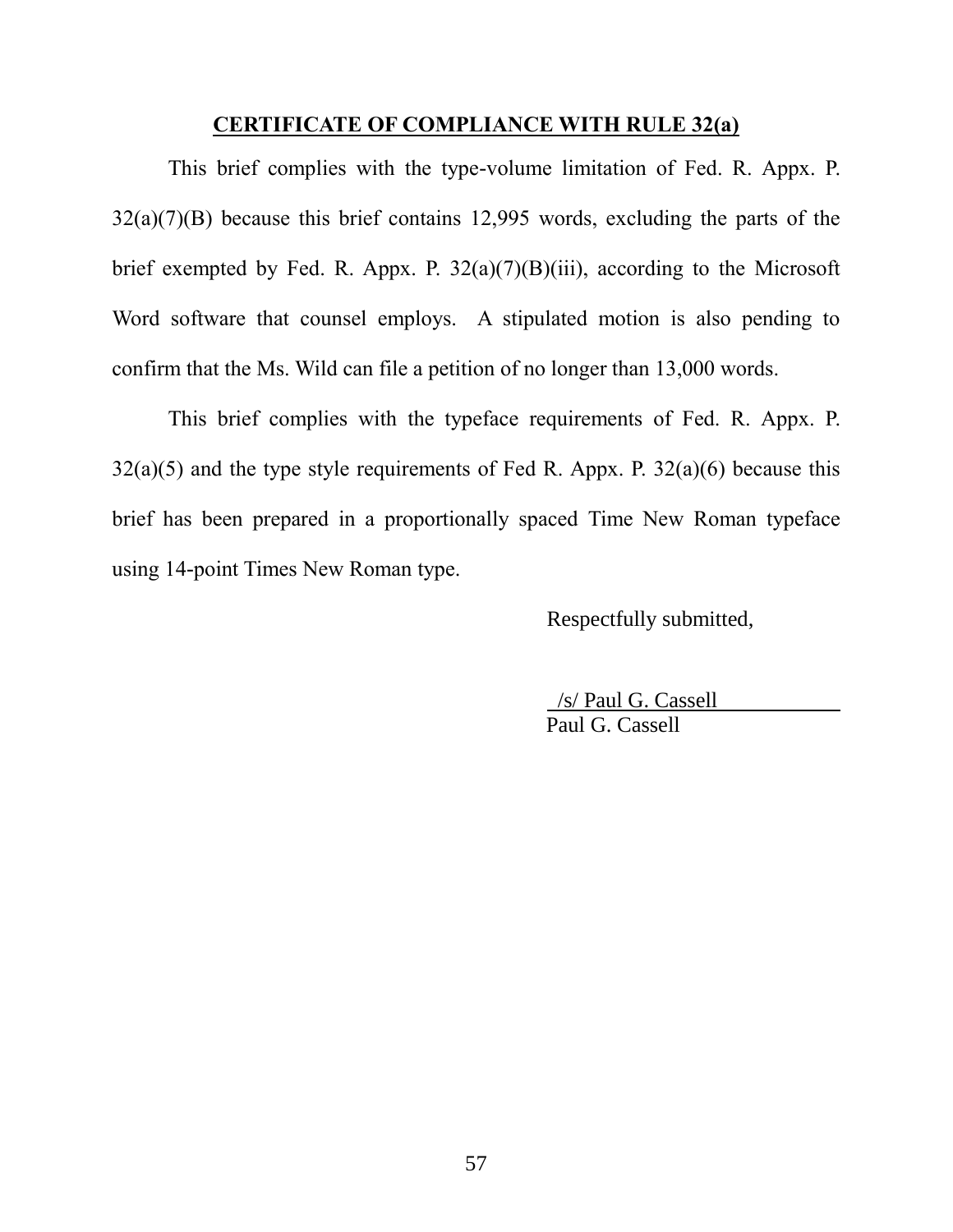## CERTIFICATE OF COMPLIANCE WITH RULE 32(a)

This brief complies with the type-volume limitation of Fed. R. Appx. P. 32(a)(7)(B) because this brief contains 12,995 words, excluding the parts of the brief exempted by Fed. R. Appx. P. 32(a)(7)(B)(iii), according to the Microsoft Word software that counsel employs. A stipulated motion is also pending to confirm that the Ms. Wild can file a petition of no longer than 13,000 words.

This brief complies with the typeface requirements of Fed. R. Appx. P. 32(a)(5) and the type style requirements of Fed R. Appx. P. 32(a)(6) because this brief has been prepared in a proportionally spaced Time New Roman typeface using 14-point Times New Roman type.

Respectfully submitted,

/s/ Paul G. Cassell
Paul G. Cassell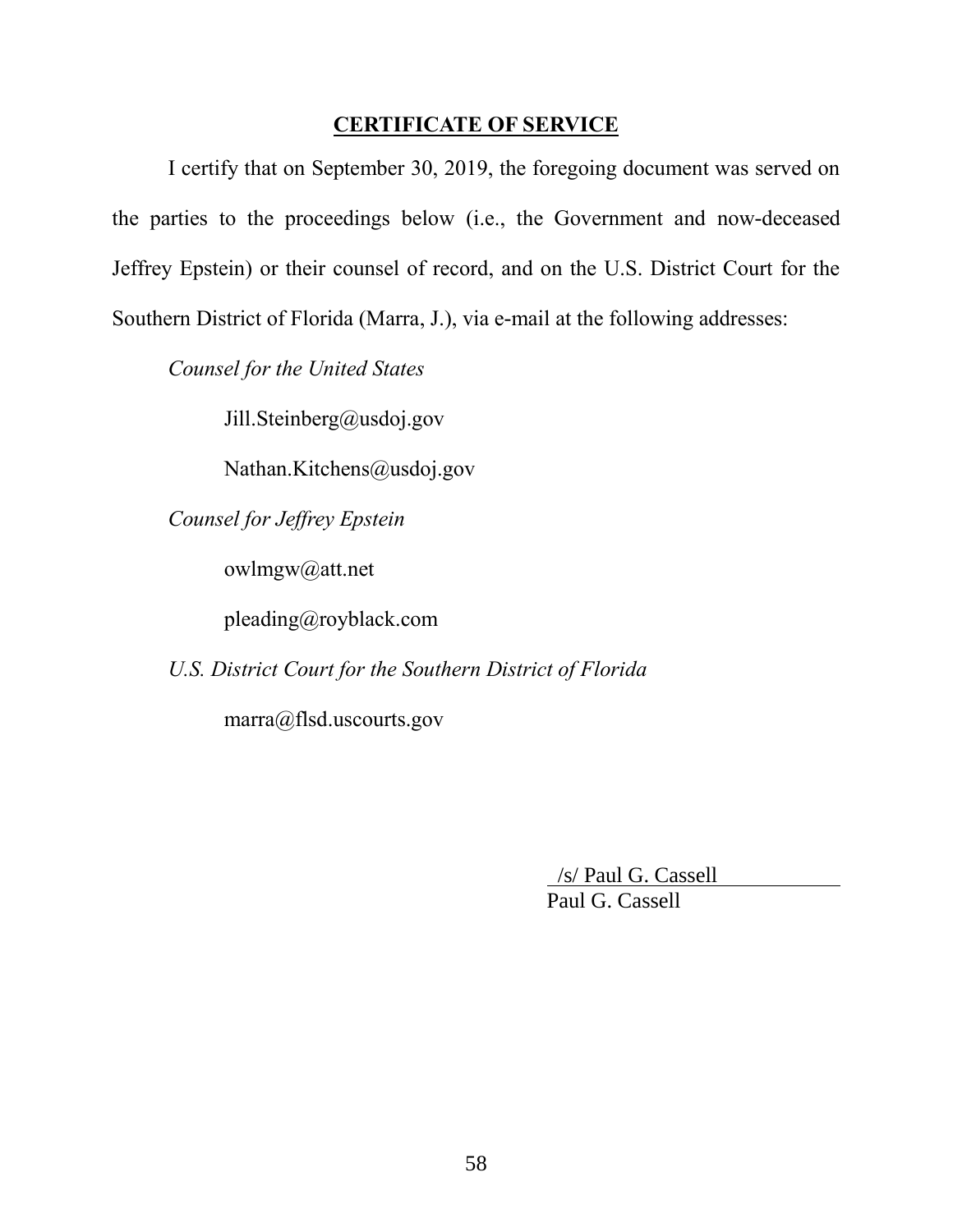## CERTIFICATE OF SERVICE

I certify that on September 30, 2019, the foregoing document was served on the parties to the proceedings below (i.e., the Government and now-deceased Jeffrey Epstein) or their counsel of record, and on the U.S. District Court for the Southern District of Florida (Marra, J.), via e-mail at the following addresses:

*Counsel for the United States*

Jill.Steinberg@usdoj.gov

Nathan.Kitchens@usdoj.gov

*Counsel for Jeffrey Epstein*

owlmgw@att.net

pleading@royblack.com

*U.S. District Court for the Southern District of Florida*

marra@flsd.uscourts.gov

/s/ Paul G. Cassell
Paul G. Cassell